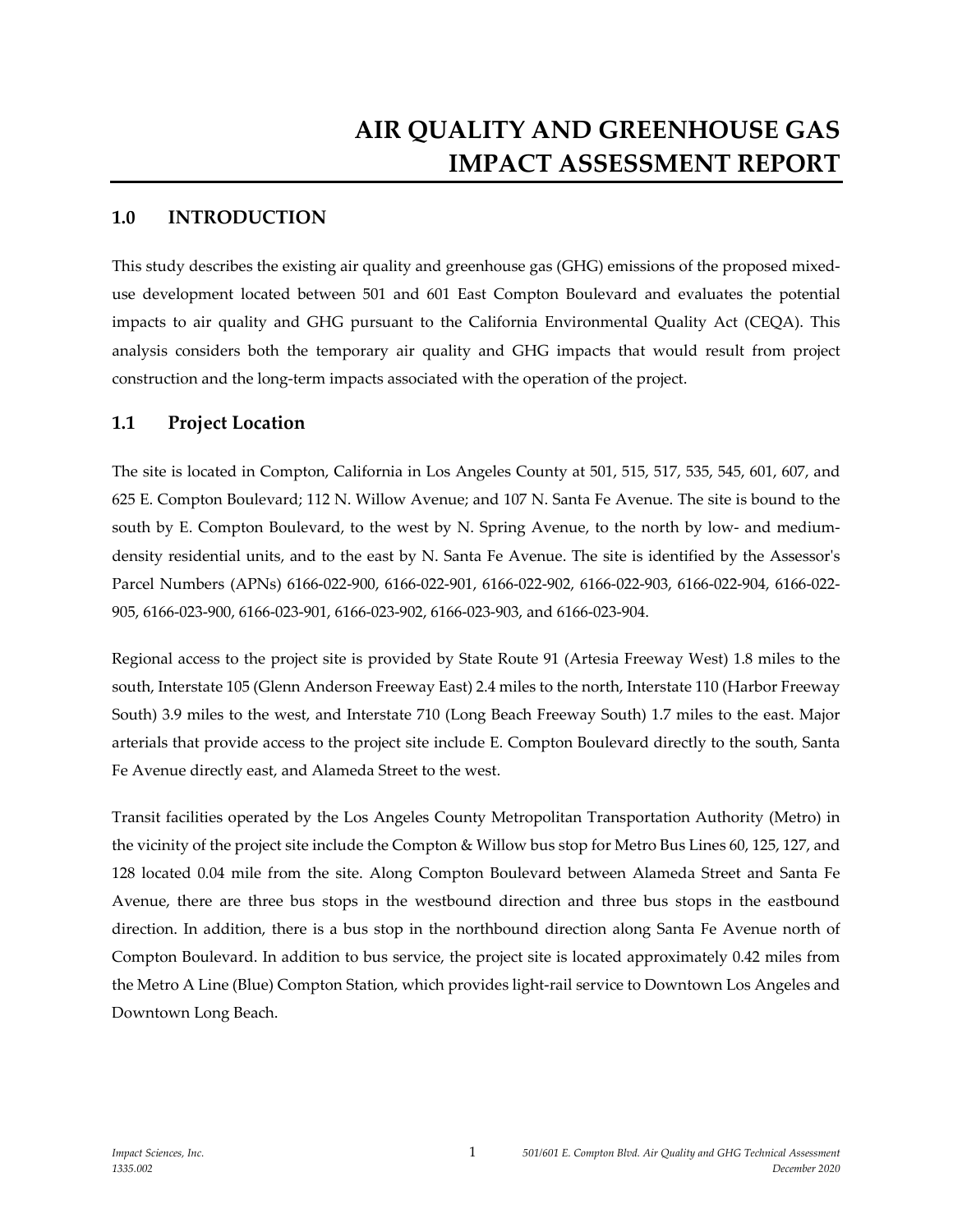# AIR QUALITY AND GREENHOUSE GAS IMPACT ASSESSMENT REPORT

## 1.0 INTRODUCTION

This study describes the existing air quality and greenhouse gas (GHG) emissions of the proposed mixed-use development located between 501 and 601 East Compton Boulevard and evaluates the potential impacts to air quality and GHG pursuant to the California Environmental Quality Act (CEQA). This analysis considers both the temporary air quality and GHG impacts that would result from project construction and the long-term impacts associated with the operation of the project.

### 1.1 Project Location

The site is located in Compton, California in Los Angeles County at 501, 515, 517, 535, 545, 601, 607, and 625 E. Compton Boulevard; 112 N. Willow Avenue; and 107 N. Santa Fe Avenue. The site is bound to the south by E. Compton Boulevard, to the west by N. Spring Avenue, to the north by low- and medium-density residential units, and to the east by N. Santa Fe Avenue. The site is identified by the Assessor's Parcel Numbers (APNs) 6166-022-900, 6166-022-901, 6166-022-902, 6166-022-903, 6166-022-904, 6166-022-905, 6166-023-900, 6166-023-901, 6166-023-902, 6166-023-903, and 6166-023-904.

Regional access to the project site is provided by State Route 91 (Artesia Freeway West) 1.8 miles to the south, Interstate 105 (Glenn Anderson Freeway East) 2.4 miles to the north, Interstate 110 (Harbor Freeway South) 3.9 miles to the west, and Interstate 710 (Long Beach Freeway South) 1.7 miles to the east. Major arterials that provide access to the project site include E. Compton Boulevard directly to the south, Santa Fe Avenue directly east, and Alameda Street to the west.

Transit facilities operated by the Los Angeles County Metropolitan Transportation Authority (Metro) in the vicinity of the project site include the Compton & Willow bus stop for Metro Bus Lines 60, 125, 127, and 128 located 0.04 mile from the site. Along Compton Boulevard between Alameda Street and Santa Fe Avenue, there are three bus stops in the westbound direction and three bus stops in the eastbound direction. In addition, there is a bus stop in the northbound direction along Santa Fe Avenue north of Compton Boulevard. In addition to bus service, the project site is located approximately 0.42 miles from the Metro A Line (Blue) Compton Station, which provides light-rail service to Downtown Los Angeles and Downtown Long Beach.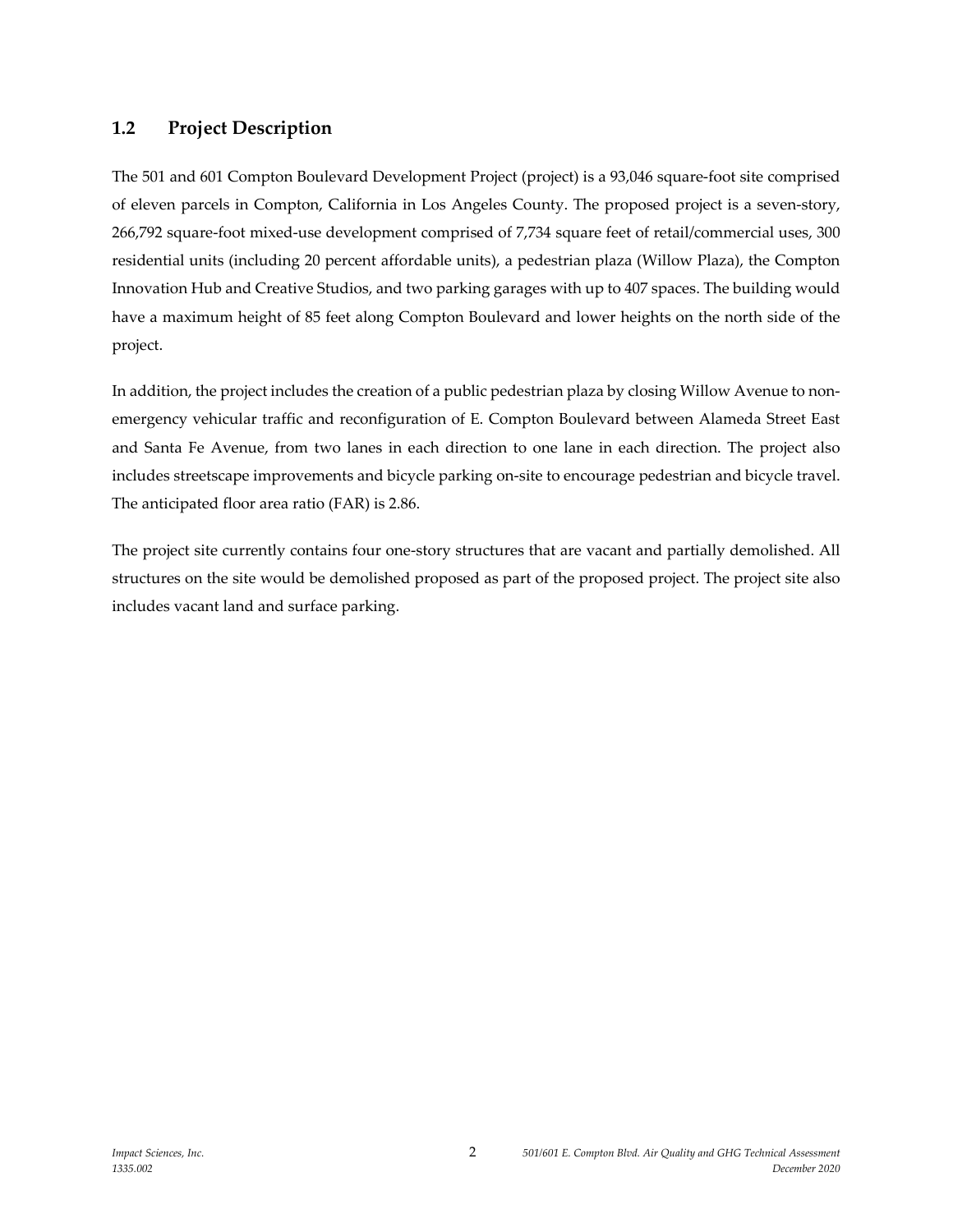## 1.2 Project Description

The 501 and 601 Compton Boulevard Development Project (project) is a 93,046 square-foot site comprised of eleven parcels in Compton, California in Los Angeles County. The proposed project is a seven-story, 266,792 square-foot mixed-use development comprised of 7,734 square feet of retail/commercial uses, 300 residential units (including 20 percent affordable units), a pedestrian plaza (Willow Plaza), the Compton Innovation Hub and Creative Studios, and two parking garages with up to 407 spaces. The building would have a maximum height of 85 feet along Compton Boulevard and lower heights on the north side of the project.

In addition, the project includes the creation of a public pedestrian plaza by closing Willow Avenue to non-emergency vehicular traffic and reconfiguration of E. Compton Boulevard between Alameda Street East and Santa Fe Avenue, from two lanes in each direction to one lane in each direction. The project also includes streetscape improvements and bicycle parking on-site to encourage pedestrian and bicycle travel. The anticipated floor area ratio (FAR) is 2.86.

The project site currently contains four one-story structures that are vacant and partially demolished. All structures on the site would be demolished proposed as part of the proposed project. The project site also includes vacant land and surface parking.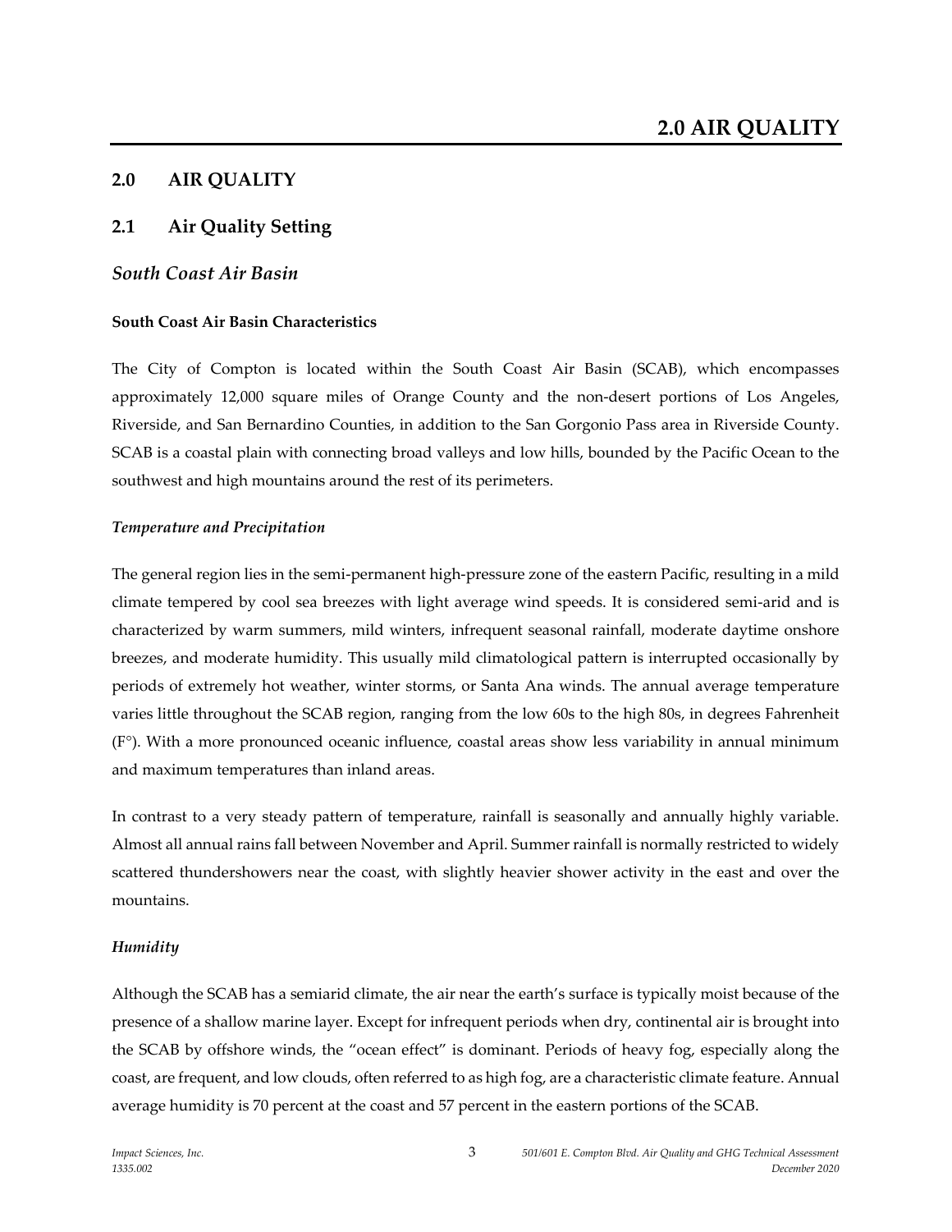# 2.0 AIR QUALITY

## 2.1 Air Quality Setting

### *South Coast Air Basin*

**South Coast Air Basin Characteristics**

The City of Compton is located within the South Coast Air Basin (SCAB), which encompasses approximately 12,000 square miles of Orange County and the non-desert portions of Los Angeles, Riverside, and San Bernardino Counties, in addition to the San Gorgonio Pass area in Riverside County. SCAB is a coastal plain with connecting broad valleys and low hills, bounded by the Pacific Ocean to the southwest and high mountains around the rest of its perimeters.

***Temperature and Precipitation***

The general region lies in the semi-permanent high-pressure zone of the eastern Pacific, resulting in a mild climate tempered by cool sea breezes with light average wind speeds. It is considered semi-arid and is characterized by warm summers, mild winters, infrequent seasonal rainfall, moderate daytime onshore breezes, and moderate humidity. This usually mild climatological pattern is interrupted occasionally by periods of extremely hot weather, winter storms, or Santa Ana winds. The annual average temperature varies little throughout the SCAB region, ranging from the low 60s to the high 80s, in degrees Fahrenheit (F°). With a more pronounced oceanic influence, coastal areas show less variability in annual minimum and maximum temperatures than inland areas.

In contrast to a very steady pattern of temperature, rainfall is seasonally and annually highly variable. Almost all annual rains fall between November and April. Summer rainfall is normally restricted to widely scattered thundershowers near the coast, with slightly heavier shower activity in the east and over the mountains.

***Humidity***

Although the SCAB has a semiarid climate, the air near the earth's surface is typically moist because of the presence of a shallow marine layer. Except for infrequent periods when dry, continental air is brought into the SCAB by offshore winds, the "ocean effect" is dominant. Periods of heavy fog, especially along the coast, are frequent, and low clouds, often referred to as high fog, are a characteristic climate feature. Annual average humidity is 70 percent at the coast and 57 percent in the eastern portions of the SCAB.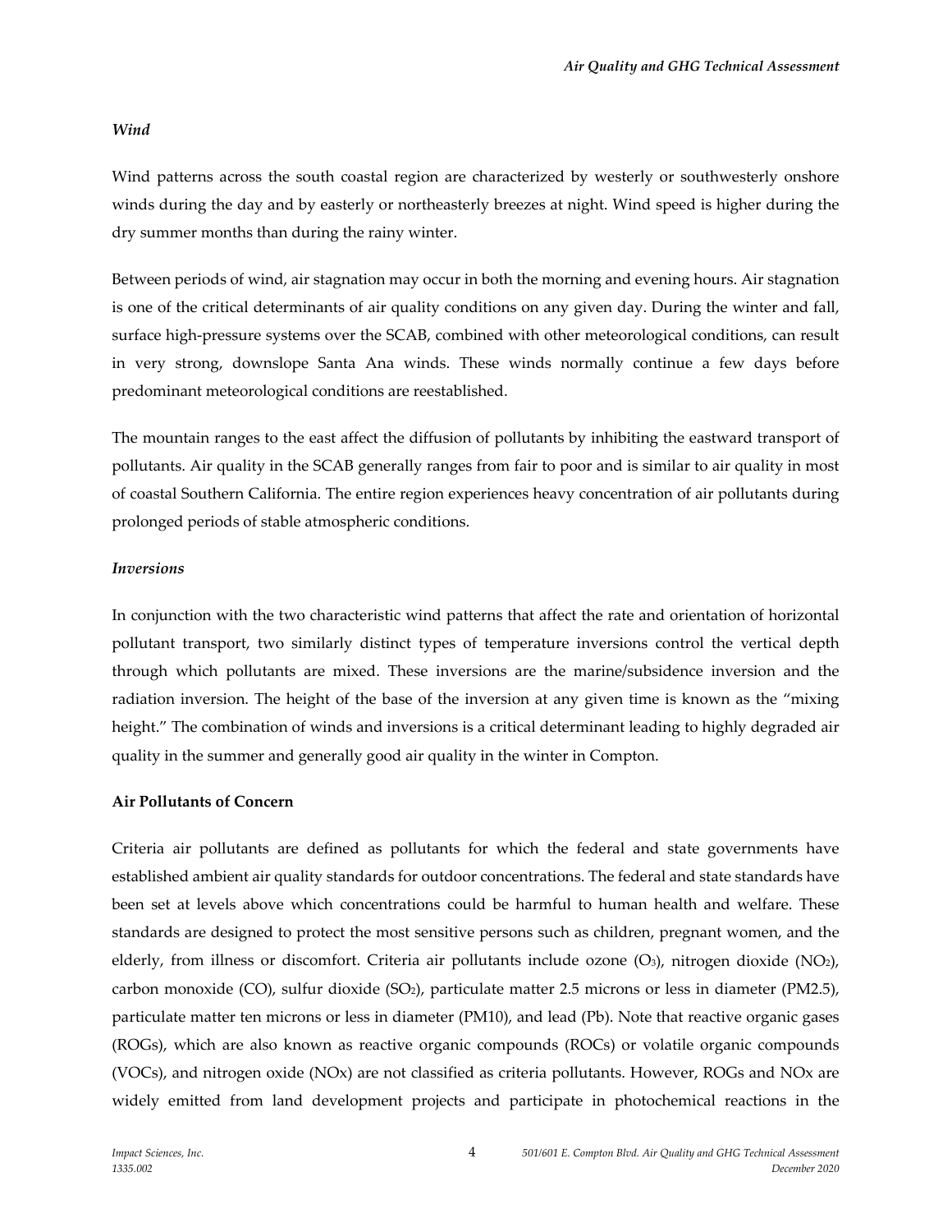*Wind*

Wind patterns across the south coastal region are characterized by westerly or southwesterly onshore winds during the day and by easterly or northeasterly breezes at night. Wind speed is higher during the dry summer months than during the rainy winter.

Between periods of wind, air stagnation may occur in both the morning and evening hours. Air stagnation is one of the critical determinants of air quality conditions on any given day. During the winter and fall, surface high-pressure systems over the SCAB, combined with other meteorological conditions, can result in very strong, downslope Santa Ana winds. These winds normally continue a few days before predominant meteorological conditions are reestablished.

The mountain ranges to the east affect the diffusion of pollutants by inhibiting the eastward transport of pollutants. Air quality in the SCAB generally ranges from fair to poor and is similar to air quality in most of coastal Southern California. The entire region experiences heavy concentration of air pollutants during prolonged periods of stable atmospheric conditions.

*Inversions*

In conjunction with the two characteristic wind patterns that affect the rate and orientation of horizontal pollutant transport, two similarly distinct types of temperature inversions control the vertical depth through which pollutants are mixed. These inversions are the marine/subsidence inversion and the radiation inversion. The height of the base of the inversion at any given time is known as the "mixing height." The combination of winds and inversions is a critical determinant leading to highly degraded air quality in the summer and generally good air quality in the winter in Compton.

**Air Pollutants of Concern**

Criteria air pollutants are defined as pollutants for which the federal and state governments have established ambient air quality standards for outdoor concentrations. The federal and state standards have been set at levels above which concentrations could be harmful to human health and welfare. These standards are designed to protect the most sensitive persons such as children, pregnant women, and the elderly, from illness or discomfort. Criteria air pollutants include ozone ($O_3$), nitrogen dioxide ($NO_2$), carbon monoxide (CO), sulfur dioxide ($SO_2$), particulate matter 2.5 microns or less in diameter (PM2.5), particulate matter ten microns or less in diameter (PM10), and lead (Pb). Note that reactive organic gases (ROGs), which are also known as reactive organic compounds (ROCs) or volatile organic compounds (VOCs), and nitrogen oxide (NOx) are not classified as criteria pollutants. However, ROGs and NOx are widely emitted from land development projects and participate in photochemical reactions in the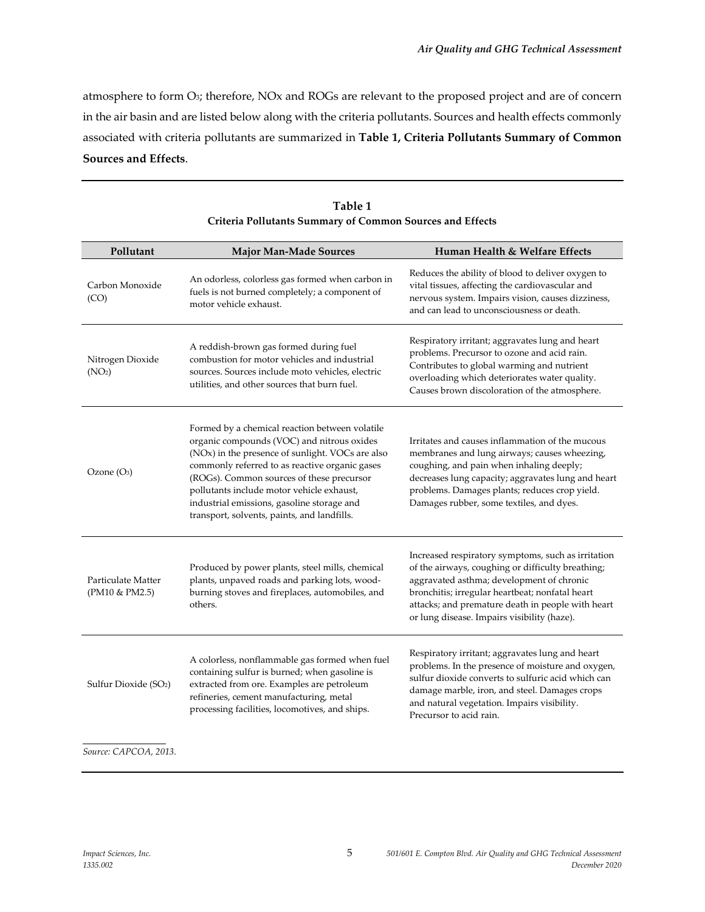atmosphere to form $O_3$; therefore, NOx and ROGs are relevant to the proposed project and are of concern in the air basin and are listed below along with the criteria pollutants. Sources and health effects commonly associated with criteria pollutants are summarized in **Table 1, Criteria Pollutants Summary of Common Sources and Effects**.

**Table 1**
**Criteria Pollutants Summary of Common Sources and Effects**

| Pollutant | Major Man-Made Sources | Human Health & Welfare Effects |
|---|---|---|
| Carbon Monoxide (CO) | An odorless, colorless gas formed when carbon in fuels is not burned completely; a component of motor vehicle exhaust. | Reduces the ability of blood to deliver oxygen to vital tissues, affecting the cardiovascular and nervous system. Impairs vision, causes dizziness, and can lead to unconsciousness or death. |
| Nitrogen Dioxide ($NO_2$) | A reddish-brown gas formed during fuel combustion for motor vehicles and industrial sources. Sources include moto vehicles, electric utilities, and other sources that burn fuel. | Respiratory irritant; aggravates lung and heart problems. Precursor to ozone and acid rain. Contributes to global warming and nutrient overloading which deteriorates water quality. Causes brown discoloration of the atmosphere. |
| Ozone ($O_3$) | Formed by a chemical reaction between volatile organic compounds (VOC) and nitrous oxides (NOx) in the presence of sunlight. VOCs are also commonly referred to as reactive organic gases (ROGs). Common sources of these precursor pollutants include motor vehicle exhaust, industrial emissions, gasoline storage and transport, solvents, paints, and landfills. | Irritates and causes inflammation of the mucous membranes and lung airways; causes wheezing, coughing, and pain when inhaling deeply; decreases lung capacity; aggravates lung and heart problems. Damages plants; reduces crop yield. Damages rubber, some textiles, and dyes. |
| Particulate Matter (PM10 & PM2.5) | Produced by power plants, steel mills, chemical plants, unpaved roads and parking lots, wood-burning stoves and fireplaces, automobiles, and others. | Increased respiratory symptoms, such as irritation of the airways, coughing or difficulty breathing; aggravated asthma; development of chronic bronchitis; irregular heartbeat; nonfatal heart attacks; and premature death in people with heart or lung disease. Impairs visibility (haze). |
| Sulfur Dioxide ($SO_2$) | A colorless, nonflammable gas formed when fuel containing sulfur is burned; when gasoline is extracted from ore. Examples are petroleum refineries, cement manufacturing, metal processing facilities, locomotives, and ships. | Respiratory irritant; aggravates lung and heart problems. In the presence of moisture and oxygen, sulfur dioxide converts to sulfuric acid which can damage marble, iron, and steel. Damages crops and natural vegetation. Impairs visibility. Precursor to acid rain. |

*Source: CAPCOA, 2013.*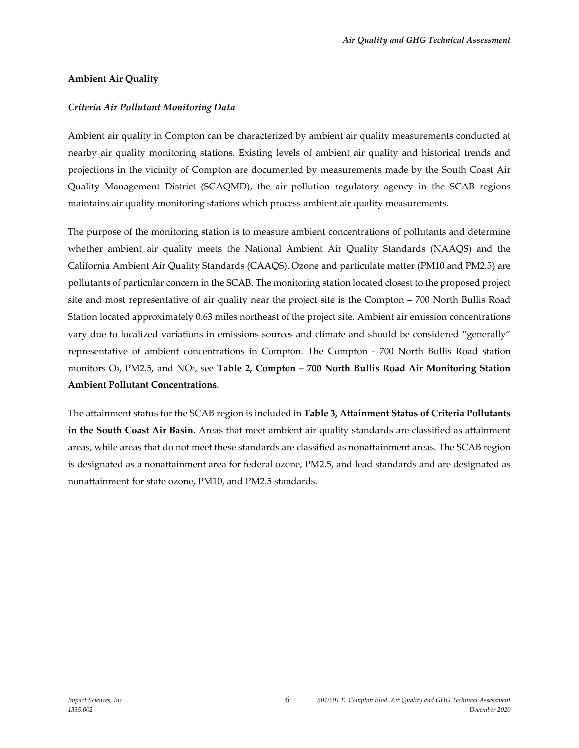**Ambient Air Quality**

***Criteria Air Pollutant Monitoring Data***

Ambient air quality in Compton can be characterized by ambient air quality measurements conducted at nearby air quality monitoring stations. Existing levels of ambient air quality and historical trends and projections in the vicinity of Compton are documented by measurements made by the South Coast Air Quality Management District (SCAQMD), the air pollution regulatory agency in the SCAB regions maintains air quality monitoring stations which process ambient air quality measurements.

The purpose of the monitoring station is to measure ambient concentrations of pollutants and determine whether ambient air quality meets the National Ambient Air Quality Standards (NAAQS) and the California Ambient Air Quality Standards (CAAQS). Ozone and particulate matter (PM10 and PM2.5) are pollutants of particular concern in the SCAB. The monitoring station located closest to the proposed project site and most representative of air quality near the project site is the Compton – 700 North Bullis Road Station located approximately 0.63 miles northeast of the project site. Ambient air emission concentrations vary due to localized variations in emissions sources and climate and should be considered "generally" representative of ambient concentrations in Compton. The Compton - 700 North Bullis Road station monitors $O_3$, PM2.5, and $NO_2$, see **Table 2, Compton – 700 North Bullis Road Air Monitoring Station Ambient Pollutant Concentrations**.

The attainment status for the SCAB region is included in **Table 3, Attainment Status of Criteria Pollutants in the South Coast Air Basin**. Areas that meet ambient air quality standards are classified as attainment areas, while areas that do not meet these standards are classified as nonattainment areas. The SCAB region is designated as a nonattainment area for federal ozone, PM2.5, and lead standards and are designated as nonattainment for state ozone, PM10, and PM2.5 standards.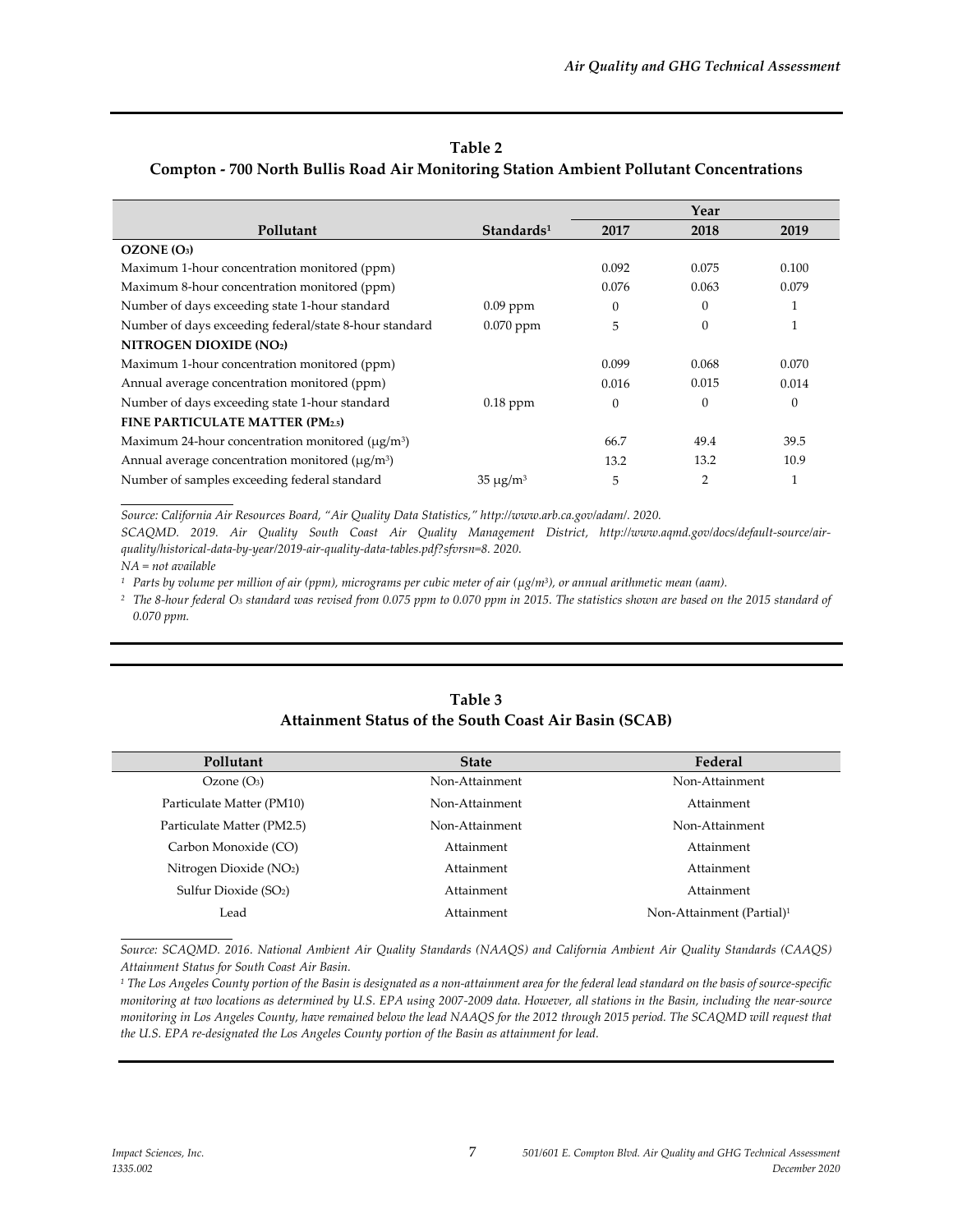**Table 2**
**Compton - 700 North Bullis Road Air Monitoring Station Ambient Pollutant Concentrations**

| Pollutant | Standards[1] | Year | | |
|---|---|---|---|---|
| | | 2017 | 2018 | 2019 |
| **OZONE ($O_3$)** | | | | |
| Maximum 1-hour concentration monitored (ppm) | | 0.092 | 0.075 | 0.100 |
| Maximum 8-hour concentration monitored (ppm) | | 0.076 | 0.063 | 0.079 |
| Number of days exceeding state 1-hour standard | 0.09 ppm | 0 | 0 | 1 |
| Number of days exceeding federal/state 8-hour standard | 0.070 ppm | 5 | 0 | 1 |
| **NITROGEN DIOXIDE ($NO_2$)** | | | | |
| Maximum 1-hour concentration monitored (ppm) | | 0.099 | 0.068 | 0.070 |
| Annual average concentration monitored (ppm) | | 0.016 | 0.015 | 0.014 |
| Number of days exceeding state 1-hour standard | 0.18 ppm | 0 | 0 | 0 |
| **FINE PARTICULATE MATTER ($PM_{2.5}$)** | | | | |
| Maximum 24-hour concentration monitored ($\mu g/m^3$) | | 66.7 | 49.4 | 39.5 |
| Annual average concentration monitored ($\mu g/m^3$) | | 13.2 | 13.2 | 10.9 |
| Number of samples exceeding federal standard | 35 $\mu g/m^3$ | 5 | 2 | 1 |

*Source: California Air Resources Board, "Air Quality Data Statistics," http://www.arb.ca.gov/adam/. 2020.*
*SCAQMD. 2019. Air Quality South Coast Air Quality Management District, http://www.aqmd.gov/docs/default-source/air-quality/historical-data-by-year/2019-air-quality-data-tables.pdf?sfvrsn=8. 2020.*
*NA = not available*
*[1] Parts by volume per million of air (ppm), micrograms per cubic meter of air ($\mu g/m^3$), or annual arithmetic mean (aam).*
*[2] The 8-hour federal $O_3$ standard was revised from 0.075 ppm to 0.070 ppm in 2015. The statistics shown are based on the 2015 standard of 0.070 ppm.*

**Table 3**
**Attainment Status of the South Coast Air Basin (SCAB)**

| Pollutant | State | Federal |
|---|---|---|
| Ozone ($O_3$) | Non-Attainment | Non-Attainment |
| Particulate Matter (PM10) | Non-Attainment | Attainment |
| Particulate Matter (PM2.5) | Non-Attainment | Non-Attainment |
| Carbon Monoxide (CO) | Attainment | Attainment |
| Nitrogen Dioxide ($NO_2$) | Attainment | Attainment |
| Sulfur Dioxide ($SO_2$) | Attainment | Attainment |
| Lead | Attainment | Non-Attainment (Partial)[1] |

*Source: SCAQMD. 2016. National Ambient Air Quality Standards (NAAQS) and California Ambient Air Quality Standards (CAAQS) Attainment Status for South Coast Air Basin.*
*[1] The Los Angeles County portion of the Basin is designated as a non-attainment area for the federal lead standard on the basis of source-specific monitoring at two locations as determined by U.S. EPA using 2007-2009 data. However, all stations in the Basin, including the near-source monitoring in Los Angeles County, have remained below the lead NAAQS for the 2012 through 2015 period. The SCAQMD will request that the U.S. EPA re-designated the Los Angeles County portion of the Basin as attainment for lead.*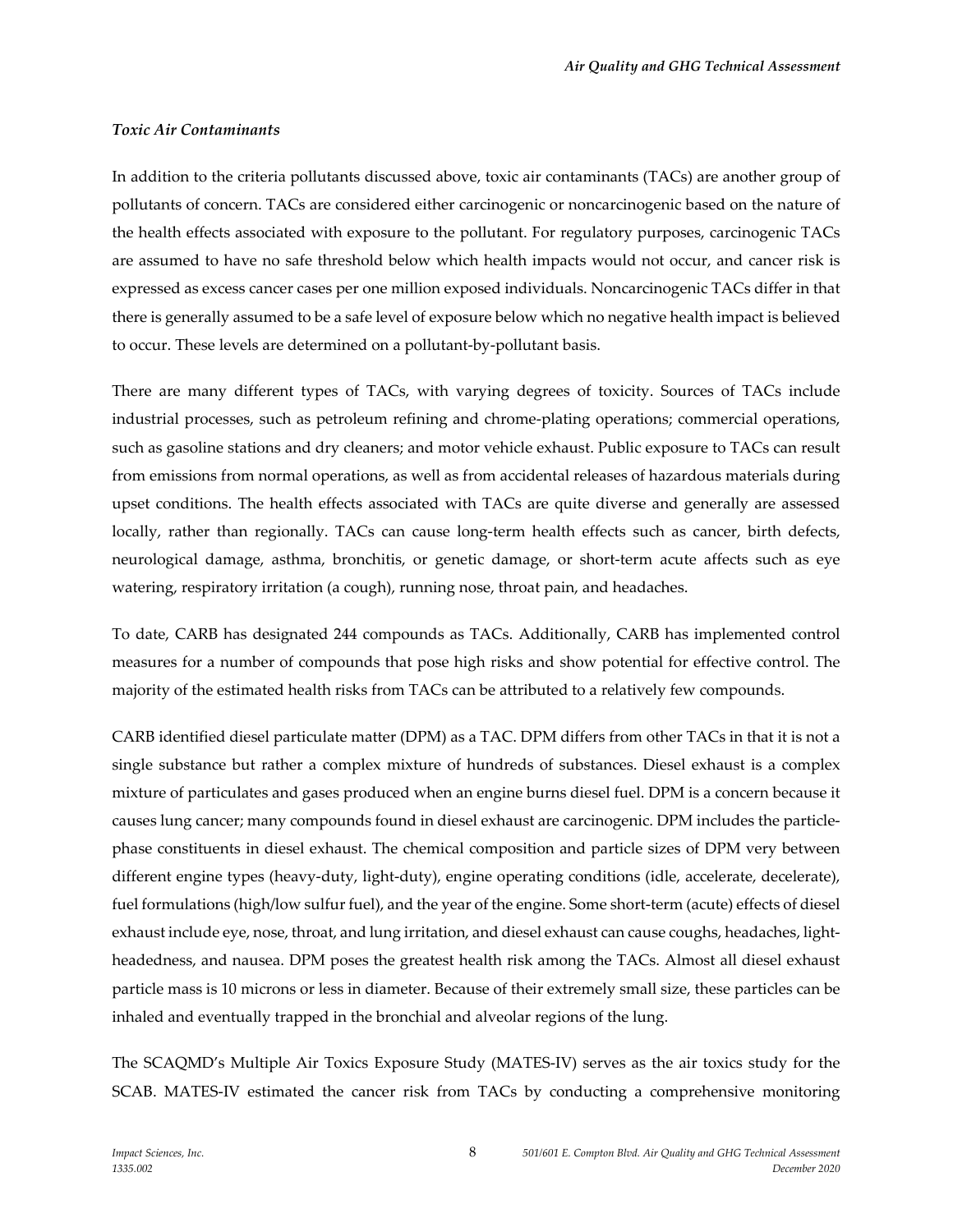*Toxic Air Contaminants*

In addition to the criteria pollutants discussed above, toxic air contaminants (TACs) are another group of pollutants of concern. TACs are considered either carcinogenic or noncarcinogenic based on the nature of the health effects associated with exposure to the pollutant. For regulatory purposes, carcinogenic TACs are assumed to have no safe threshold below which health impacts would not occur, and cancer risk is expressed as excess cancer cases per one million exposed individuals. Noncarcinogenic TACs differ in that there is generally assumed to be a safe level of exposure below which no negative health impact is believed to occur. These levels are determined on a pollutant-by-pollutant basis.

There are many different types of TACs, with varying degrees of toxicity. Sources of TACs include industrial processes, such as petroleum refining and chrome-plating operations; commercial operations, such as gasoline stations and dry cleaners; and motor vehicle exhaust. Public exposure to TACs can result from emissions from normal operations, as well as from accidental releases of hazardous materials during upset conditions. The health effects associated with TACs are quite diverse and generally are assessed locally, rather than regionally. TACs can cause long-term health effects such as cancer, birth defects, neurological damage, asthma, bronchitis, or genetic damage, or short-term acute affects such as eye watering, respiratory irritation (a cough), running nose, throat pain, and headaches.

To date, CARB has designated 244 compounds as TACs. Additionally, CARB has implemented control measures for a number of compounds that pose high risks and show potential for effective control. The majority of the estimated health risks from TACs can be attributed to a relatively few compounds.

CARB identified diesel particulate matter (DPM) as a TAC. DPM differs from other TACs in that it is not a single substance but rather a complex mixture of hundreds of substances. Diesel exhaust is a complex mixture of particulates and gases produced when an engine burns diesel fuel. DPM is a concern because it causes lung cancer; many compounds found in diesel exhaust are carcinogenic. DPM includes the particle-phase constituents in diesel exhaust. The chemical composition and particle sizes of DPM very between different engine types (heavy-duty, light-duty), engine operating conditions (idle, accelerate, decelerate), fuel formulations (high/low sulfur fuel), and the year of the engine. Some short-term (acute) effects of diesel exhaust include eye, nose, throat, and lung irritation, and diesel exhaust can cause coughs, headaches, light-headedness, and nausea. DPM poses the greatest health risk among the TACs. Almost all diesel exhaust particle mass is 10 microns or less in diameter. Because of their extremely small size, these particles can be inhaled and eventually trapped in the bronchial and alveolar regions of the lung.

The SCAQMD's Multiple Air Toxics Exposure Study (MATES-IV) serves as the air toxics study for the SCAB. MATES-IV estimated the cancer risk from TACs by conducting a comprehensive monitoring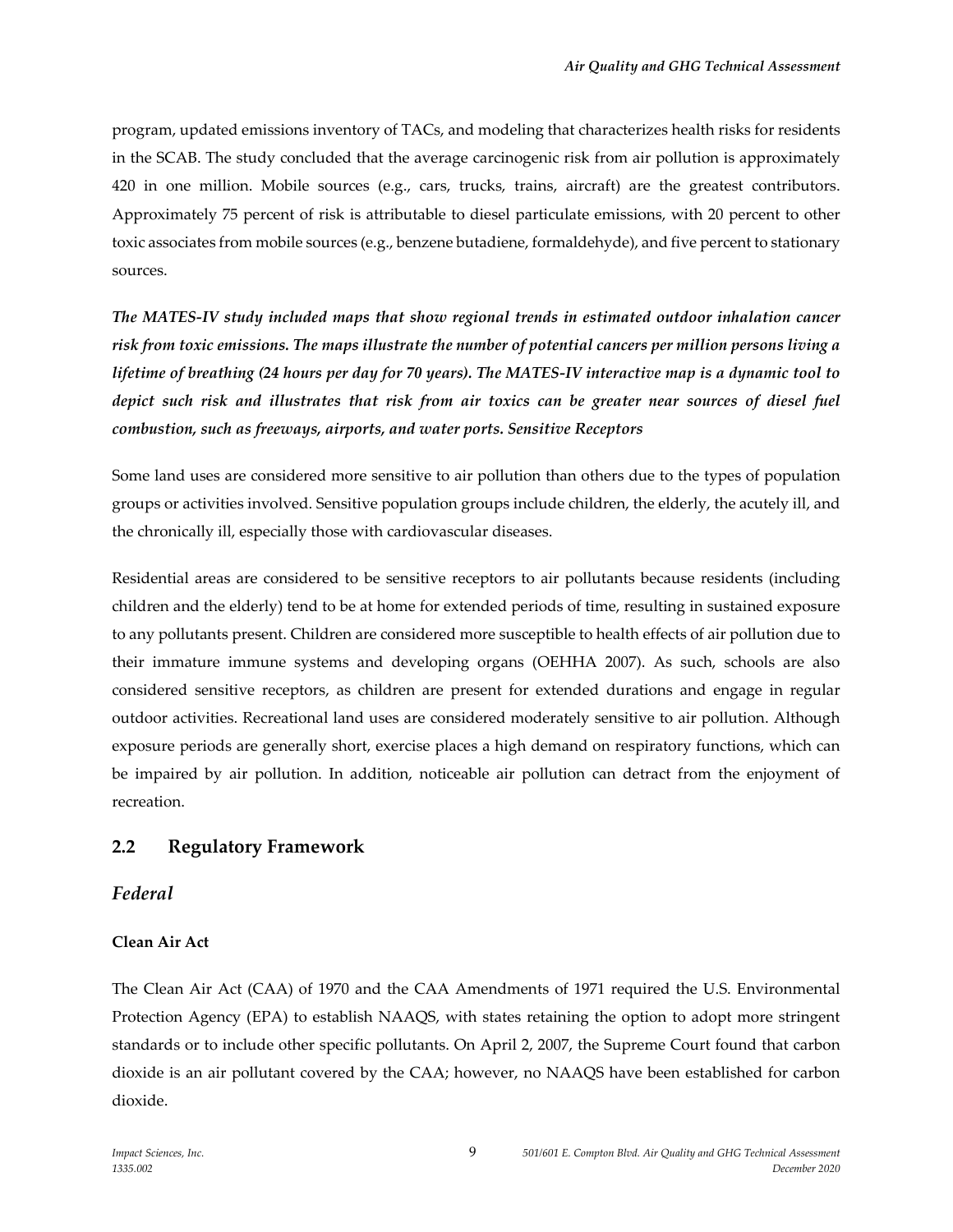program, updated emissions inventory of TACs, and modeling that characterizes health risks for residents in the SCAB. The study concluded that the average carcinogenic risk from air pollution is approximately 420 in one million. Mobile sources (e.g., cars, trucks, trains, aircraft) are the greatest contributors. Approximately 75 percent of risk is attributable to diesel particulate emissions, with 20 percent to other toxic associates from mobile sources (e.g., benzene butadiene, formaldehyde), and five percent to stationary sources.

***The MATES-IV study included maps that show regional trends in estimated outdoor inhalation cancer risk from toxic emissions. The maps illustrate the number of potential cancers per million persons living a lifetime of breathing (24 hours per day for 70 years). The MATES-IV interactive map is a dynamic tool to depict such risk and illustrates that risk from air toxics can be greater near sources of diesel fuel combustion, such as freeways, airports, and water ports. Sensitive Receptors***

Some land uses are considered more sensitive to air pollution than others due to the types of population groups or activities involved. Sensitive population groups include children, the elderly, the acutely ill, and the chronically ill, especially those with cardiovascular diseases.

Residential areas are considered to be sensitive receptors to air pollutants because residents (including children and the elderly) tend to be at home for extended periods of time, resulting in sustained exposure to any pollutants present. Children are considered more susceptible to health effects of air pollution due to their immature immune systems and developing organs (OEHHA 2007). As such, schools are also considered sensitive receptors, as children are present for extended durations and engage in regular outdoor activities. Recreational land uses are considered moderately sensitive to air pollution. Although exposure periods are generally short, exercise places a high demand on respiratory functions, which can be impaired by air pollution. In addition, noticeable air pollution can detract from the enjoyment of recreation.

## 2.2 Regulatory Framework

### *Federal*

#### Clean Air Act

The Clean Air Act (CAA) of 1970 and the CAA Amendments of 1971 required the U.S. Environmental Protection Agency (EPA) to establish NAAQS, with states retaining the option to adopt more stringent standards or to include other specific pollutants. On April 2, 2007, the Supreme Court found that carbon dioxide is an air pollutant covered by the CAA; however, no NAAQS have been established for carbon dioxide.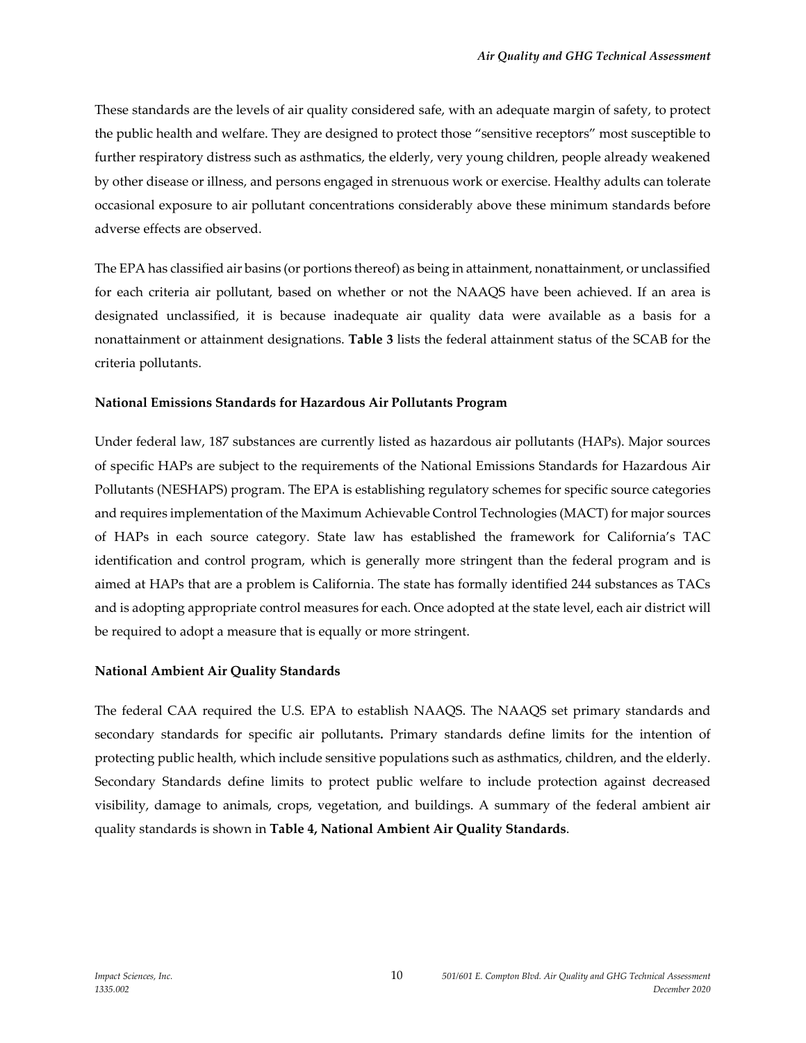These standards are the levels of air quality considered safe, with an adequate margin of safety, to protect the public health and welfare. They are designed to protect those "sensitive receptors" most susceptible to further respiratory distress such as asthmatics, the elderly, very young children, people already weakened by other disease or illness, and persons engaged in strenuous work or exercise. Healthy adults can tolerate occasional exposure to air pollutant concentrations considerably above these minimum standards before adverse effects are observed.

The EPA has classified air basins (or portions thereof) as being in attainment, nonattainment, or unclassified for each criteria air pollutant, based on whether or not the NAAQS have been achieved. If an area is designated unclassified, it is because inadequate air quality data were available as a basis for a nonattainment or attainment designations. **Table 3** lists the federal attainment status of the SCAB for the criteria pollutants.

**National Emissions Standards for Hazardous Air Pollutants Program**

Under federal law, 187 substances are currently listed as hazardous air pollutants (HAPs). Major sources of specific HAPs are subject to the requirements of the National Emissions Standards for Hazardous Air Pollutants (NESHAPS) program. The EPA is establishing regulatory schemes for specific source categories and requires implementation of the Maximum Achievable Control Technologies (MACT) for major sources of HAPs in each source category. State law has established the framework for California's TAC identification and control program, which is generally more stringent than the federal program and is aimed at HAPs that are a problem is California. The state has formally identified 244 substances as TACs and is adopting appropriate control measures for each. Once adopted at the state level, each air district will be required to adopt a measure that is equally or more stringent.

**National Ambient Air Quality Standards**

The federal CAA required the U.S. EPA to establish NAAQS. The NAAQS set primary standards and secondary standards for specific air pollutants**.** Primary standards define limits for the intention of protecting public health, which include sensitive populations such as asthmatics, children, and the elderly. Secondary Standards define limits to protect public welfare to include protection against decreased visibility, damage to animals, crops, vegetation, and buildings. A summary of the federal ambient air quality standards is shown in **Table 4, National Ambient Air Quality Standards**.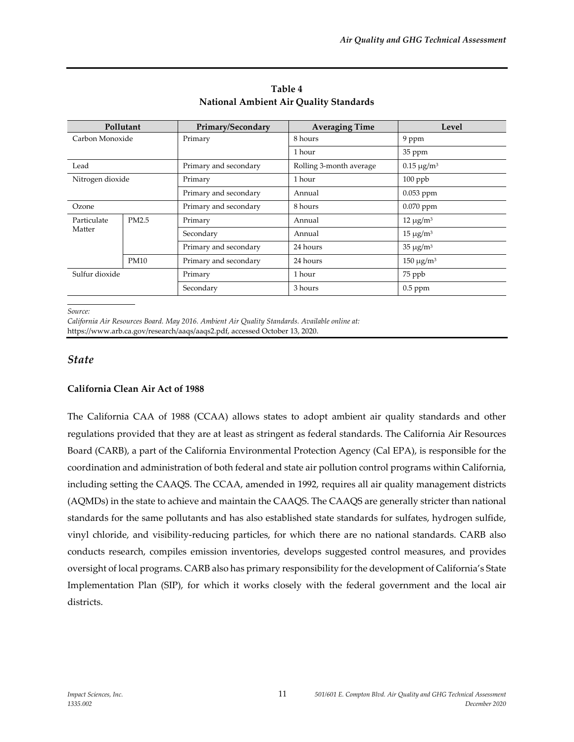**Table 4**
**National Ambient Air Quality Standards**

| Pollutant | | Primary/Secondary | Averaging Time | Level |
|---|---|---|---|---|
| Carbon Monoxide | | Primary | 8 hours | 9 ppm |
| | | | 1 hour | 35 ppm |
| Lead | | Primary and secondary | Rolling 3-month average | 0.15 μg/m³ |
| Nitrogen dioxide | | Primary | 1 hour | 100 ppb |
| | | Primary and secondary | Annual | 0.053 ppm |
| Ozone | | Primary and secondary | 8 hours | 0.070 ppm |
| Particulate Matter | PM2.5 | Primary | Annual | 12 μg/m³ |
| | | Secondary | Annual | 15 μg/m³ |
| | | Primary and secondary | 24 hours | 35 μg/m³ |
| | PM10 | Primary and secondary | 24 hours | 150 μg/m³ |
| Sulfur dioxide | | Primary | 1 hour | 75 ppb |
| | | Secondary | 3 hours | 0.5 ppm |

*Source:*
*California Air Resources Board. May 2016. Ambient Air Quality Standards. Available online at:* https://www.arb.ca.gov/research/aaqs/aaqs2.pdf, accessed October 13, 2020.

## *State*

**California Clean Air Act of 1988**

The California CAA of 1988 (CCAA) allows states to adopt ambient air quality standards and other regulations provided that they are at least as stringent as federal standards. The California Air Resources Board (CARB), a part of the California Environmental Protection Agency (Cal EPA), is responsible for the coordination and administration of both federal and state air pollution control programs within California, including setting the CAAQS. The CCAA, amended in 1992, requires all air quality management districts (AQMDs) in the state to achieve and maintain the CAAQS. The CAAQS are generally stricter than national standards for the same pollutants and has also established state standards for sulfates, hydrogen sulfide, vinyl chloride, and visibility-reducing particles, for which there are no national standards. CARB also conducts research, compiles emission inventories, develops suggested control measures, and provides oversight of local programs. CARB also has primary responsibility for the development of California's State Implementation Plan (SIP), for which it works closely with the federal government and the local air districts.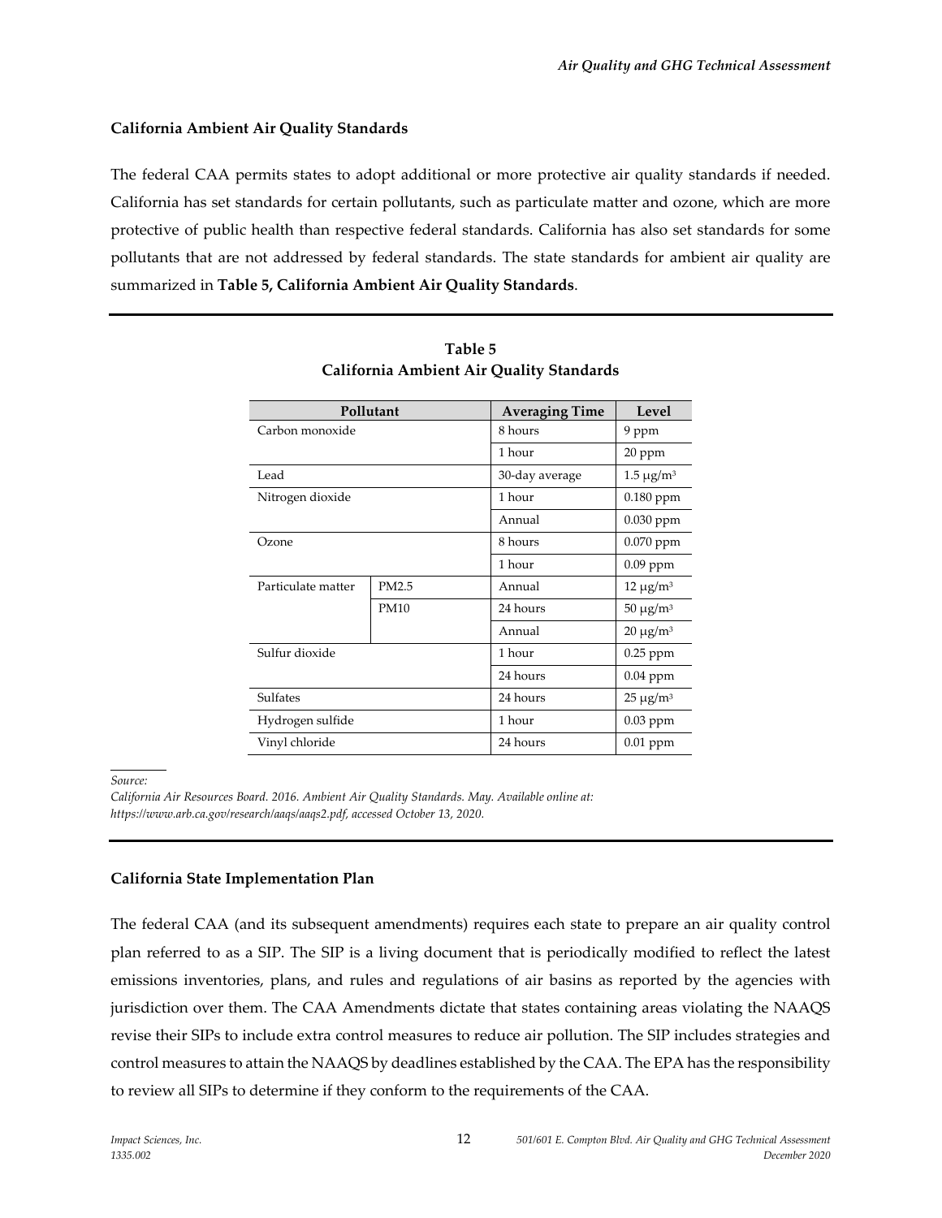### California Ambient Air Quality Standards

The federal CAA permits states to adopt additional or more protective air quality standards if needed. California has set standards for certain pollutants, such as particulate matter and ozone, which are more protective of public health than respective federal standards. California has also set standards for some pollutants that are not addressed by federal standards. The state standards for ambient air quality are summarized in **Table 5, California Ambient Air Quality Standards**.

**Table 5**
**California Ambient Air Quality Standards**

| Pollutant | | Averaging Time | Level |
|---|---|---|---|
| Carbon monoxide | | 8 hours | 9 ppm |
| | | 1 hour | 20 ppm |
| Lead | | 30-day average | 1.5 μg/m³ |
| Nitrogen dioxide | | 1 hour | 0.180 ppm |
| | | Annual | 0.030 ppm |
| Ozone | | 8 hours | 0.070 ppm |
| | | 1 hour | 0.09 ppm |
| Particulate matter | PM2.5 | Annual | 12 μg/m³ |
| | PM10 | 24 hours | 50 μg/m³ |
| | | Annual | 20 μg/m³ |
| Sulfur dioxide | | 1 hour | 0.25 ppm |
| | | 24 hours | 0.04 ppm |
| Sulfates | | 24 hours | 25 μg/m³ |
| Hydrogen sulfide | | 1 hour | 0.03 ppm |
| Vinyl chloride | | 24 hours | 0.01 ppm |

*Source:*
*California Air Resources Board. 2016. Ambient Air Quality Standards. May. Available online at: https://www.arb.ca.gov/research/aaqs/aaqs2.pdf, accessed October 13, 2020.*

### California State Implementation Plan

The federal CAA (and its subsequent amendments) requires each state to prepare an air quality control plan referred to as a SIP. The SIP is a living document that is periodically modified to reflect the latest emissions inventories, plans, and rules and regulations of air basins as reported by the agencies with jurisdiction over them. The CAA Amendments dictate that states containing areas violating the NAAQS revise their SIPs to include extra control measures to reduce air pollution. The SIP includes strategies and control measures to attain the NAAQS by deadlines established by the CAA. The EPA has the responsibility to review all SIPs to determine if they conform to the requirements of the CAA.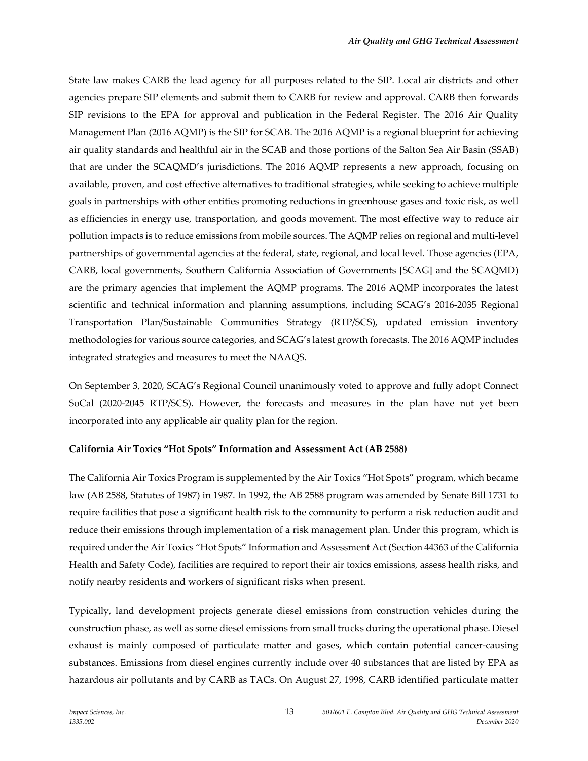State law makes CARB the lead agency for all purposes related to the SIP. Local air districts and other agencies prepare SIP elements and submit them to CARB for review and approval. CARB then forwards SIP revisions to the EPA for approval and publication in the Federal Register. The 2016 Air Quality Management Plan (2016 AQMP) is the SIP for SCAB. The 2016 AQMP is a regional blueprint for achieving air quality standards and healthful air in the SCAB and those portions of the Salton Sea Air Basin (SSAB) that are under the SCAQMD's jurisdictions. The 2016 AQMP represents a new approach, focusing on available, proven, and cost effective alternatives to traditional strategies, while seeking to achieve multiple goals in partnerships with other entities promoting reductions in greenhouse gases and toxic risk, as well as efficiencies in energy use, transportation, and goods movement. The most effective way to reduce air pollution impacts is to reduce emissions from mobile sources. The AQMP relies on regional and multi-level partnerships of governmental agencies at the federal, state, regional, and local level. Those agencies (EPA, CARB, local governments, Southern California Association of Governments [SCAG] and the SCAQMD) are the primary agencies that implement the AQMP programs. The 2016 AQMP incorporates the latest scientific and technical information and planning assumptions, including SCAG's 2016-2035 Regional Transportation Plan/Sustainable Communities Strategy (RTP/SCS), updated emission inventory methodologies for various source categories, and SCAG's latest growth forecasts. The 2016 AQMP includes integrated strategies and measures to meet the NAAQS.

On September 3, 2020, SCAG's Regional Council unanimously voted to approve and fully adopt Connect SoCal (2020-2045 RTP/SCS). However, the forecasts and measures in the plan have not yet been incorporated into any applicable air quality plan for the region.

**California Air Toxics "Hot Spots" Information and Assessment Act (AB 2588)**

The California Air Toxics Program is supplemented by the Air Toxics "Hot Spots" program, which became law (AB 2588, Statutes of 1987) in 1987. In 1992, the AB 2588 program was amended by Senate Bill 1731 to require facilities that pose a significant health risk to the community to perform a risk reduction audit and reduce their emissions through implementation of a risk management plan. Under this program, which is required under the Air Toxics "Hot Spots" Information and Assessment Act (Section 44363 of the California Health and Safety Code), facilities are required to report their air toxics emissions, assess health risks, and notify nearby residents and workers of significant risks when present.

Typically, land development projects generate diesel emissions from construction vehicles during the construction phase, as well as some diesel emissions from small trucks during the operational phase. Diesel exhaust is mainly composed of particulate matter and gases, which contain potential cancer-causing substances. Emissions from diesel engines currently include over 40 substances that are listed by EPA as hazardous air pollutants and by CARB as TACs. On August 27, 1998, CARB identified particulate matter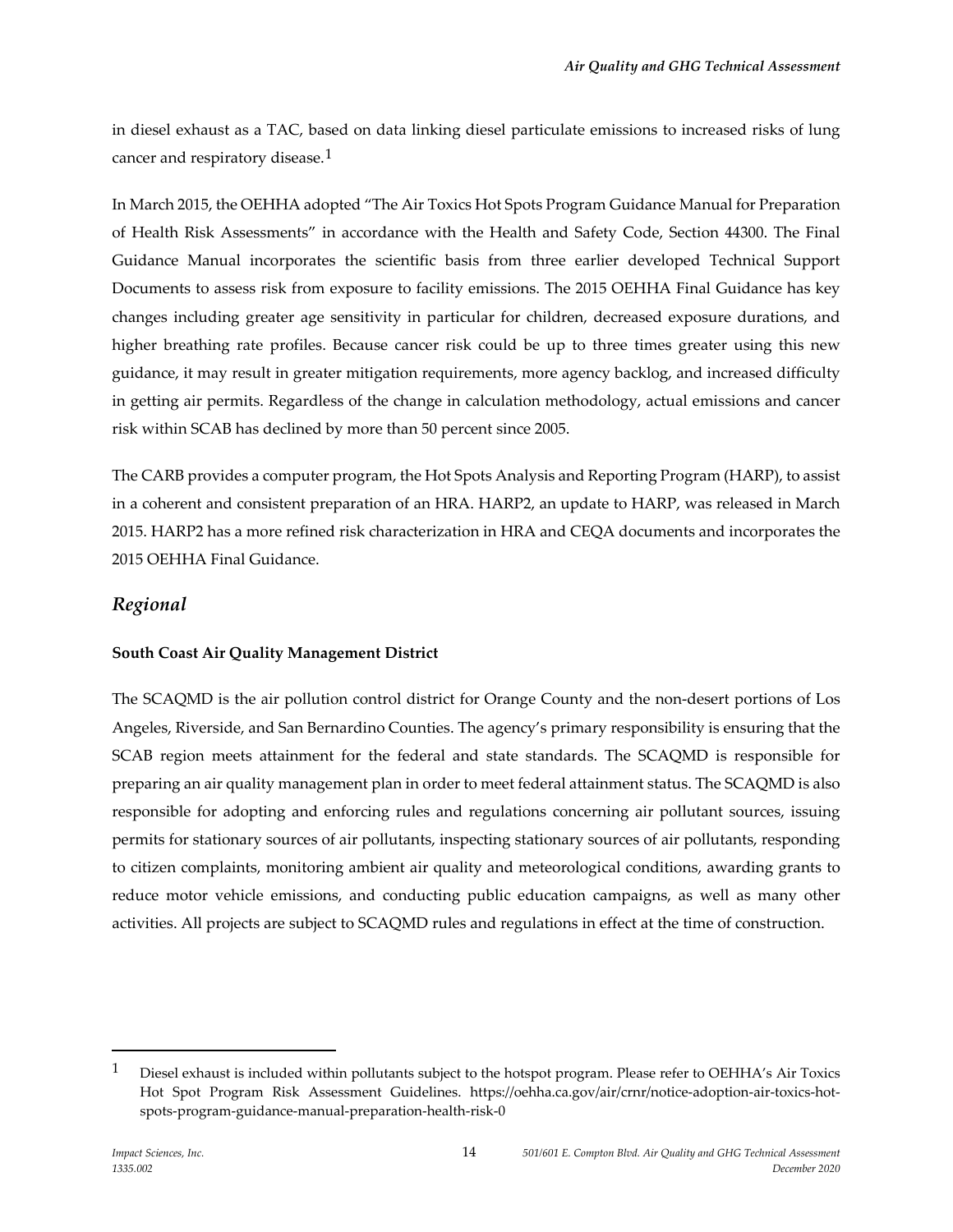in diesel exhaust as a TAC, based on data linking diesel particulate emissions to increased risks of lung cancer and respiratory disease.[1]

In March 2015, the OEHHA adopted "The Air Toxics Hot Spots Program Guidance Manual for Preparation of Health Risk Assessments" in accordance with the Health and Safety Code, Section 44300. The Final Guidance Manual incorporates the scientific basis from three earlier developed Technical Support Documents to assess risk from exposure to facility emissions. The 2015 OEHHA Final Guidance has key changes including greater age sensitivity in particular for children, decreased exposure durations, and higher breathing rate profiles. Because cancer risk could be up to three times greater using this new guidance, it may result in greater mitigation requirements, more agency backlog, and increased difficulty in getting air permits. Regardless of the change in calculation methodology, actual emissions and cancer risk within SCAB has declined by more than 50 percent since 2005.

The CARB provides a computer program, the Hot Spots Analysis and Reporting Program (HARP), to assist in a coherent and consistent preparation of an HRA. HARP2, an update to HARP, was released in March 2015. HARP2 has a more refined risk characterization in HRA and CEQA documents and incorporates the 2015 OEHHA Final Guidance.

## *Regional*

**South Coast Air Quality Management District**

The SCAQMD is the air pollution control district for Orange County and the non-desert portions of Los Angeles, Riverside, and San Bernardino Counties. The agency's primary responsibility is ensuring that the SCAB region meets attainment for the federal and state standards. The SCAQMD is responsible for preparing an air quality management plan in order to meet federal attainment status. The SCAQMD is also responsible for adopting and enforcing rules and regulations concerning air pollutant sources, issuing permits for stationary sources of air pollutants, inspecting stationary sources of air pollutants, responding to citizen complaints, monitoring ambient air quality and meteorological conditions, awarding grants to reduce motor vehicle emissions, and conducting public education campaigns, as well as many other activities. All projects are subject to SCAQMD rules and regulations in effect at the time of construction.

---

[1] Diesel exhaust is included within pollutants subject to the hotspot program. Please refer to OEHHA's Air Toxics Hot Spot Program Risk Assessment Guidelines. https://oehha.ca.gov/air/crnr/notice-adoption-air-toxics-hot-spots-program-guidance-manual-preparation-health-risk-0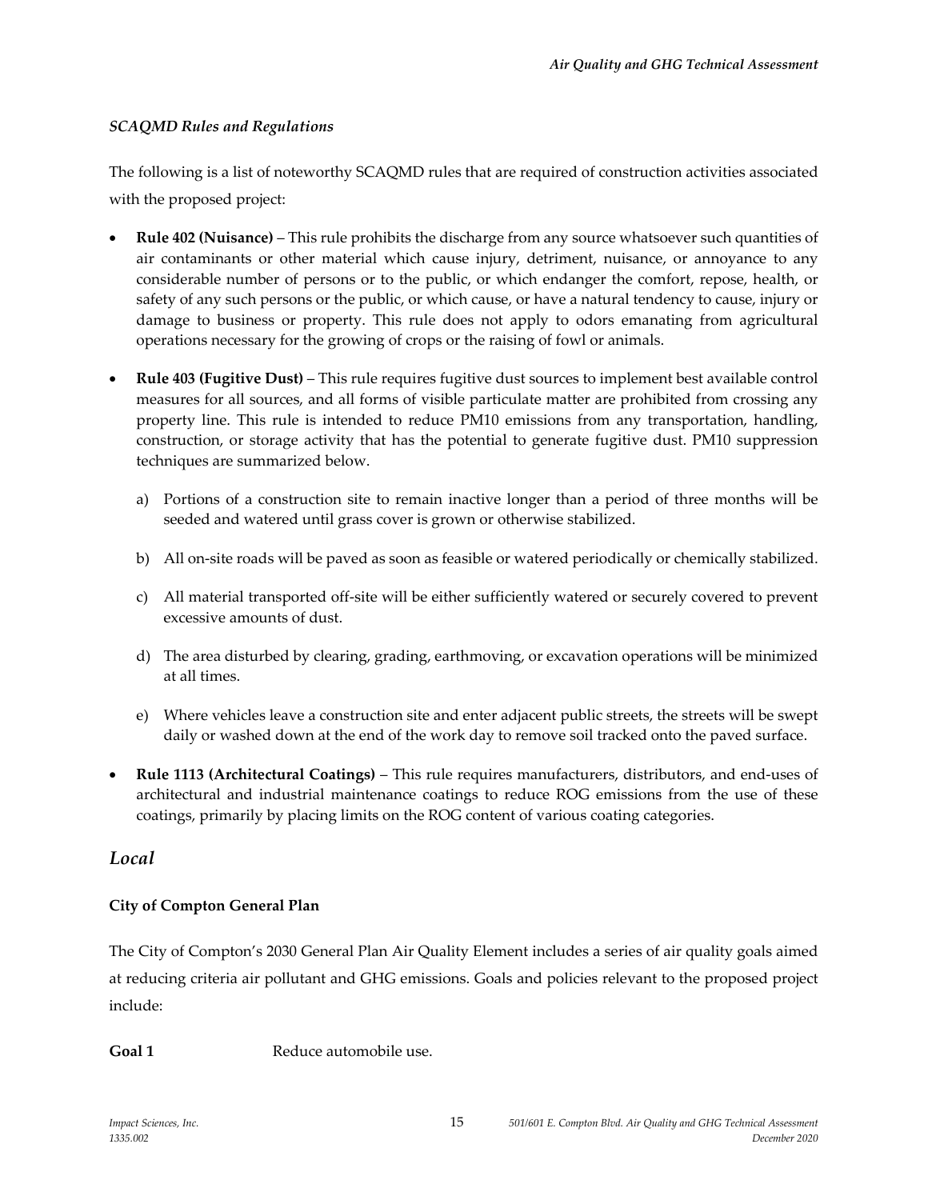*SCAQMD Rules and Regulations*

The following is a list of noteworthy SCAQMD rules that are required of construction activities associated with the proposed project:

- **Rule 402 (Nuisance)** – This rule prohibits the discharge from any source whatsoever such quantities of air contaminants or other material which cause injury, detriment, nuisance, or annoyance to any considerable number of persons or to the public, or which endanger the comfort, repose, health, or safety of any such persons or the public, or which cause, or have a natural tendency to cause, injury or damage to business or property. This rule does not apply to odors emanating from agricultural operations necessary for the growing of crops or the raising of fowl or animals.
- **Rule 403 (Fugitive Dust)** – This rule requires fugitive dust sources to implement best available control measures for all sources, and all forms of visible particulate matter are prohibited from crossing any property line. This rule is intended to reduce PM10 emissions from any transportation, handling, construction, or storage activity that has the potential to generate fugitive dust. PM10 suppression techniques are summarized below.
  a) Portions of a construction site to remain inactive longer than a period of three months will be seeded and watered until grass cover is grown or otherwise stabilized.
  b) All on-site roads will be paved as soon as feasible or watered periodically or chemically stabilized.
  c) All material transported off-site will be either sufficiently watered or securely covered to prevent excessive amounts of dust.
  d) The area disturbed by clearing, grading, earthmoving, or excavation operations will be minimized at all times.
  e) Where vehicles leave a construction site and enter adjacent public streets, the streets will be swept daily or washed down at the end of the work day to remove soil tracked onto the paved surface.
- **Rule 1113 (Architectural Coatings)** – This rule requires manufacturers, distributors, and end-uses of architectural and industrial maintenance coatings to reduce ROG emissions from the use of these coatings, primarily by placing limits on the ROG content of various coating categories.

## *Local*

**City of Compton General Plan**

The City of Compton's 2030 General Plan Air Quality Element includes a series of air quality goals aimed at reducing criteria air pollutant and GHG emissions. Goals and policies relevant to the proposed project include:

**Goal 1** Reduce automobile use.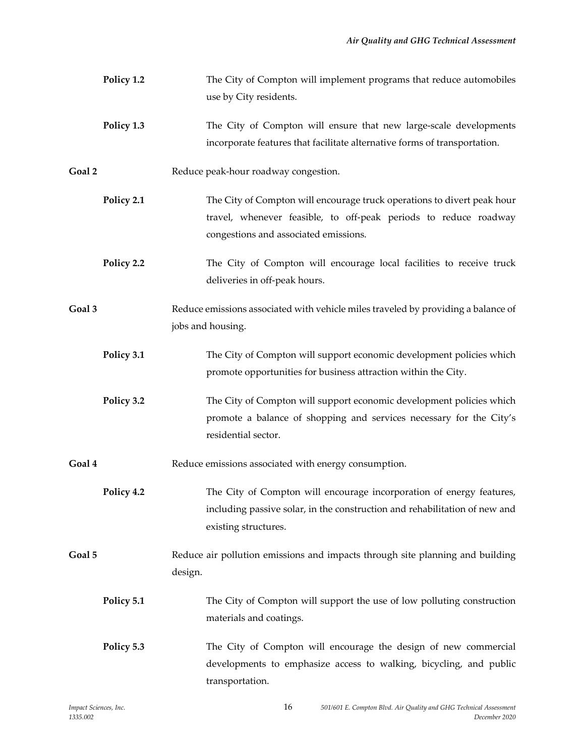**Policy 1.2** The City of Compton will implement programs that reduce automobiles use by City residents.

**Policy 1.3** The City of Compton will ensure that new large-scale developments incorporate features that facilitate alternative forms of transportation.

**Goal 2** Reduce peak-hour roadway congestion.

**Policy 2.1** The City of Compton will encourage truck operations to divert peak hour travel, whenever feasible, to off-peak periods to reduce roadway congestions and associated emissions.

**Policy 2.2** The City of Compton will encourage local facilities to receive truck deliveries in off-peak hours.

**Goal 3** Reduce emissions associated with vehicle miles traveled by providing a balance of jobs and housing.

**Policy 3.1** The City of Compton will support economic development policies which promote opportunities for business attraction within the City.

**Policy 3.2** The City of Compton will support economic development policies which promote a balance of shopping and services necessary for the City's residential sector.

**Goal 4** Reduce emissions associated with energy consumption.

**Policy 4.2** The City of Compton will encourage incorporation of energy features, including passive solar, in the construction and rehabilitation of new and existing structures.

**Goal 5** Reduce air pollution emissions and impacts through site planning and building design.

**Policy 5.1** The City of Compton will support the use of low polluting construction materials and coatings.

**Policy 5.3** The City of Compton will encourage the design of new commercial developments to emphasize access to walking, bicycling, and public transportation.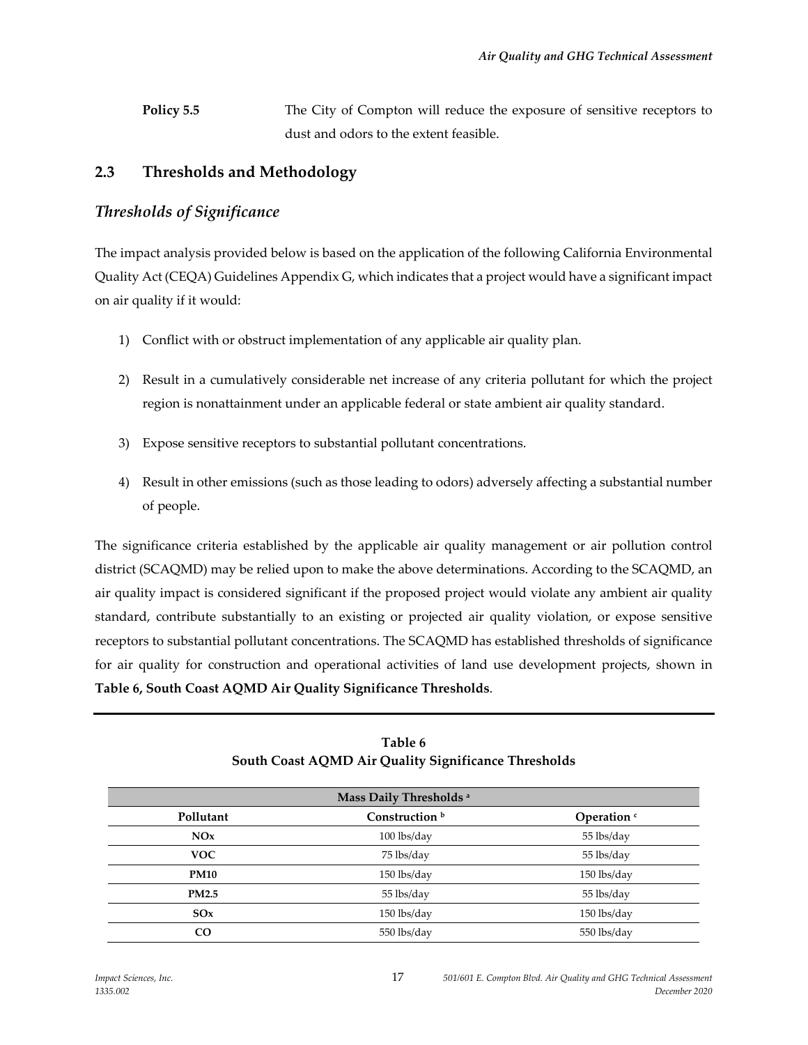**Policy 5.5** The City of Compton will reduce the exposure of sensitive receptors to dust and odors to the extent feasible.

## 2.3 Thresholds and Methodology

### *Thresholds of Significance*

The impact analysis provided below is based on the application of the following California Environmental Quality Act (CEQA) Guidelines Appendix G, which indicates that a project would have a significant impact on air quality if it would:

1) Conflict with or obstruct implementation of any applicable air quality plan.

2) Result in a cumulatively considerable net increase of any criteria pollutant for which the project region is nonattainment under an applicable federal or state ambient air quality standard.

3) Expose sensitive receptors to substantial pollutant concentrations.

4) Result in other emissions (such as those leading to odors) adversely affecting a substantial number of people.

The significance criteria established by the applicable air quality management or air pollution control district (SCAQMD) may be relied upon to make the above determinations. According to the SCAQMD, an air quality impact is considered significant if the proposed project would violate any ambient air quality standard, contribute substantially to an existing or projected air quality violation, or expose sensitive receptors to substantial pollutant concentrations. The SCAQMD has established thresholds of significance for air quality for construction and operational activities of land use development projects, shown in **Table 6, South Coast AQMD Air Quality Significance Thresholds**.

**Table 6**
**South Coast AQMD Air Quality Significance Thresholds**

| Mass Daily Thresholds [a] | | |
|---|---|---|
| **Pollutant** | **Construction [b]** | **Operation [c]** |
| **NOx** | 100 lbs/day | 55 lbs/day |
| **VOC** | 75 lbs/day | 55 lbs/day |
| **PM10** | 150 lbs/day | 150 lbs/day |
| **PM2.5** | 55 lbs/day | 55 lbs/day |
| **SOx** | 150 lbs/day | 150 lbs/day |
| **CO** | 550 lbs/day | 550 lbs/day |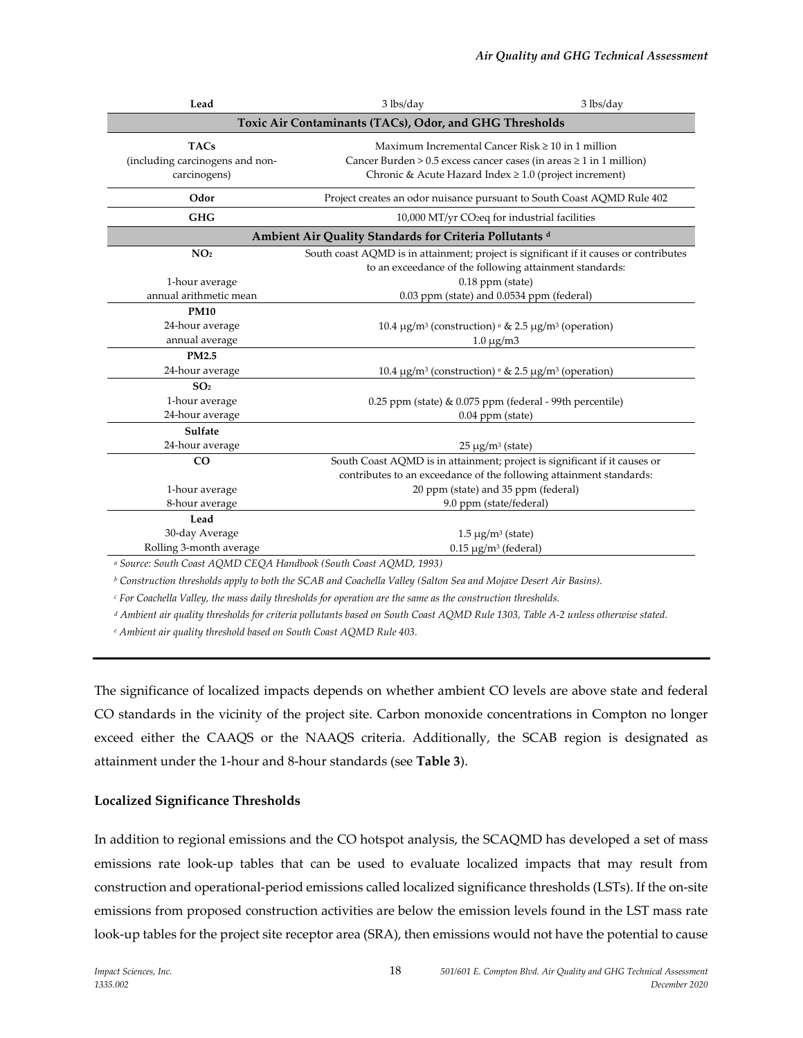| Lead | 3 lbs/day | 3 lbs/day |
|---|---|---|
| **Toxic Air Contaminants (TACs), Odor, and GHG Thresholds** | | |
| **TACs** (including carcinogens and non-carcinogens) | Maximum Incremental Cancer Risk ≥ 10 in 1 million<br>Cancer Burden > 0.5 excess cancer cases (in areas ≥ 1 in 1 million)<br>Chronic & Acute Hazard Index ≥ 1.0 (project increment) | |
| **Odor** | Project creates an odor nuisance pursuant to South Coast AQMD Rule 402 | |
| **GHG** | 10,000 MT/yr $CO_2$eq for industrial facilities | |
| **Ambient Air Quality Standards for Criteria Pollutants** [d] | | |
| **$NO_2$** | South coast AQMD is in attainment; project is significant if it causes or contributes to an exceedance of the following attainment standards: | |
| 1-hour average | 0.18 ppm (state) | |
| annual arithmetic mean | 0.03 ppm (state) and 0.0534 ppm (federal) | |
| **PM10** | | |
| 24-hour average | 10.4 μg/m³ (construction) [e] & 2.5 μg/m³ (operation) | |
| annual average | 1.0 μg/m3 | |
| **PM2.5** | | |
| 24-hour average | 10.4 μg/m³ (construction) [e] & 2.5 μg/m³ (operation) | |
| **$SO_2$** | | |
| 1-hour average | 0.25 ppm (state) & 0.075 ppm (federal - 99th percentile) | |
| 24-hour average | 0.04 ppm (state) | |
| **Sulfate** | | |
| 24-hour average | 25 μg/m³ (state) | |
| **CO** | South Coast AQMD is in attainment; project is significant if it causes or contributes to an exceedance of the following attainment standards: | |
| 1-hour average | 20 ppm (state) and 35 ppm (federal) | |
| 8-hour average | 9.0 ppm (state/federal) | |
| **Lead** | | |
| 30-day Average | 1.5 μg/m³ (state) | |
| Rolling 3-month average | 0.15 μg/m³ (federal) | |

*[a] Source: South Coast AQMD CEQA Handbook (South Coast AQMD, 1993)*

*[b] Construction thresholds apply to both the SCAB and Coachella Valley (Salton Sea and Mojave Desert Air Basins).*

*[c] For Coachella Valley, the mass daily thresholds for operation are the same as the construction thresholds.*

*[d] Ambient air quality thresholds for criteria pollutants based on South Coast AQMD Rule 1303, Table A-2 unless otherwise stated.*

*[e] Ambient air quality threshold based on South Coast AQMD Rule 403.*

The significance of localized impacts depends on whether ambient CO levels are above state and federal CO standards in the vicinity of the project site. Carbon monoxide concentrations in Compton no longer exceed either the CAAQS or the NAAQS criteria. Additionally, the SCAB region is designated as attainment under the 1-hour and 8-hour standards (see **Table 3**).

**Localized Significance Thresholds**

In addition to regional emissions and the CO hotspot analysis, the SCAQMD has developed a set of mass emissions rate look-up tables that can be used to evaluate localized impacts that may result from construction and operational-period emissions called localized significance thresholds (LSTs). If the on-site emissions from proposed construction activities are below the emission levels found in the LST mass rate look-up tables for the project site receptor area (SRA), then emissions would not have the potential to cause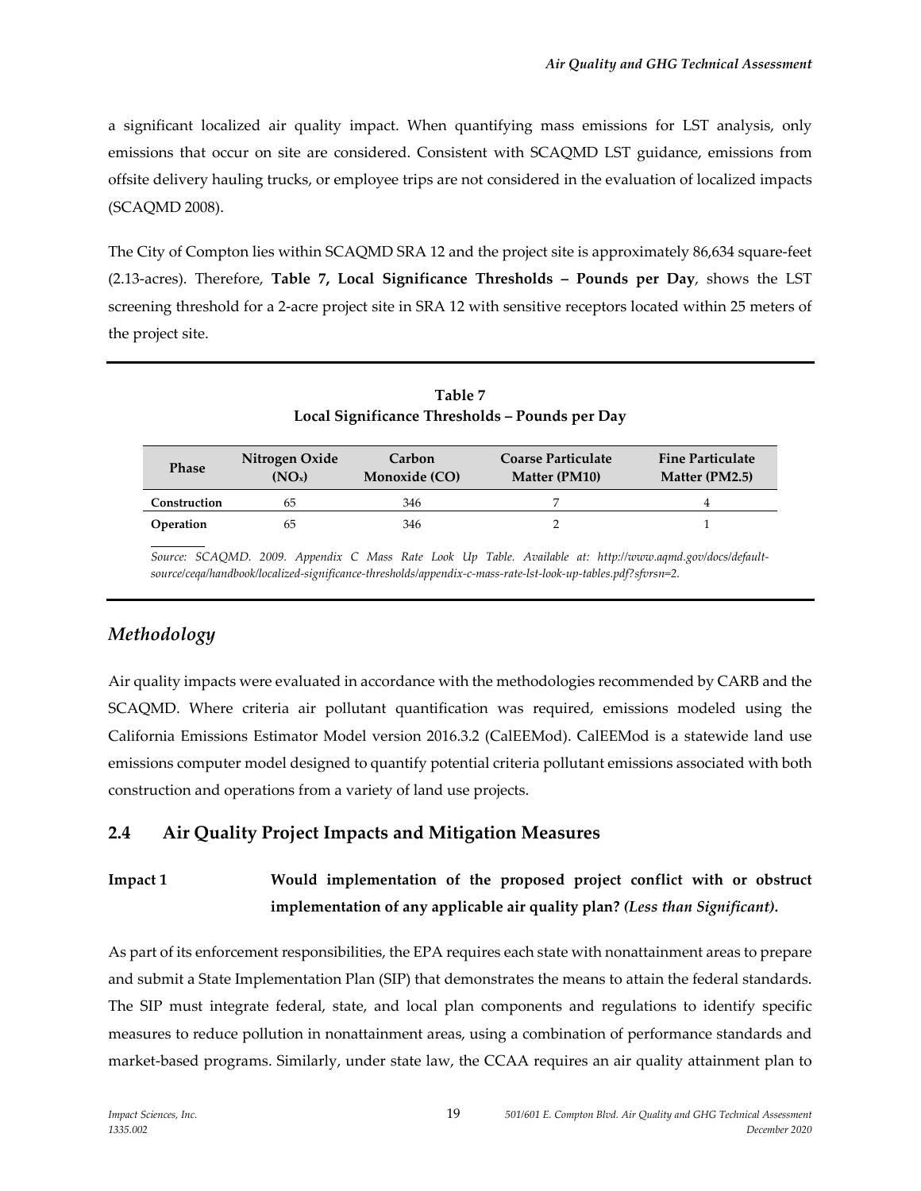a significant localized air quality impact. When quantifying mass emissions for LST analysis, only emissions that occur on site are considered. Consistent with SCAQMD LST guidance, emissions from offsite delivery hauling trucks, or employee trips are not considered in the evaluation of localized impacts (SCAQMD 2008).

The City of Compton lies within SCAQMD SRA 12 and the project site is approximately 86,634 square-feet (2.13-acres). Therefore, **Table 7, Local Significance Thresholds – Pounds per Day**, shows the LST screening threshold for a 2-acre project site in SRA 12 with sensitive receptors located within 25 meters of the project site.

**Table 7**
**Local Significance Thresholds – Pounds per Day**

| Phase | Nitrogen Oxide ($NO_x$) | Carbon Monoxide (CO) | Coarse Particulate Matter (PM10) | Fine Particulate Matter (PM2.5) |
|---|---|---|---|---|
| **Construction** | 65 | 346 | 7 | 4 |
| **Operation** | 65 | 346 | 2 | 1 |

*Source: SCAQMD. 2009. Appendix C Mass Rate Look Up Table. Available at: http://www.aqmd.gov/docs/default-source/ceqa/handbook/localized-significance-thresholds/appendix-c-mass-rate-lst-look-up-tables.pdf?sfvrsn=2.*

### *Methodology*

Air quality impacts were evaluated in accordance with the methodologies recommended by CARB and the SCAQMD. Where criteria air pollutant quantification was required, emissions modeled using the California Emissions Estimator Model version 2016.3.2 (CalEEMod). CalEEMod is a statewide land use emissions computer model designed to quantify potential criteria pollutant emissions associated with both construction and operations from a variety of land use projects.

## 2.4 Air Quality Project Impacts and Mitigation Measures

**Impact 1 Would implementation of the proposed project conflict with or obstruct implementation of any applicable air quality plan? *(Less than Significant).***

As part of its enforcement responsibilities, the EPA requires each state with nonattainment areas to prepare and submit a State Implementation Plan (SIP) that demonstrates the means to attain the federal standards. The SIP must integrate federal, state, and local plan components and regulations to identify specific measures to reduce pollution in nonattainment areas, using a combination of performance standards and market-based programs. Similarly, under state law, the CCAA requires an air quality attainment plan to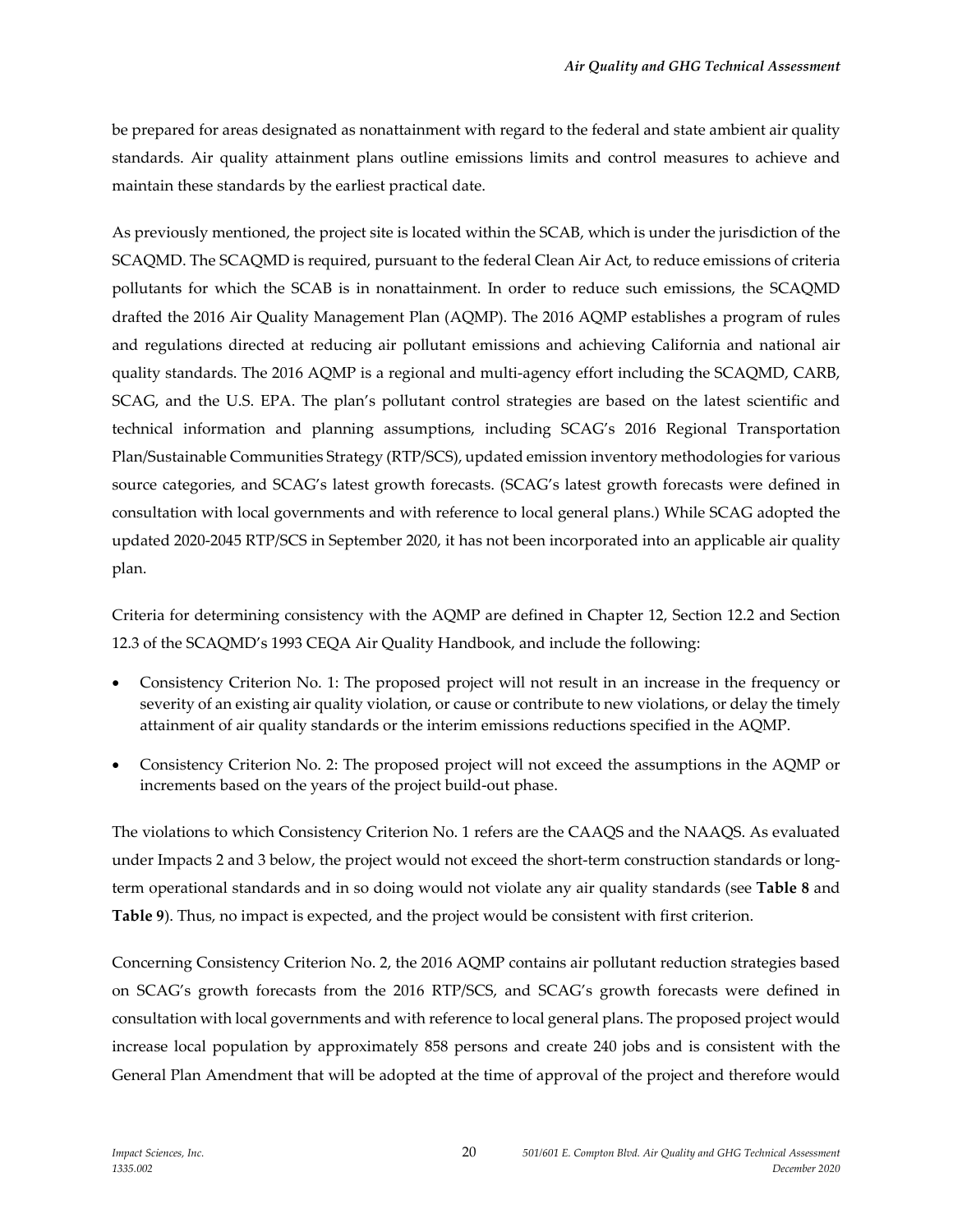be prepared for areas designated as nonattainment with regard to the federal and state ambient air quality standards. Air quality attainment plans outline emissions limits and control measures to achieve and maintain these standards by the earliest practical date.

As previously mentioned, the project site is located within the SCAB, which is under the jurisdiction of the SCAQMD. The SCAQMD is required, pursuant to the federal Clean Air Act, to reduce emissions of criteria pollutants for which the SCAB is in nonattainment. In order to reduce such emissions, the SCAQMD drafted the 2016 Air Quality Management Plan (AQMP). The 2016 AQMP establishes a program of rules and regulations directed at reducing air pollutant emissions and achieving California and national air quality standards. The 2016 AQMP is a regional and multi-agency effort including the SCAQMD, CARB, SCAG, and the U.S. EPA. The plan's pollutant control strategies are based on the latest scientific and technical information and planning assumptions, including SCAG's 2016 Regional Transportation Plan/Sustainable Communities Strategy (RTP/SCS), updated emission inventory methodologies for various source categories, and SCAG's latest growth forecasts. (SCAG's latest growth forecasts were defined in consultation with local governments and with reference to local general plans.) While SCAG adopted the updated 2020-2045 RTP/SCS in September 2020, it has not been incorporated into an applicable air quality plan.

Criteria for determining consistency with the AQMP are defined in Chapter 12, Section 12.2 and Section 12.3 of the SCAQMD's 1993 CEQA Air Quality Handbook, and include the following:

- Consistency Criterion No. 1: The proposed project will not result in an increase in the frequency or severity of an existing air quality violation, or cause or contribute to new violations, or delay the timely attainment of air quality standards or the interim emissions reductions specified in the AQMP.
- Consistency Criterion No. 2: The proposed project will not exceed the assumptions in the AQMP or increments based on the years of the project build-out phase.

The violations to which Consistency Criterion No. 1 refers are the CAAQS and the NAAQS. As evaluated under Impacts 2 and 3 below, the project would not exceed the short-term construction standards or long-term operational standards and in so doing would not violate any air quality standards (see **Table 8** and **Table 9**). Thus, no impact is expected, and the project would be consistent with first criterion.

Concerning Consistency Criterion No. 2, the 2016 AQMP contains air pollutant reduction strategies based on SCAG's growth forecasts from the 2016 RTP/SCS, and SCAG's growth forecasts were defined in consultation with local governments and with reference to local general plans. The proposed project would increase local population by approximately 858 persons and create 240 jobs and is consistent with the General Plan Amendment that will be adopted at the time of approval of the project and therefore would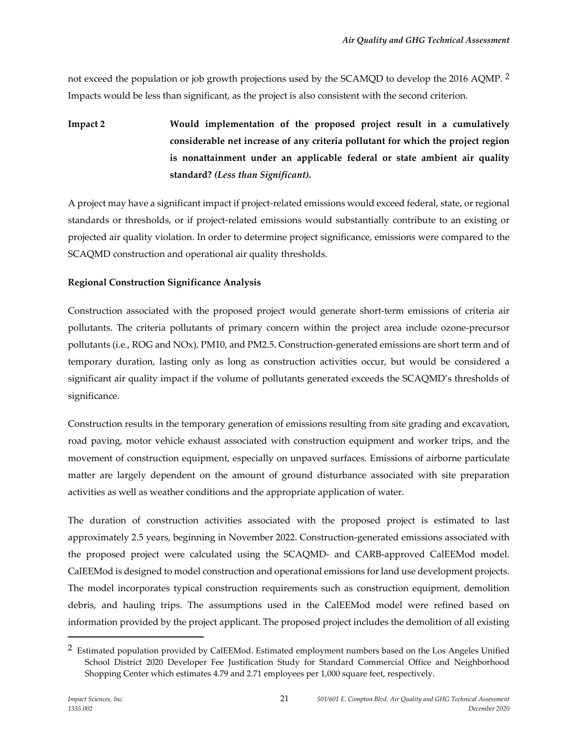not exceed the population or job growth projections used by the SCAMQD to develop the 2016 AQMP.[2] Impacts would be less than significant, as the project is also consistent with the second criterion.

**Impact 2** **Would implementation of the proposed project result in a cumulatively considerable net increase of any criteria pollutant for which the project region is nonattainment under an applicable federal or state ambient air quality standard? *(Less than Significant).***

A project may have a significant impact if project-related emissions would exceed federal, state, or regional standards or thresholds, or if project-related emissions would substantially contribute to an existing or projected air quality violation. In order to determine project significance, emissions were compared to the SCAQMD construction and operational air quality thresholds.

**Regional Construction Significance Analysis**

Construction associated with the proposed project would generate short-term emissions of criteria air pollutants. The criteria pollutants of primary concern within the project area include ozone-precursor pollutants (i.e., ROG and NOx), PM10, and PM2.5. Construction-generated emissions are short term and of temporary duration, lasting only as long as construction activities occur, but would be considered a significant air quality impact if the volume of pollutants generated exceeds the SCAQMD's thresholds of significance.

Construction results in the temporary generation of emissions resulting from site grading and excavation, road paving, motor vehicle exhaust associated with construction equipment and worker trips, and the movement of construction equipment, especially on unpaved surfaces. Emissions of airborne particulate matter are largely dependent on the amount of ground disturbance associated with site preparation activities as well as weather conditions and the appropriate application of water.

The duration of construction activities associated with the proposed project is estimated to last approximately 2.5 years, beginning in November 2022. Construction-generated emissions associated with the proposed project were calculated using the SCAQMD- and CARB-approved CalEEMod model. CalEEMod is designed to model construction and operational emissions for land use development projects. The model incorporates typical construction requirements such as construction equipment, demolition debris, and hauling trips. The assumptions used in the CalEEMod model were refined based on information provided by the project applicant. The proposed project includes the demolition of all existing

---

[2] Estimated population provided by CalEEMod. Estimated employment numbers based on the Los Angeles Unified School District 2020 Developer Fee Justification Study for Standard Commercial Office and Neighborhood Shopping Center which estimates 4.79 and 2.71 employees per 1,000 square feet, respectively.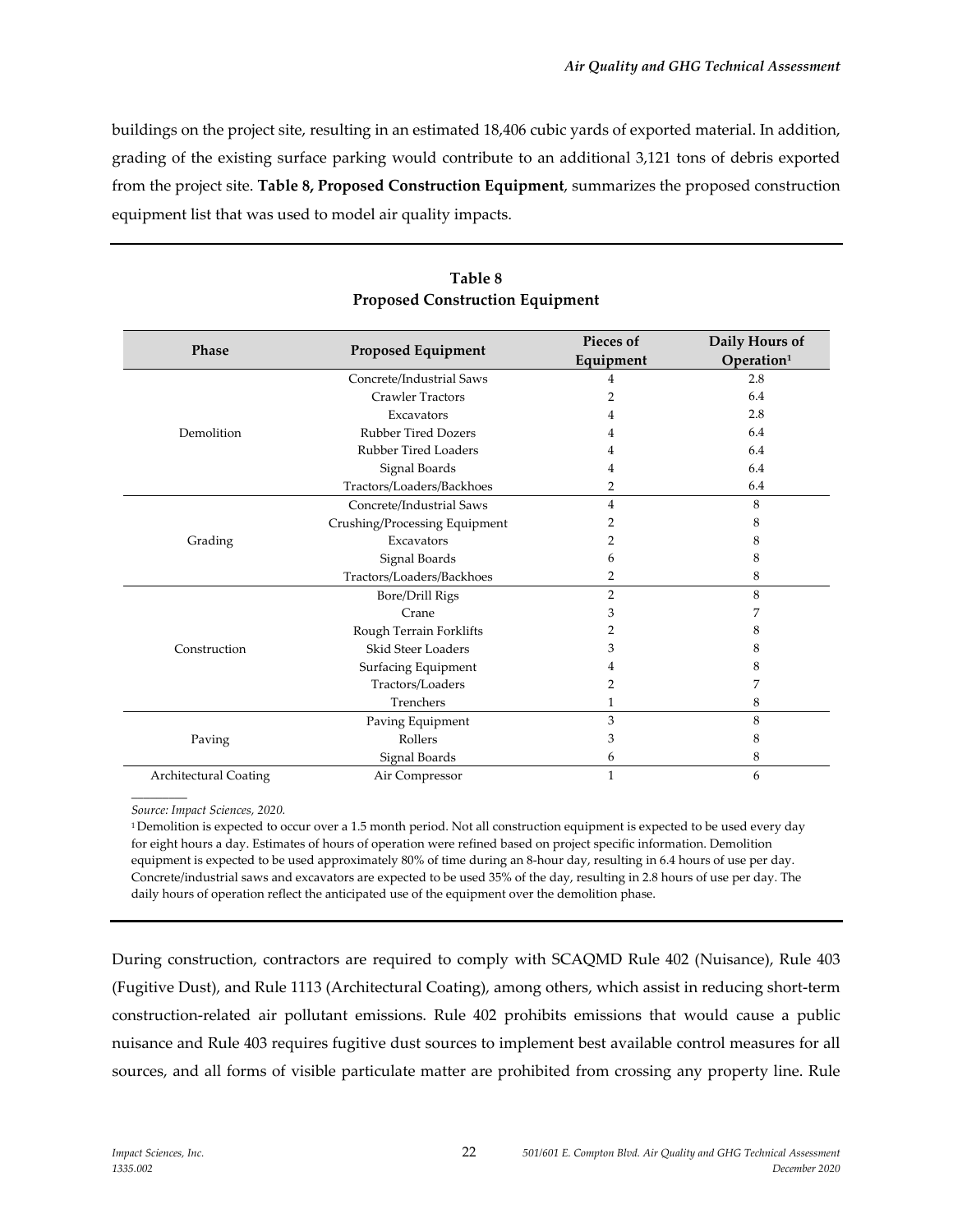buildings on the project site, resulting in an estimated 18,406 cubic yards of exported material. In addition, grading of the existing surface parking would contribute to an additional 3,121 tons of debris exported from the project site. **Table 8, Proposed Construction Equipment**, summarizes the proposed construction equipment list that was used to model air quality impacts.

**Table 8**
**Proposed Construction Equipment**

| Phase | Proposed Equipment | Pieces of Equipment | Daily Hours of Operation[1] |
|---|---|---|---|
| Demolition | Concrete/Industrial Saws | 4 | 2.8 |
| | Crawler Tractors | 2 | 6.4 |
| | Excavators | 4 | 2.8 |
| | Rubber Tired Dozers | 4 | 6.4 |
| | Rubber Tired Loaders | 4 | 6.4 |
| | Signal Boards | 4 | 6.4 |
| | Tractors/Loaders/Backhoes | 2 | 6.4 |
| Grading | Concrete/Industrial Saws | 4 | 8 |
| | Crushing/Processing Equipment | 2 | 8 |
| | Excavators | 2 | 8 |
| | Signal Boards | 6 | 8 |
| | Tractors/Loaders/Backhoes | 2 | 8 |
| Construction | Bore/Drill Rigs | 2 | 8 |
| | Crane | 3 | 7 |
| | Rough Terrain Forklifts | 2 | 8 |
| | Skid Steer Loaders | 3 | 8 |
| | Surfacing Equipment | 4 | 8 |
| | Tractors/Loaders | 2 | 7 |
| | Trenchers | 1 | 8 |
| Paving | Paving Equipment | 3 | 8 |
| | Rollers | 3 | 8 |
| | Signal Boards | 6 | 8 |
| Architectural Coating | Air Compressor | 1 | 6 |

*Source: Impact Sciences, 2020.*

[1] Demolition is expected to occur over a 1.5 month period. Not all construction equipment is expected to be used every day for eight hours a day. Estimates of hours of operation were refined based on project specific information. Demolition equipment is expected to be used approximately 80% of time during an 8-hour day, resulting in 6.4 hours of use per day. Concrete/industrial saws and excavators are expected to be used 35% of the day, resulting in 2.8 hours of use per day. The daily hours of operation reflect the anticipated use of the equipment over the demolition phase.

During construction, contractors are required to comply with SCAQMD Rule 402 (Nuisance), Rule 403 (Fugitive Dust), and Rule 1113 (Architectural Coating), among others, which assist in reducing short-term construction-related air pollutant emissions. Rule 402 prohibits emissions that would cause a public nuisance and Rule 403 requires fugitive dust sources to implement best available control measures for all sources, and all forms of visible particulate matter are prohibited from crossing any property line. Rule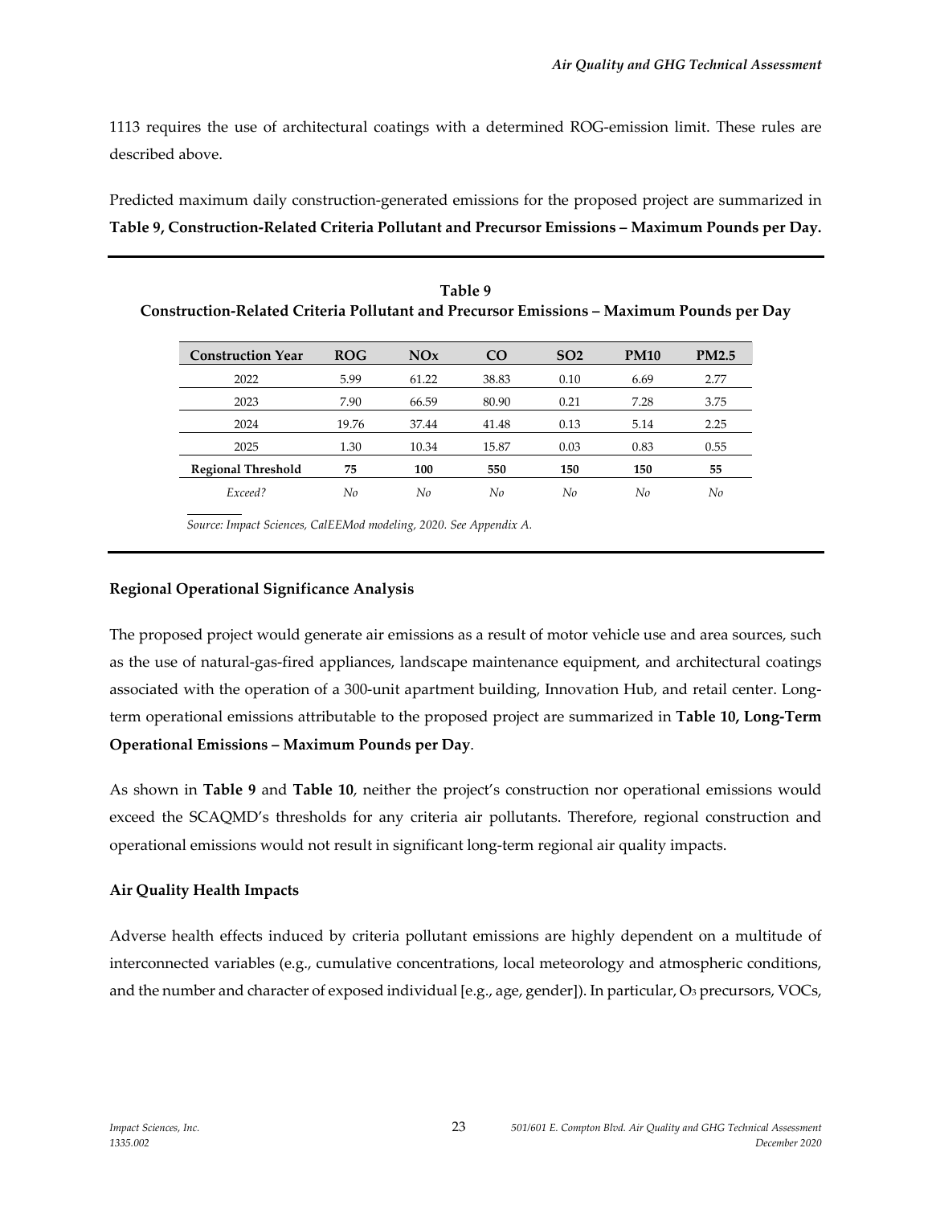1113 requires the use of architectural coatings with a determined ROG-emission limit. These rules are described above.

Predicted maximum daily construction-generated emissions for the proposed project are summarized in **Table 9, Construction-Related Criteria Pollutant and Precursor Emissions – Maximum Pounds per Day.**

**Table 9**
**Construction-Related Criteria Pollutant and Precursor Emissions – Maximum Pounds per Day**

| Construction Year | ROG | NOx | CO | SO2 | PM10 | PM2.5 |
|---|---|---|---|---|---|---|
| 2022 | 5.99 | 61.22 | 38.83 | 0.10 | 6.69 | 2.77 |
| 2023 | 7.90 | 66.59 | 80.90 | 0.21 | 7.28 | 3.75 |
| 2024 | 19.76 | 37.44 | 41.48 | 0.13 | 5.14 | 2.25 |
| 2025 | 1.30 | 10.34 | 15.87 | 0.03 | 0.83 | 0.55 |
| **Regional Threshold** | **75** | **100** | **550** | **150** | **150** | **55** |
| *Exceed?* | *No* | *No* | *No* | *No* | *No* | *No* |

*Source: Impact Sciences, CalEEMod modeling, 2020. See Appendix A.*

**Regional Operational Significance Analysis**

The proposed project would generate air emissions as a result of motor vehicle use and area sources, such as the use of natural-gas-fired appliances, landscape maintenance equipment, and architectural coatings associated with the operation of a 300-unit apartment building, Innovation Hub, and retail center. Long-term operational emissions attributable to the proposed project are summarized in **Table 10, Long-Term Operational Emissions – Maximum Pounds per Day**.

As shown in **Table 9** and **Table 10**, neither the project's construction nor operational emissions would exceed the SCAQMD's thresholds for any criteria air pollutants. Therefore, regional construction and operational emissions would not result in significant long-term regional air quality impacts.

**Air Quality Health Impacts**

Adverse health effects induced by criteria pollutant emissions are highly dependent on a multitude of interconnected variables (e.g., cumulative concentrations, local meteorology and atmospheric conditions, and the number and character of exposed individual [e.g., age, gender]). In particular, $O_3$ precursors, VOCs,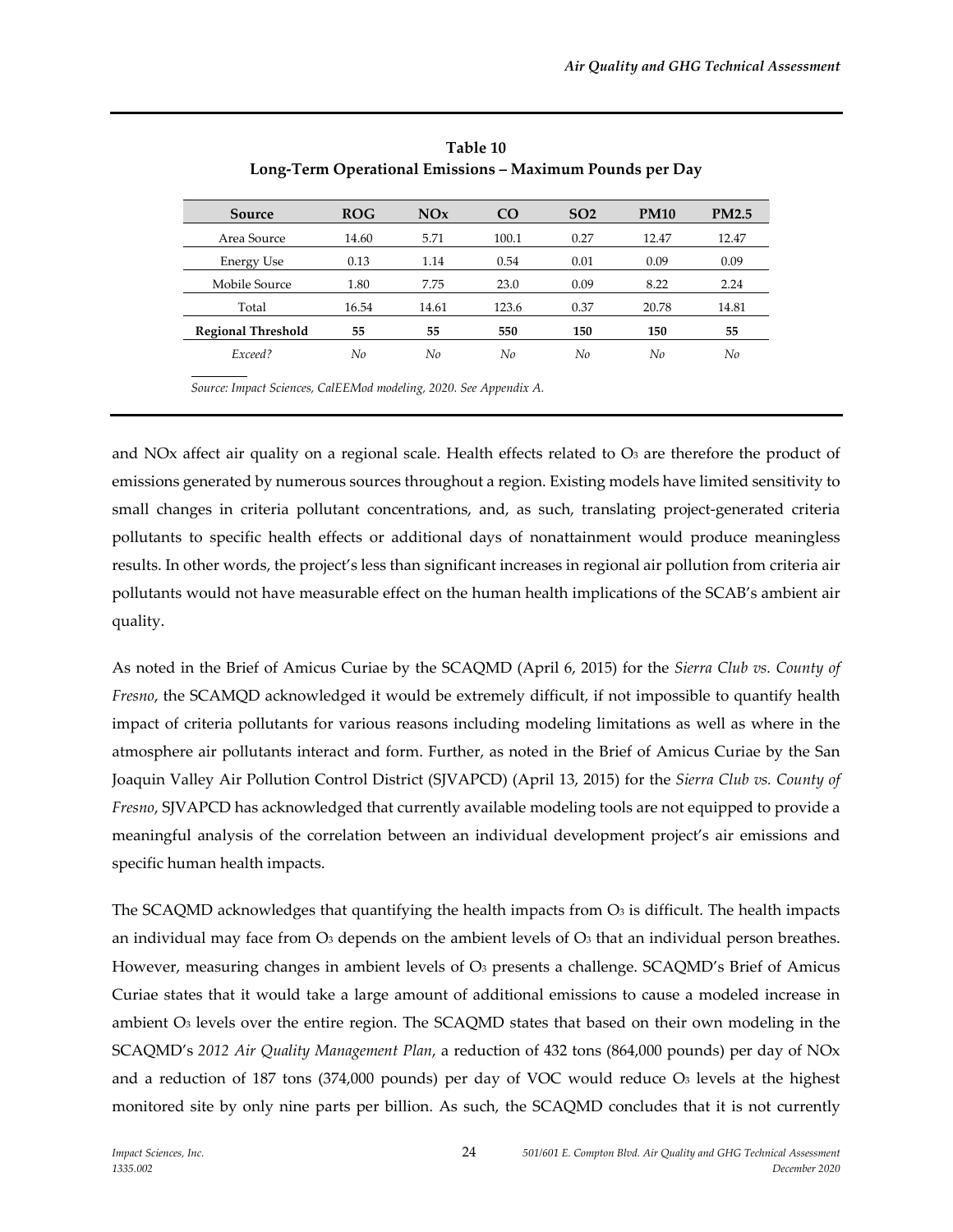**Table 10**
**Long-Term Operational Emissions – Maximum Pounds per Day**

| Source | ROG | NOx | CO | SO2 | PM10 | PM2.5 |
|---|---|---|---|---|---|---|
| Area Source | 14.60 | 5.71 | 100.1 | 0.27 | 12.47 | 12.47 |
| Energy Use | 0.13 | 1.14 | 0.54 | 0.01 | 0.09 | 0.09 |
| Mobile Source | 1.80 | 7.75 | 23.0 | 0.09 | 8.22 | 2.24 |
| Total | 16.54 | 14.61 | 123.6 | 0.37 | 20.78 | 14.81 |
| **Regional Threshold** | **55** | **55** | **550** | **150** | **150** | **55** |
| *Exceed?* | *No* | *No* | *No* | *No* | *No* | *No* |

*Source: Impact Sciences, CalEEMod modeling, 2020. See Appendix A.*

and NOx affect air quality on a regional scale. Health effects related to $O_3$ are therefore the product of emissions generated by numerous sources throughout a region. Existing models have limited sensitivity to small changes in criteria pollutant concentrations, and, as such, translating project-generated criteria pollutants to specific health effects or additional days of nonattainment would produce meaningless results. In other words, the project's less than significant increases in regional air pollution from criteria air pollutants would not have measurable effect on the human health implications of the SCAB's ambient air quality.

As noted in the Brief of Amicus Curiae by the SCAQMD (April 6, 2015) for the *Sierra Club vs. County of Fresno*, the SCAMQD acknowledged it would be extremely difficult, if not impossible to quantify health impact of criteria pollutants for various reasons including modeling limitations as well as where in the atmosphere air pollutants interact and form. Further, as noted in the Brief of Amicus Curiae by the San Joaquin Valley Air Pollution Control District (SJVAPCD) (April 13, 2015) for the *Sierra Club vs. County of Fresno*, SJVAPCD has acknowledged that currently available modeling tools are not equipped to provide a meaningful analysis of the correlation between an individual development project's air emissions and specific human health impacts.

The SCAQMD acknowledges that quantifying the health impacts from $O_3$ is difficult. The health impacts an individual may face from $O_3$ depends on the ambient levels of $O_3$ that an individual person breathes. However, measuring changes in ambient levels of $O_3$ presents a challenge. SCAQMD's Brief of Amicus Curiae states that it would take a large amount of additional emissions to cause a modeled increase in ambient $O_3$ levels over the entire region. The SCAQMD states that based on their own modeling in the SCAQMD's *2012 Air Quality Management Plan*, a reduction of 432 tons (864,000 pounds) per day of NOx and a reduction of 187 tons (374,000 pounds) per day of VOC would reduce $O_3$ levels at the highest monitored site by only nine parts per billion. As such, the SCAQMD concludes that it is not currently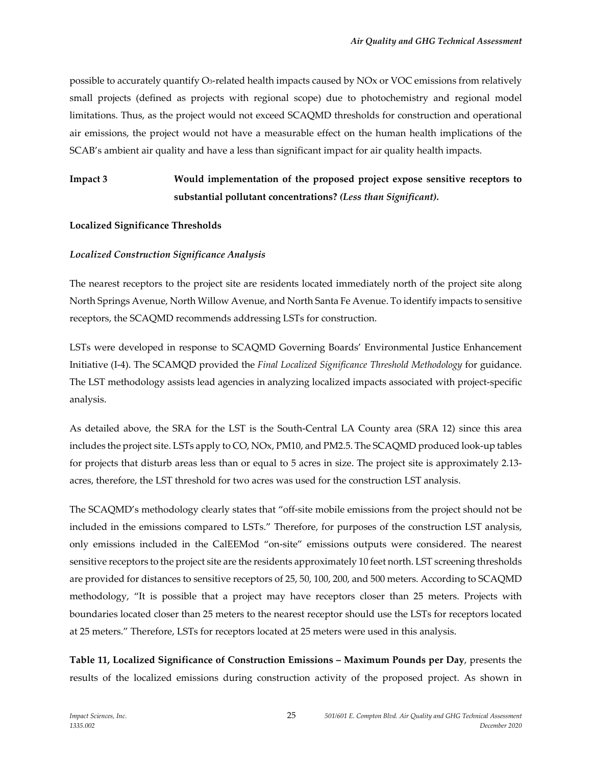possible to accurately quantify $O_3$-related health impacts caused by NOx or VOC emissions from relatively small projects (defined as projects with regional scope) due to photochemistry and regional model limitations. Thus, as the project would not exceed SCAQMD thresholds for construction and operational air emissions, the project would not have a measurable effect on the human health implications of the SCAB's ambient air quality and have a less than significant impact for air quality health impacts.

**Impact 3** **Would implementation of the proposed project expose sensitive receptors to substantial pollutant concentrations? *(Less than Significant).***

**Localized Significance Thresholds**

***Localized Construction Significance Analysis***

The nearest receptors to the project site are residents located immediately north of the project site along North Springs Avenue, North Willow Avenue, and North Santa Fe Avenue. To identify impacts to sensitive receptors, the SCAQMD recommends addressing LSTs for construction.

LSTs were developed in response to SCAQMD Governing Boards' Environmental Justice Enhancement Initiative (I-4). The SCAMQD provided the *Final Localized Significance Threshold Methodology* for guidance. The LST methodology assists lead agencies in analyzing localized impacts associated with project-specific analysis.

As detailed above, the SRA for the LST is the South-Central LA County area (SRA 12) since this area includes the project site. LSTs apply to CO, NOx, PM10, and PM2.5. The SCAQMD produced look-up tables for projects that disturb areas less than or equal to 5 acres in size. The project site is approximately 2.13-acres, therefore, the LST threshold for two acres was used for the construction LST analysis.

The SCAQMD's methodology clearly states that "off-site mobile emissions from the project should not be included in the emissions compared to LSTs." Therefore, for purposes of the construction LST analysis, only emissions included in the CalEEMod "on-site" emissions outputs were considered. The nearest sensitive receptors to the project site are the residents approximately 10 feet north. LST screening thresholds are provided for distances to sensitive receptors of 25, 50, 100, 200, and 500 meters. According to SCAQMD methodology, "It is possible that a project may have receptors closer than 25 meters. Projects with boundaries located closer than 25 meters to the nearest receptor should use the LSTs for receptors located at 25 meters." Therefore, LSTs for receptors located at 25 meters were used in this analysis.

**Table 11, Localized Significance of Construction Emissions – Maximum Pounds per Day**, presents the results of the localized emissions during construction activity of the proposed project. As shown in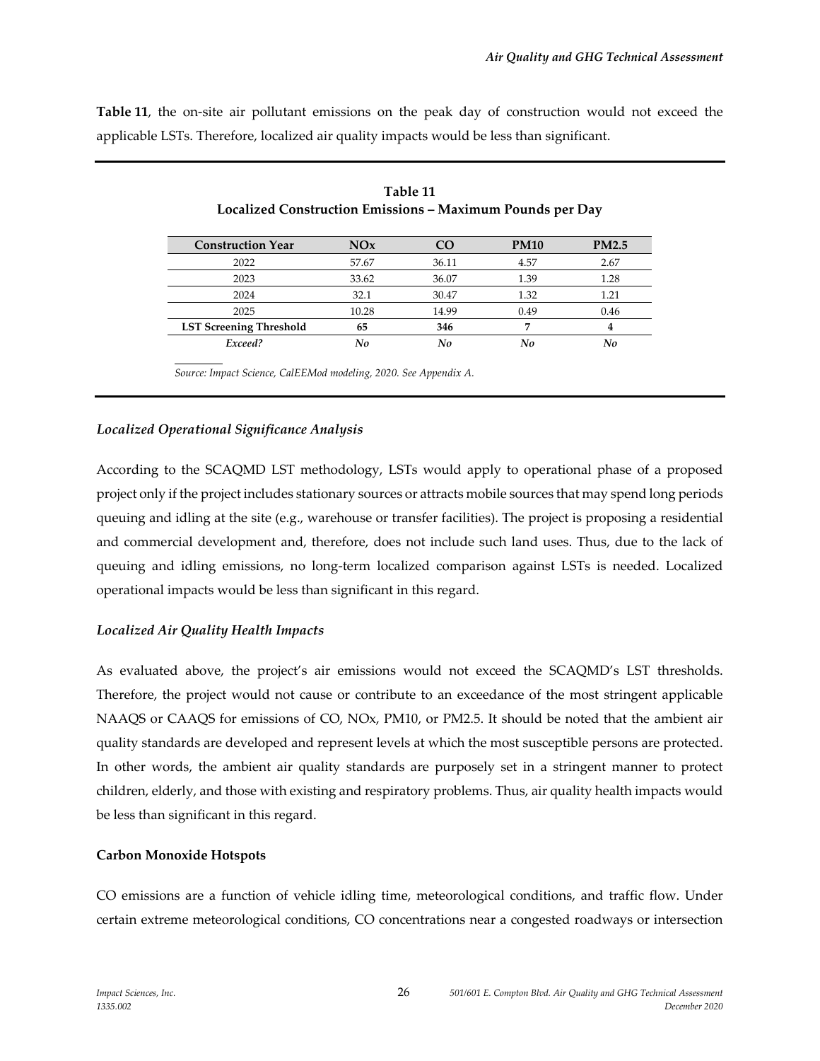**Table 11**, the on-site air pollutant emissions on the peak day of construction would not exceed the applicable LSTs. Therefore, localized air quality impacts would be less than significant.

**Table 11**
**Localized Construction Emissions – Maximum Pounds per Day**

| Construction Year | NOx | CO | PM10 | PM2.5 |
|---|---|---|---|---|
| 2022 | 57.67 | 36.11 | 4.57 | 2.67 |
| 2023 | 33.62 | 36.07 | 1.39 | 1.28 |
| 2024 | 32.1 | 30.47 | 1.32 | 1.21 |
| 2025 | 10.28 | 14.99 | 0.49 | 0.46 |
| **LST Screening Threshold** | **65** | **346** | **7** | **4** |
| ***Exceed?*** | ***No*** | ***No*** | ***No*** | ***No*** |

*Source: Impact Science, CalEEMod modeling, 2020. See Appendix A.*

*Localized Operational Significance Analysis*

According to the SCAQMD LST methodology, LSTs would apply to operational phase of a proposed project only if the project includes stationary sources or attracts mobile sources that may spend long periods queuing and idling at the site (e.g., warehouse or transfer facilities). The project is proposing a residential and commercial development and, therefore, does not include such land uses. Thus, due to the lack of queuing and idling emissions, no long-term localized comparison against LSTs is needed. Localized operational impacts would be less than significant in this regard.

*Localized Air Quality Health Impacts*

As evaluated above, the project's air emissions would not exceed the SCAQMD's LST thresholds. Therefore, the project would not cause or contribute to an exceedance of the most stringent applicable NAAQS or CAAQS for emissions of CO, NOx, PM10, or PM2.5. It should be noted that the ambient air quality standards are developed and represent levels at which the most susceptible persons are protected. In other words, the ambient air quality standards are purposely set in a stringent manner to protect children, elderly, and those with existing and respiratory problems. Thus, air quality health impacts would be less than significant in this regard.

**Carbon Monoxide Hotspots**

CO emissions are a function of vehicle idling time, meteorological conditions, and traffic flow. Under certain extreme meteorological conditions, CO concentrations near a congested roadways or intersection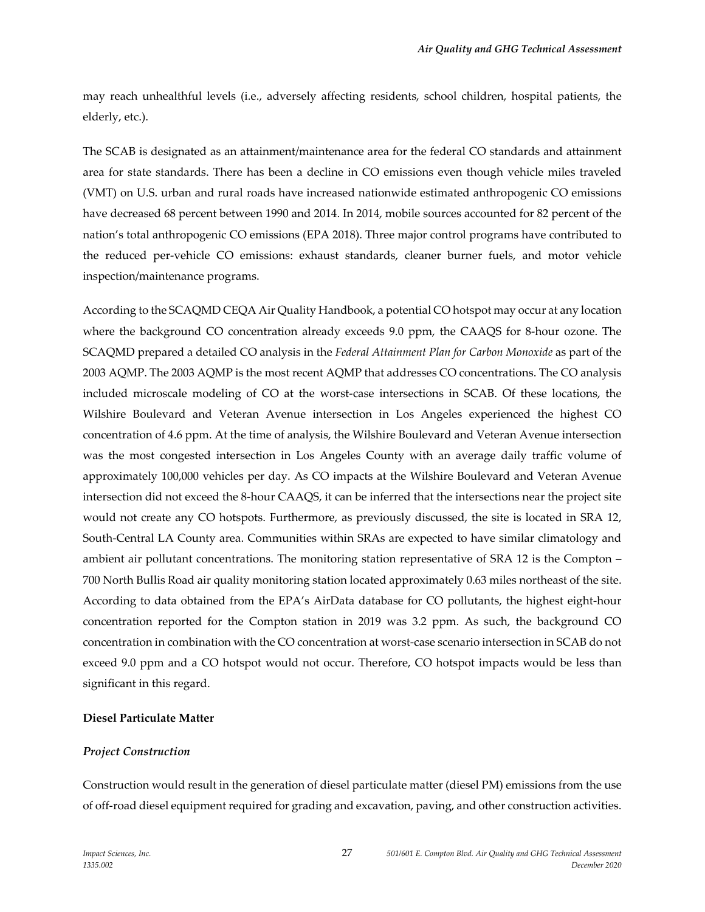may reach unhealthful levels (i.e., adversely affecting residents, school children, hospital patients, the elderly, etc.).

The SCAB is designated as an attainment/maintenance area for the federal CO standards and attainment area for state standards. There has been a decline in CO emissions even though vehicle miles traveled (VMT) on U.S. urban and rural roads have increased nationwide estimated anthropogenic CO emissions have decreased 68 percent between 1990 and 2014. In 2014, mobile sources accounted for 82 percent of the nation's total anthropogenic CO emissions (EPA 2018). Three major control programs have contributed to the reduced per-vehicle CO emissions: exhaust standards, cleaner burner fuels, and motor vehicle inspection/maintenance programs.

According to the SCAQMD CEQA Air Quality Handbook, a potential CO hotspot may occur at any location where the background CO concentration already exceeds 9.0 ppm, the CAAQS for 8-hour ozone. The SCAQMD prepared a detailed CO analysis in the *Federal Attainment Plan for Carbon Monoxide* as part of the 2003 AQMP. The 2003 AQMP is the most recent AQMP that addresses CO concentrations. The CO analysis included microscale modeling of CO at the worst-case intersections in SCAB. Of these locations, the Wilshire Boulevard and Veteran Avenue intersection in Los Angeles experienced the highest CO concentration of 4.6 ppm. At the time of analysis, the Wilshire Boulevard and Veteran Avenue intersection was the most congested intersection in Los Angeles County with an average daily traffic volume of approximately 100,000 vehicles per day. As CO impacts at the Wilshire Boulevard and Veteran Avenue intersection did not exceed the 8-hour CAAQS, it can be inferred that the intersections near the project site would not create any CO hotspots. Furthermore, as previously discussed, the site is located in SRA 12, South-Central LA County area. Communities within SRAs are expected to have similar climatology and ambient air pollutant concentrations. The monitoring station representative of SRA 12 is the Compton – 700 North Bullis Road air quality monitoring station located approximately 0.63 miles northeast of the site. According to data obtained from the EPA's AirData database for CO pollutants, the highest eight-hour concentration reported for the Compton station in 2019 was 3.2 ppm. As such, the background CO concentration in combination with the CO concentration at worst-case scenario intersection in SCAB do not exceed 9.0 ppm and a CO hotspot would not occur. Therefore, CO hotspot impacts would be less than significant in this regard.

**Diesel Particulate Matter**

***Project Construction***

Construction would result in the generation of diesel particulate matter (diesel PM) emissions from the use of off-road diesel equipment required for grading and excavation, paving, and other construction activities.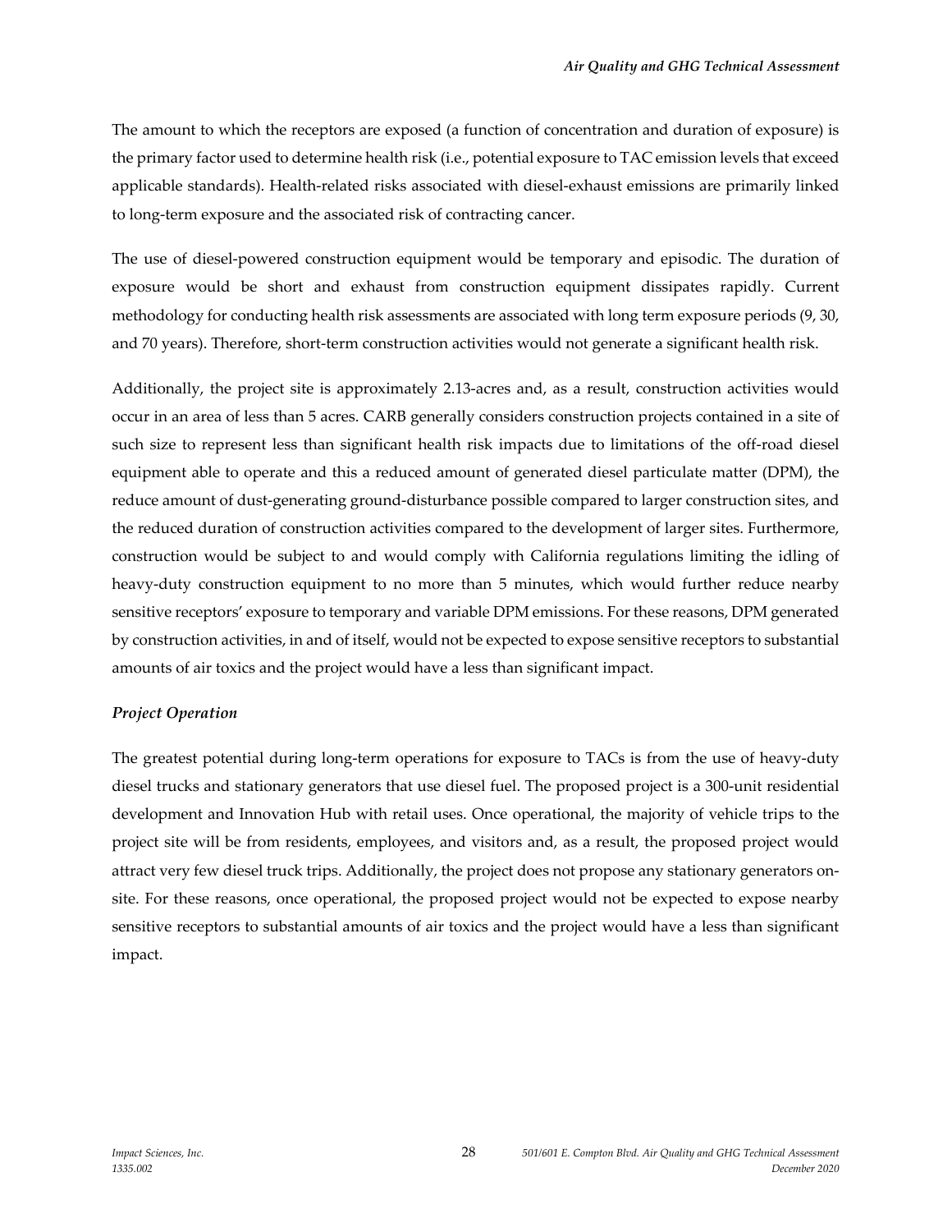The amount to which the receptors are exposed (a function of concentration and duration of exposure) is the primary factor used to determine health risk (i.e., potential exposure to TAC emission levels that exceed applicable standards). Health-related risks associated with diesel-exhaust emissions are primarily linked to long-term exposure and the associated risk of contracting cancer.

The use of diesel-powered construction equipment would be temporary and episodic. The duration of exposure would be short and exhaust from construction equipment dissipates rapidly. Current methodology for conducting health risk assessments are associated with long term exposure periods (9, 30, and 70 years). Therefore, short-term construction activities would not generate a significant health risk.

Additionally, the project site is approximately 2.13-acres and, as a result, construction activities would occur in an area of less than 5 acres. CARB generally considers construction projects contained in a site of such size to represent less than significant health risk impacts due to limitations of the off-road diesel equipment able to operate and this a reduced amount of generated diesel particulate matter (DPM), the reduce amount of dust-generating ground-disturbance possible compared to larger construction sites, and the reduced duration of construction activities compared to the development of larger sites. Furthermore, construction would be subject to and would comply with California regulations limiting the idling of heavy-duty construction equipment to no more than 5 minutes, which would further reduce nearby sensitive receptors' exposure to temporary and variable DPM emissions. For these reasons, DPM generated by construction activities, in and of itself, would not be expected to expose sensitive receptors to substantial amounts of air toxics and the project would have a less than significant impact.

***Project Operation***

The greatest potential during long-term operations for exposure to TACs is from the use of heavy-duty diesel trucks and stationary generators that use diesel fuel. The proposed project is a 300-unit residential development and Innovation Hub with retail uses. Once operational, the majority of vehicle trips to the project site will be from residents, employees, and visitors and, as a result, the proposed project would attract very few diesel truck trips. Additionally, the project does not propose any stationary generators on-site. For these reasons, once operational, the proposed project would not be expected to expose nearby sensitive receptors to substantial amounts of air toxics and the project would have a less than significant impact.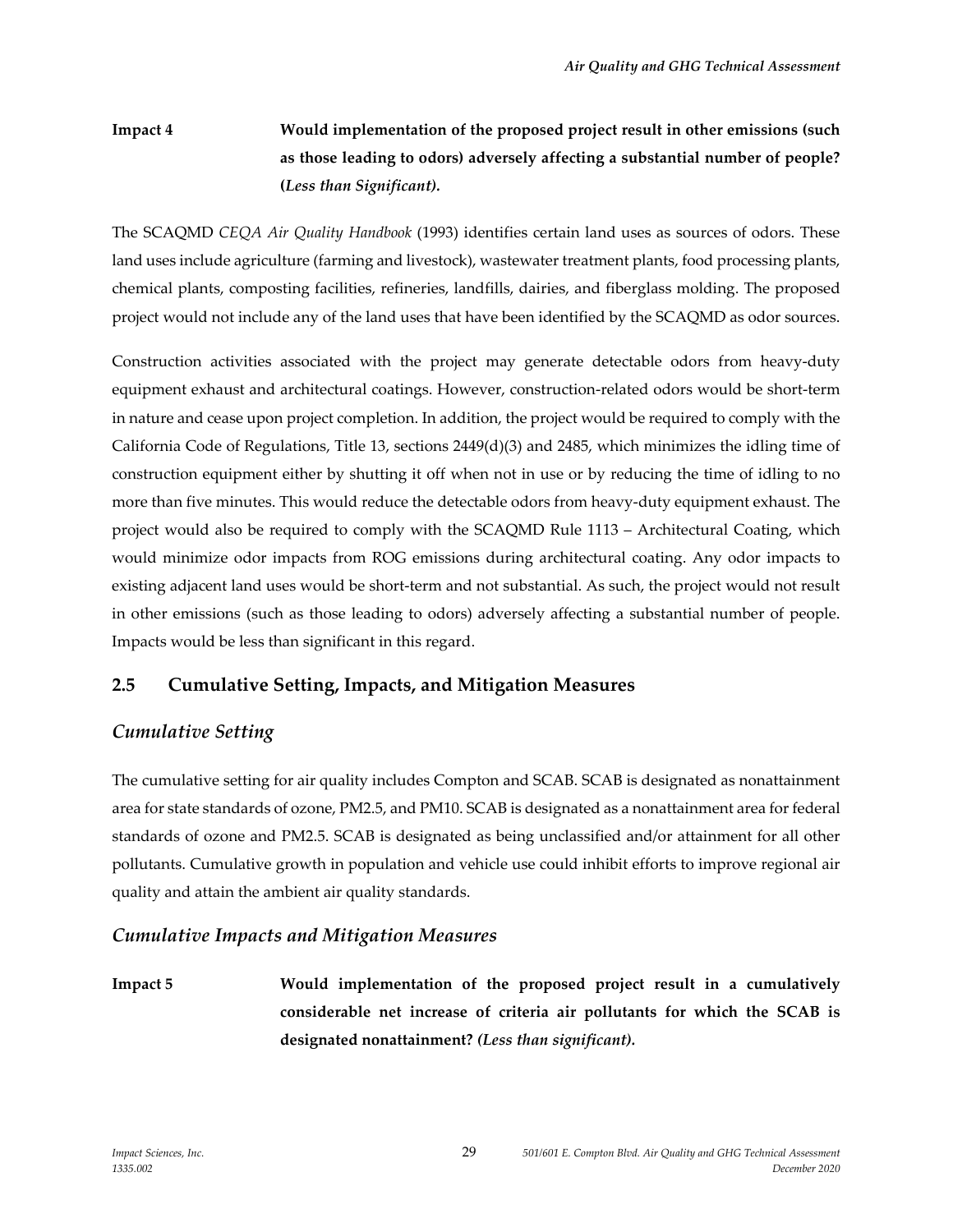**Impact 4** **Would implementation of the proposed project result in other emissions (such as those leading to odors) adversely affecting a substantial number of people? (*Less than Significant*).**

The SCAQMD *CEQA Air Quality Handbook* (1993) identifies certain land uses as sources of odors. These land uses include agriculture (farming and livestock), wastewater treatment plants, food processing plants, chemical plants, composting facilities, refineries, landfills, dairies, and fiberglass molding. The proposed project would not include any of the land uses that have been identified by the SCAQMD as odor sources.

Construction activities associated with the project may generate detectable odors from heavy-duty equipment exhaust and architectural coatings. However, construction-related odors would be short-term in nature and cease upon project completion. In addition, the project would be required to comply with the California Code of Regulations, Title 13, sections 2449(d)(3) and 2485, which minimizes the idling time of construction equipment either by shutting it off when not in use or by reducing the time of idling to no more than five minutes. This would reduce the detectable odors from heavy-duty equipment exhaust. The project would also be required to comply with the SCAQMD Rule 1113 – Architectural Coating, which would minimize odor impacts from ROG emissions during architectural coating. Any odor impacts to existing adjacent land uses would be short-term and not substantial. As such, the project would not result in other emissions (such as those leading to odors) adversely affecting a substantial number of people. Impacts would be less than significant in this regard.

## 2.5 Cumulative Setting, Impacts, and Mitigation Measures

### *Cumulative Setting*

The cumulative setting for air quality includes Compton and SCAB. SCAB is designated as nonattainment area for state standards of ozone, PM2.5, and PM10. SCAB is designated as a nonattainment area for federal standards of ozone and PM2.5. SCAB is designated as being unclassified and/or attainment for all other pollutants. Cumulative growth in population and vehicle use could inhibit efforts to improve regional air quality and attain the ambient air quality standards.

### *Cumulative Impacts and Mitigation Measures*

**Impact 5** **Would implementation of the proposed project result in a cumulatively considerable net increase of criteria air pollutants for which the SCAB is designated nonattainment? (*Less than significant*).**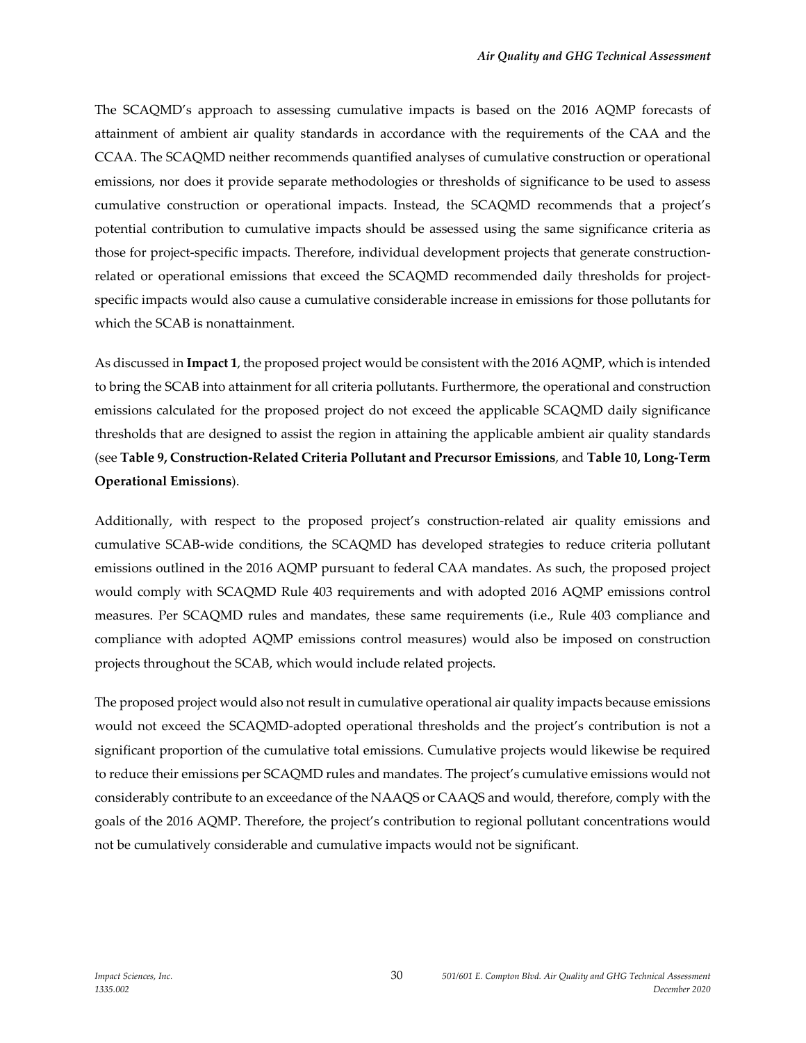The SCAQMD's approach to assessing cumulative impacts is based on the 2016 AQMP forecasts of attainment of ambient air quality standards in accordance with the requirements of the CAA and the CCAA. The SCAQMD neither recommends quantified analyses of cumulative construction or operational emissions, nor does it provide separate methodologies or thresholds of significance to be used to assess cumulative construction or operational impacts. Instead, the SCAQMD recommends that a project's potential contribution to cumulative impacts should be assessed using the same significance criteria as those for project-specific impacts. Therefore, individual development projects that generate construction-related or operational emissions that exceed the SCAQMD recommended daily thresholds for project-specific impacts would also cause a cumulative considerable increase in emissions for those pollutants for which the SCAB is nonattainment.

As discussed in **Impact 1**, the proposed project would be consistent with the 2016 AQMP, which is intended to bring the SCAB into attainment for all criteria pollutants. Furthermore, the operational and construction emissions calculated for the proposed project do not exceed the applicable SCAQMD daily significance thresholds that are designed to assist the region in attaining the applicable ambient air quality standards (see **Table 9, Construction-Related Criteria Pollutant and Precursor Emissions**, and **Table 10, Long-Term Operational Emissions**).

Additionally, with respect to the proposed project's construction-related air quality emissions and cumulative SCAB-wide conditions, the SCAQMD has developed strategies to reduce criteria pollutant emissions outlined in the 2016 AQMP pursuant to federal CAA mandates. As such, the proposed project would comply with SCAQMD Rule 403 requirements and with adopted 2016 AQMP emissions control measures. Per SCAQMD rules and mandates, these same requirements (i.e., Rule 403 compliance and compliance with adopted AQMP emissions control measures) would also be imposed on construction projects throughout the SCAB, which would include related projects.

The proposed project would also not result in cumulative operational air quality impacts because emissions would not exceed the SCAQMD-adopted operational thresholds and the project's contribution is not a significant proportion of the cumulative total emissions. Cumulative projects would likewise be required to reduce their emissions per SCAQMD rules and mandates. The project's cumulative emissions would not considerably contribute to an exceedance of the NAAQS or CAAQS and would, therefore, comply with the goals of the 2016 AQMP. Therefore, the project's contribution to regional pollutant concentrations would not be cumulatively considerable and cumulative impacts would not be significant.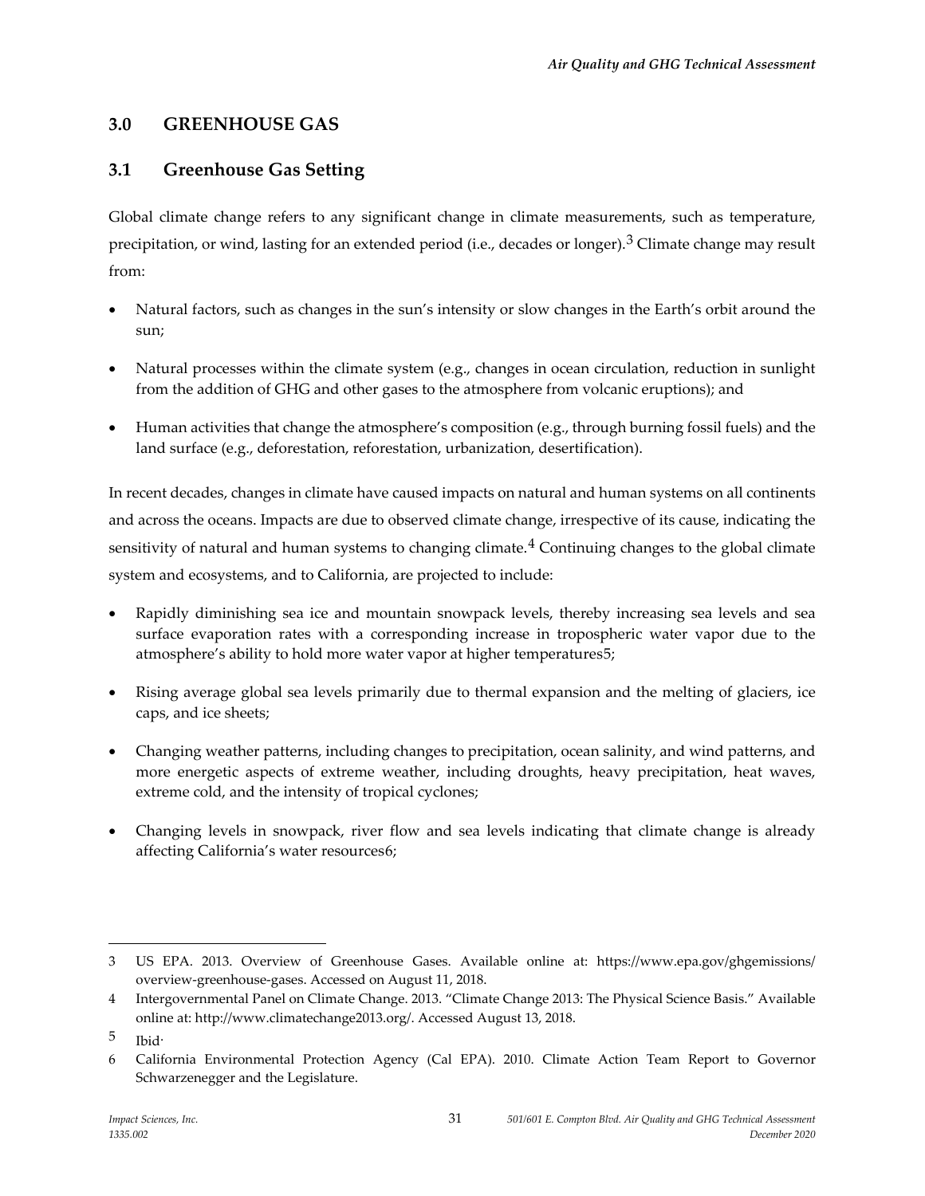## 3.0 GREENHOUSE GAS

### 3.1 Greenhouse Gas Setting

Global climate change refers to any significant change in climate measurements, such as temperature, precipitation, or wind, lasting for an extended period (i.e., decades or longer).[3] Climate change may result from:

- Natural factors, such as changes in the sun's intensity or slow changes in the Earth's orbit around the sun;
- Natural processes within the climate system (e.g., changes in ocean circulation, reduction in sunlight from the addition of GHG and other gases to the atmosphere from volcanic eruptions); and
- Human activities that change the atmosphere's composition (e.g., through burning fossil fuels) and the land surface (e.g., deforestation, reforestation, urbanization, desertification).

In recent decades, changes in climate have caused impacts on natural and human systems on all continents and across the oceans. Impacts are due to observed climate change, irrespective of its cause, indicating the sensitivity of natural and human systems to changing climate.[4] Continuing changes to the global climate system and ecosystems, and to California, are projected to include:

- Rapidly diminishing sea ice and mountain snowpack levels, thereby increasing sea levels and sea surface evaporation rates with a corresponding increase in tropospheric water vapor due to the atmosphere's ability to hold more water vapor at higher temperatures5;
- Rising average global sea levels primarily due to thermal expansion and the melting of glaciers, ice caps, and ice sheets;
- Changing weather patterns, including changes to precipitation, ocean salinity, and wind patterns, and more energetic aspects of extreme weather, including droughts, heavy precipitation, heat waves, extreme cold, and the intensity of tropical cyclones;
- Changing levels in snowpack, river flow and sea levels indicating that climate change is already affecting California's water resources6;

---

3 US EPA. 2013. Overview of Greenhouse Gases. Available online at: https://www.epa.gov/ghgemissions/overview-greenhouse-gases. Accessed on August 11, 2018.

4 Intergovernmental Panel on Climate Change. 2013. "Climate Change 2013: The Physical Science Basis." Available online at: http://www.climatechange2013.org/. Accessed August 13, 2018.

5 Ibid·

6 California Environmental Protection Agency (Cal EPA). 2010. Climate Action Team Report to Governor Schwarzenegger and the Legislature.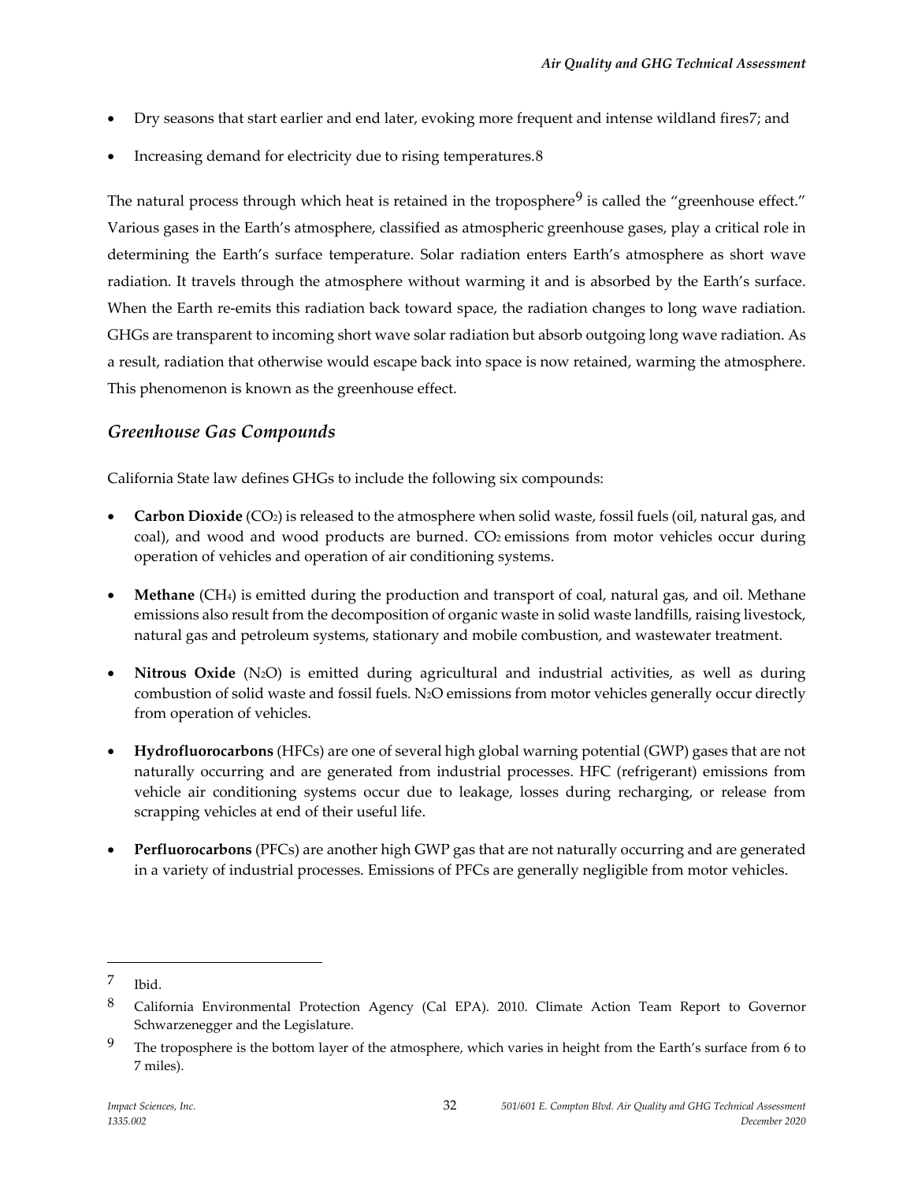- Dry seasons that start earlier and end later, evoking more frequent and intense wildland fires7; and
- Increasing demand for electricity due to rising temperatures.8

The natural process through which heat is retained in the troposphere[9] is called the "greenhouse effect." Various gases in the Earth's atmosphere, classified as atmospheric greenhouse gases, play a critical role in determining the Earth's surface temperature. Solar radiation enters Earth's atmosphere as short wave radiation. It travels through the atmosphere without warming it and is absorbed by the Earth's surface. When the Earth re-emits this radiation back toward space, the radiation changes to long wave radiation. GHGs are transparent to incoming short wave solar radiation but absorb outgoing long wave radiation. As a result, radiation that otherwise would escape back into space is now retained, warming the atmosphere. This phenomenon is known as the greenhouse effect.

## *Greenhouse Gas Compounds*

California State law defines GHGs to include the following six compounds:

- **Carbon Dioxide** ($CO_2$) is released to the atmosphere when solid waste, fossil fuels (oil, natural gas, and coal), and wood and wood products are burned. $CO_2$ emissions from motor vehicles occur during operation of vehicles and operation of air conditioning systems.
- **Methane** ($CH_4$) is emitted during the production and transport of coal, natural gas, and oil. Methane emissions also result from the decomposition of organic waste in solid waste landfills, raising livestock, natural gas and petroleum systems, stationary and mobile combustion, and wastewater treatment.
- **Nitrous Oxide** ($N_2O$) is emitted during agricultural and industrial activities, as well as during combustion of solid waste and fossil fuels. $N_2O$ emissions from motor vehicles generally occur directly from operation of vehicles.
- **Hydrofluorocarbons** (HFCs) are one of several high global warning potential (GWP) gases that are not naturally occurring and are generated from industrial processes. HFC (refrigerant) emissions from vehicle air conditioning systems occur due to leakage, losses during recharging, or release from scrapping vehicles at end of their useful life.
- **Perfluorocarbons** (PFCs) are another high GWP gas that are not naturally occurring and are generated in a variety of industrial processes. Emissions of PFCs are generally negligible from motor vehicles.

---

[7] Ibid.

[8] California Environmental Protection Agency (Cal EPA). 2010. Climate Action Team Report to Governor Schwarzenegger and the Legislature.

[9] The troposphere is the bottom layer of the atmosphere, which varies in height from the Earth's surface from 6 to 7 miles).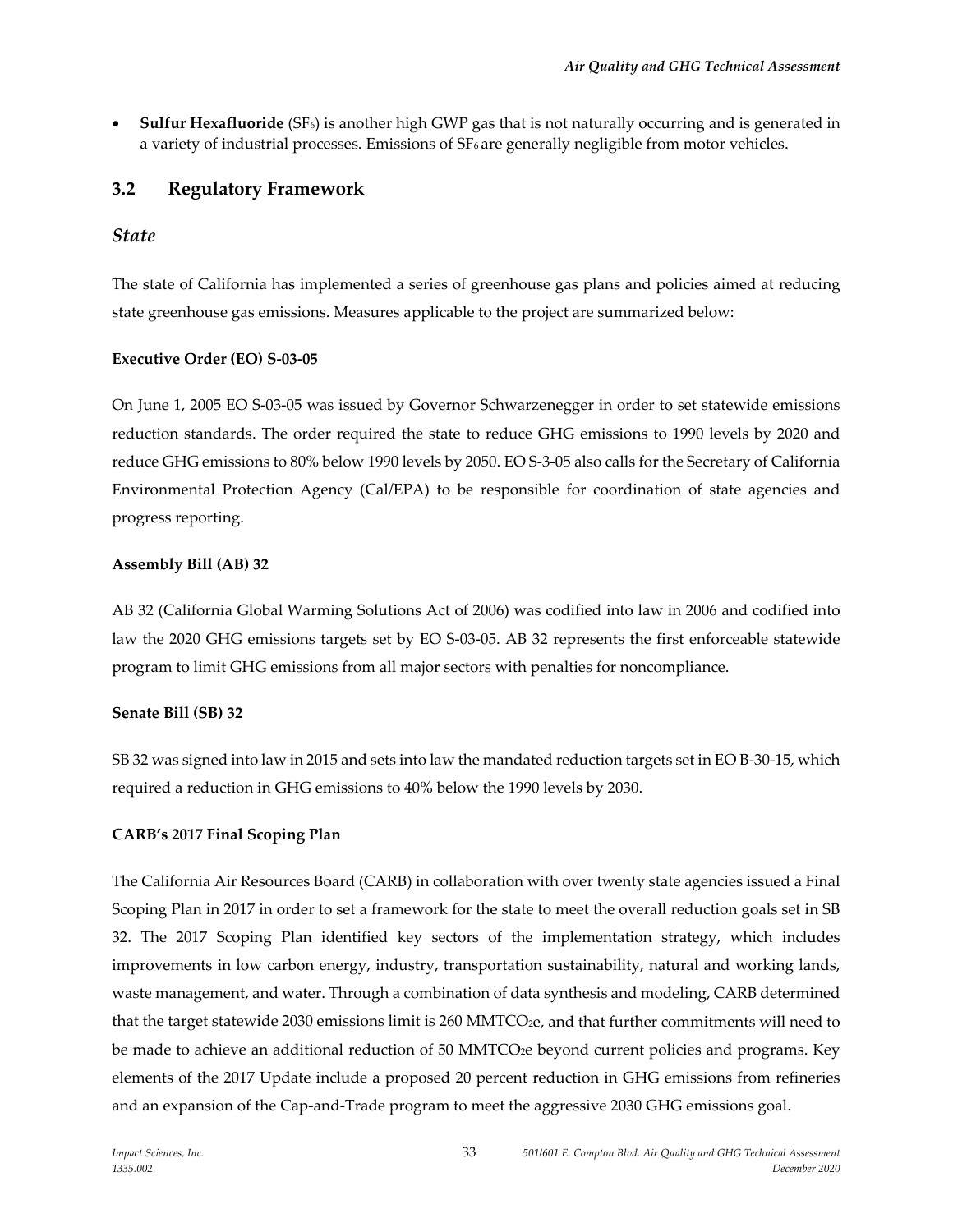- **Sulfur Hexafluoride** ($SF_6$) is another high GWP gas that is not naturally occurring and is generated in a variety of industrial processes. Emissions of $SF_6$ are generally negligible from motor vehicles.

## 3.2 Regulatory Framework

### *State*

The state of California has implemented a series of greenhouse gas plans and policies aimed at reducing state greenhouse gas emissions. Measures applicable to the project are summarized below:

**Executive Order (EO) S-03-05**

On June 1, 2005 EO S-03-05 was issued by Governor Schwarzenegger in order to set statewide emissions reduction standards. The order required the state to reduce GHG emissions to 1990 levels by 2020 and reduce GHG emissions to 80% below 1990 levels by 2050. EO S-3-05 also calls for the Secretary of California Environmental Protection Agency (Cal/EPA) to be responsible for coordination of state agencies and progress reporting.

**Assembly Bill (AB) 32**

AB 32 (California Global Warming Solutions Act of 2006) was codified into law in 2006 and codified into law the 2020 GHG emissions targets set by EO S-03-05. AB 32 represents the first enforceable statewide program to limit GHG emissions from all major sectors with penalties for noncompliance.

**Senate Bill (SB) 32**

SB 32 was signed into law in 2015 and sets into law the mandated reduction targets set in EO B-30-15, which required a reduction in GHG emissions to 40% below the 1990 levels by 2030.

**CARB's 2017 Final Scoping Plan**

The California Air Resources Board (CARB) in collaboration with over twenty state agencies issued a Final Scoping Plan in 2017 in order to set a framework for the state to meet the overall reduction goals set in SB 32. The 2017 Scoping Plan identified key sectors of the implementation strategy, which includes improvements in low carbon energy, industry, transportation sustainability, natural and working lands, waste management, and water. Through a combination of data synthesis and modeling, CARB determined that the target statewide 2030 emissions limit is 260 $MMTCO_2e$, and that further commitments will need to be made to achieve an additional reduction of 50 $MMTCO_2e$ beyond current policies and programs. Key elements of the 2017 Update include a proposed 20 percent reduction in GHG emissions from refineries and an expansion of the Cap-and-Trade program to meet the aggressive 2030 GHG emissions goal.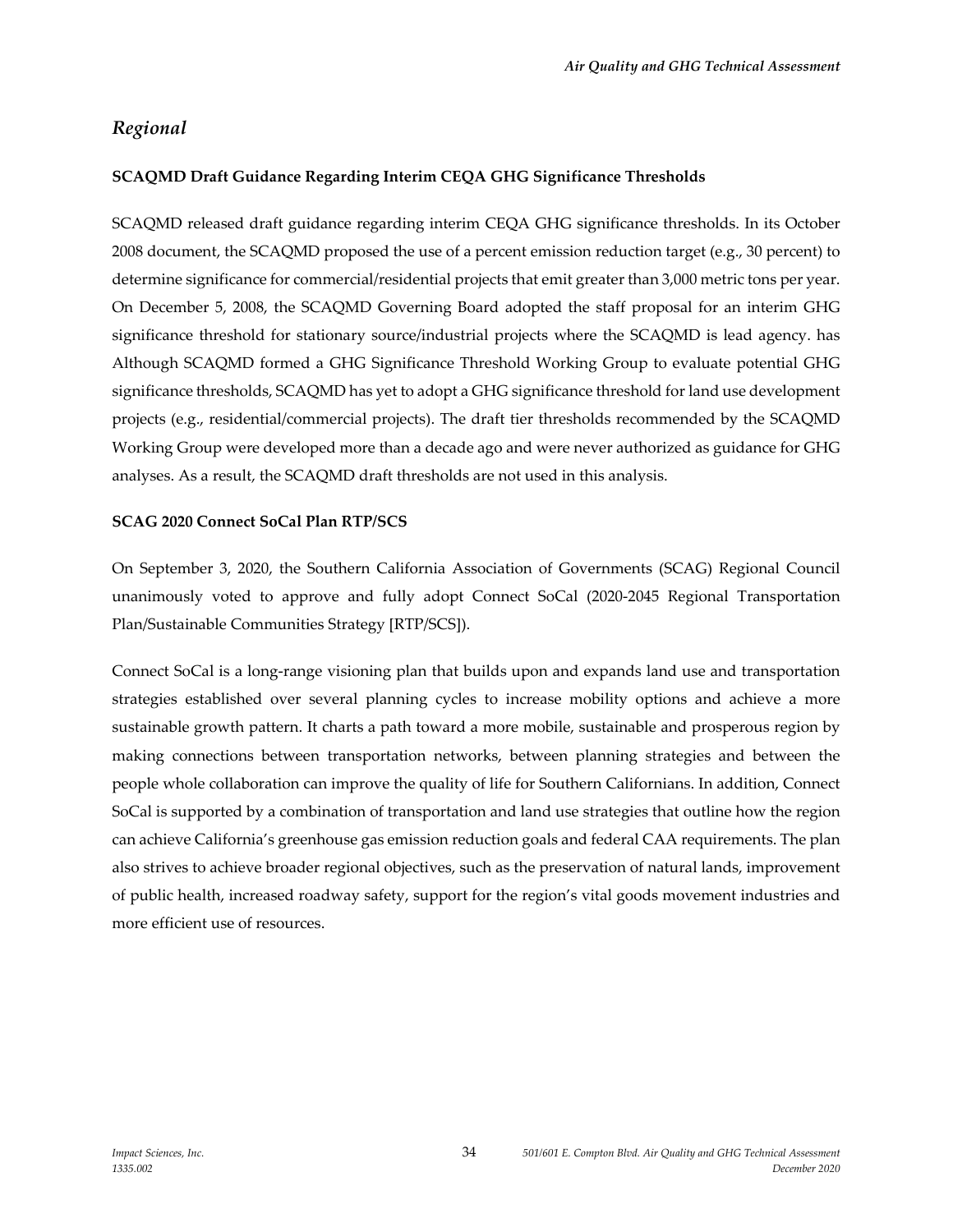## *Regional*

**SCAQMD Draft Guidance Regarding Interim CEQA GHG Significance Thresholds**

SCAQMD released draft guidance regarding interim CEQA GHG significance thresholds. In its October 2008 document, the SCAQMD proposed the use of a percent emission reduction target (e.g., 30 percent) to determine significance for commercial/residential projects that emit greater than 3,000 metric tons per year. On December 5, 2008, the SCAQMD Governing Board adopted the staff proposal for an interim GHG significance threshold for stationary source/industrial projects where the SCAQMD is lead agency. has Although SCAQMD formed a GHG Significance Threshold Working Group to evaluate potential GHG significance thresholds, SCAQMD has yet to adopt a GHG significance threshold for land use development projects (e.g., residential/commercial projects). The draft tier thresholds recommended by the SCAQMD Working Group were developed more than a decade ago and were never authorized as guidance for GHG analyses. As a result, the SCAQMD draft thresholds are not used in this analysis.

**SCAG 2020 Connect SoCal Plan RTP/SCS**

On September 3, 2020, the Southern California Association of Governments (SCAG) Regional Council unanimously voted to approve and fully adopt Connect SoCal (2020-2045 Regional Transportation Plan/Sustainable Communities Strategy [RTP/SCS]).

Connect SoCal is a long-range visioning plan that builds upon and expands land use and transportation strategies established over several planning cycles to increase mobility options and achieve a more sustainable growth pattern. It charts a path toward a more mobile, sustainable and prosperous region by making connections between transportation networks, between planning strategies and between the people whole collaboration can improve the quality of life for Southern Californians. In addition, Connect SoCal is supported by a combination of transportation and land use strategies that outline how the region can achieve California's greenhouse gas emission reduction goals and federal CAA requirements. The plan also strives to achieve broader regional objectives, such as the preservation of natural lands, improvement of public health, increased roadway safety, support for the region's vital goods movement industries and more efficient use of resources.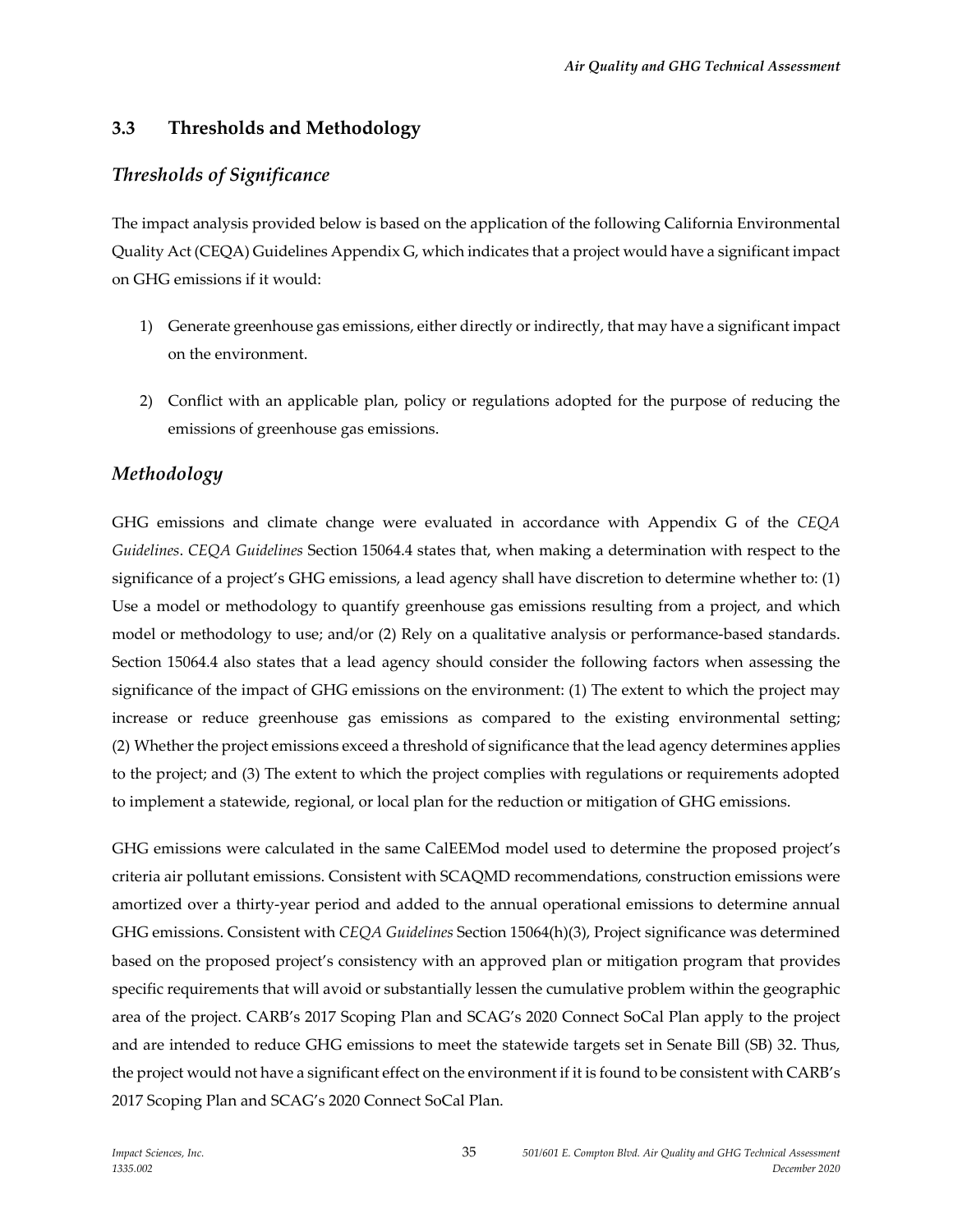## 3.3 Thresholds and Methodology

### *Thresholds of Significance*

The impact analysis provided below is based on the application of the following California Environmental Quality Act (CEQA) Guidelines Appendix G, which indicates that a project would have a significant impact on GHG emissions if it would:

1) Generate greenhouse gas emissions, either directly or indirectly, that may have a significant impact on the environment.

2) Conflict with an applicable plan, policy or regulations adopted for the purpose of reducing the emissions of greenhouse gas emissions.

### *Methodology*

GHG emissions and climate change were evaluated in accordance with Appendix G of the *CEQA Guidelines*. *CEQA Guidelines* Section 15064.4 states that, when making a determination with respect to the significance of a project's GHG emissions, a lead agency shall have discretion to determine whether to: (1) Use a model or methodology to quantify greenhouse gas emissions resulting from a project, and which model or methodology to use; and/or (2) Rely on a qualitative analysis or performance-based standards. Section 15064.4 also states that a lead agency should consider the following factors when assessing the significance of the impact of GHG emissions on the environment: (1) The extent to which the project may increase or reduce greenhouse gas emissions as compared to the existing environmental setting; (2) Whether the project emissions exceed a threshold of significance that the lead agency determines applies to the project; and (3) The extent to which the project complies with regulations or requirements adopted to implement a statewide, regional, or local plan for the reduction or mitigation of GHG emissions.

GHG emissions were calculated in the same CalEEMod model used to determine the proposed project's criteria air pollutant emissions. Consistent with SCAQMD recommendations, construction emissions were amortized over a thirty-year period and added to the annual operational emissions to determine annual GHG emissions. Consistent with *CEQA Guidelines* Section 15064(h)(3), Project significance was determined based on the proposed project's consistency with an approved plan or mitigation program that provides specific requirements that will avoid or substantially lessen the cumulative problem within the geographic area of the project. CARB's 2017 Scoping Plan and SCAG's 2020 Connect SoCal Plan apply to the project and are intended to reduce GHG emissions to meet the statewide targets set in Senate Bill (SB) 32. Thus, the project would not have a significant effect on the environment if it is found to be consistent with CARB's 2017 Scoping Plan and SCAG's 2020 Connect SoCal Plan.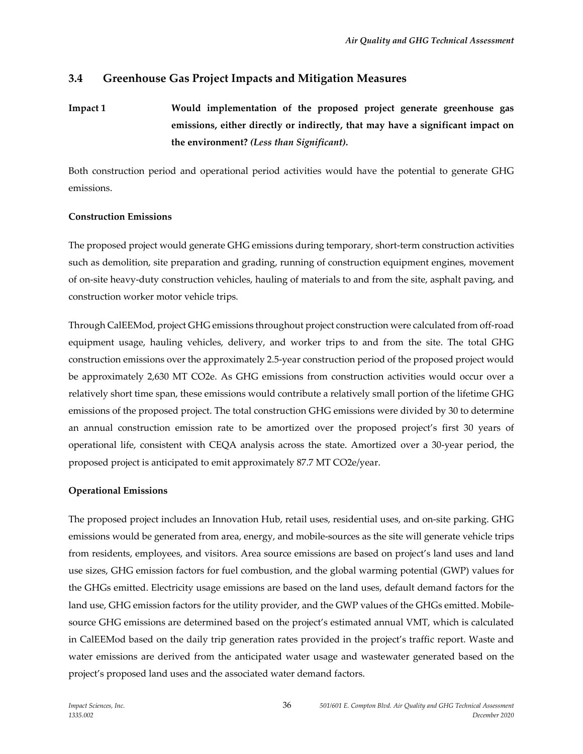## 3.4 Greenhouse Gas Project Impacts and Mitigation Measures

**Impact 1** **Would implementation of the proposed project generate greenhouse gas emissions, either directly or indirectly, that may have a significant impact on the environment? *(Less than Significant).***

Both construction period and operational period activities would have the potential to generate GHG emissions.

**Construction Emissions**

The proposed project would generate GHG emissions during temporary, short-term construction activities such as demolition, site preparation and grading, running of construction equipment engines, movement of on-site heavy-duty construction vehicles, hauling of materials to and from the site, asphalt paving, and construction worker motor vehicle trips.

Through CalEEMod, project GHG emissions throughout project construction were calculated from off-road equipment usage, hauling vehicles, delivery, and worker trips to and from the site. The total GHG construction emissions over the approximately 2.5-year construction period of the proposed project would be approximately 2,630 MT $CO_2e$. As GHG emissions from construction activities would occur over a relatively short time span, these emissions would contribute a relatively small portion of the lifetime GHG emissions of the proposed project. The total construction GHG emissions were divided by 30 to determine an annual construction emission rate to be amortized over the proposed project's first 30 years of operational life, consistent with CEQA analysis across the state. Amortized over a 30-year period, the proposed project is anticipated to emit approximately 87.7 MT $CO_2e$/year.

**Operational Emissions**

The proposed project includes an Innovation Hub, retail uses, residential uses, and on-site parking. GHG emissions would be generated from area, energy, and mobile-sources as the site will generate vehicle trips from residents, employees, and visitors. Area source emissions are based on project's land uses and land use sizes, GHG emission factors for fuel combustion, and the global warming potential (GWP) values for the GHGs emitted. Electricity usage emissions are based on the land uses, default demand factors for the land use, GHG emission factors for the utility provider, and the GWP values of the GHGs emitted. Mobile-source GHG emissions are determined based on the project's estimated annual VMT, which is calculated in CalEEMod based on the daily trip generation rates provided in the project's traffic report. Waste and water emissions are derived from the anticipated water usage and wastewater generated based on the project's proposed land uses and the associated water demand factors.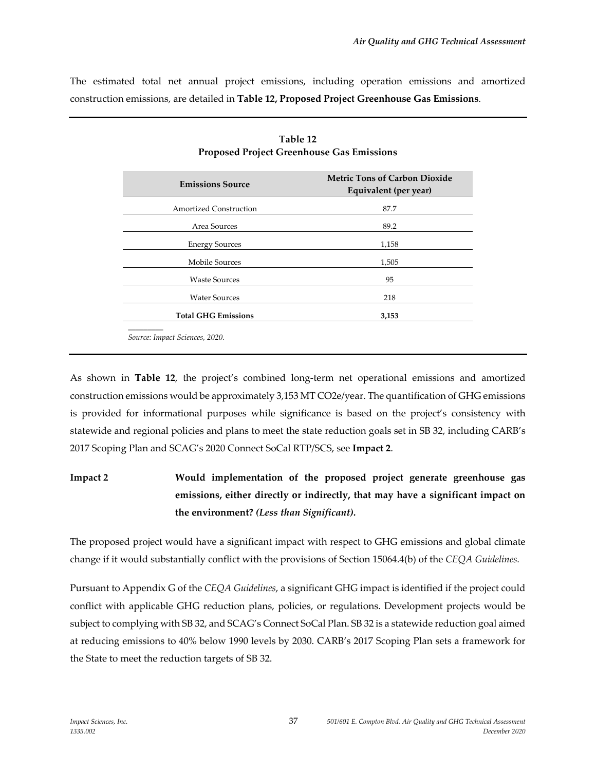The estimated total net annual project emissions, including operation emissions and amortized construction emissions, are detailed in **Table 12, Proposed Project Greenhouse Gas Emissions**.

**Table 12**
**Proposed Project Greenhouse Gas Emissions**

| Emissions Source | Metric Tons of Carbon Dioxide Equivalent (per year) |
|---|---|
| Amortized Construction | 87.7 |
| Area Sources | 89.2 |
| Energy Sources | 1,158 |
| Mobile Sources | 1,505 |
| Waste Sources | 95 |
| Water Sources | 218 |
| **Total GHG Emissions** | **3,153** |

*Source: Impact Sciences, 2020.*

As shown in **Table 12**, the project's combined long-term net operational emissions and amortized construction emissions would be approximately 3,153 MT CO2e/year. The quantification of GHG emissions is provided for informational purposes while significance is based on the project's consistency with statewide and regional policies and plans to meet the state reduction goals set in SB 32, including CARB's 2017 Scoping Plan and SCAG's 2020 Connect SoCal RTP/SCS, see **Impact 2**.

**Impact 2** **Would implementation of the proposed project generate greenhouse gas emissions, either directly or indirectly, that may have a significant impact on the environment? *(Less than Significant)*.**

The proposed project would have a significant impact with respect to GHG emissions and global climate change if it would substantially conflict with the provisions of Section 15064.4(b) of the *CEQA Guidelines.*

Pursuant to Appendix G of the *CEQA Guidelines*, a significant GHG impact is identified if the project could conflict with applicable GHG reduction plans, policies, or regulations. Development projects would be subject to complying with SB 32, and SCAG's Connect SoCal Plan. SB 32 is a statewide reduction goal aimed at reducing emissions to 40% below 1990 levels by 2030. CARB's 2017 Scoping Plan sets a framework for the State to meet the reduction targets of SB 32.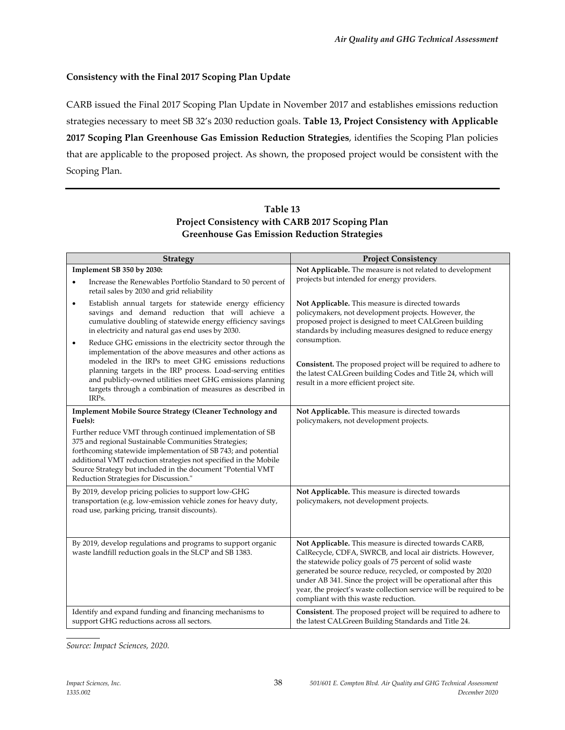**Consistency with the Final 2017 Scoping Plan Update**

CARB issued the Final 2017 Scoping Plan Update in November 2017 and establishes emissions reduction strategies necessary to meet SB 32's 2030 reduction goals. **Table 13, Project Consistency with Applicable 2017 Scoping Plan Greenhouse Gas Emission Reduction Strategies**, identifies the Scoping Plan policies that are applicable to the proposed project. As shown, the proposed project would be consistent with the Scoping Plan.

**Table 13**
**Project Consistency with CARB 2017 Scoping Plan**
**Greenhouse Gas Emission Reduction Strategies**

| Strategy | Project Consistency |
|---|---|
| **Implement SB 350 by 2030:** | |
| • Increase the Renewables Portfolio Standard to 50 percent of retail sales by 2030 and grid reliability | **Not Applicable.** The measure is not related to development projects but intended for energy providers. |
| • Establish annual targets for statewide energy efficiency savings and demand reduction that will achieve a cumulative doubling of statewide energy efficiency savings in electricity and natural gas end uses by 2030. | **Not Applicable.** This measure is directed towards policymakers, not development projects. However, the proposed project is designed to meet CALGreen building standards by including measures designed to reduce energy consumption. |
| • Reduce GHG emissions in the electricity sector through the implementation of the above measures and other actions as modeled in the IRPs to meet GHG emissions reductions planning targets in the IRP process. Load-serving entities and publicly-owned utilities meet GHG emissions planning targets through a combination of measures as described in IRPs. | **Consistent.** The proposed project will be required to adhere to the latest CALGreen building Codes and Title 24, which will result in a more efficient project site. |
| **Implement Mobile Source Strategy (Cleaner Technology and Fuels):** Further reduce VMT through continued implementation of SB 375 and regional Sustainable Communities Strategies; forthcoming statewide implementation of SB 743; and potential additional VMT reduction strategies not specified in the Mobile Source Strategy but included in the document "Potential VMT Reduction Strategies for Discussion." | **Not Applicable.** This measure is directed towards policymakers, not development projects. |
| By 2019, develop pricing policies to support low-GHG transportation (e.g. low-emission vehicle zones for heavy duty, road use, parking pricing, transit discounts). | **Not Applicable.** This measure is directed towards policymakers, not development projects. |
| By 2019, develop regulations and programs to support organic waste landfill reduction goals in the SLCP and SB 1383. | **Not Applicable.** This measure is directed towards CARB, CalRecycle, CDFA, SWRCB, and local air districts. However, the statewide policy goals of 75 percent of solid waste generated be source reduce, recycled, or composted by 2020 under AB 341. Since the project will be operational after this year, the project's waste collection service will be required to be compliant with this waste reduction. |
| Identify and expand funding and financing mechanisms to support GHG reductions across all sectors. | **Consistent**. The proposed project will be required to adhere to the latest CALGreen Building Standards and Title 24. |

*Source: Impact Sciences, 2020.*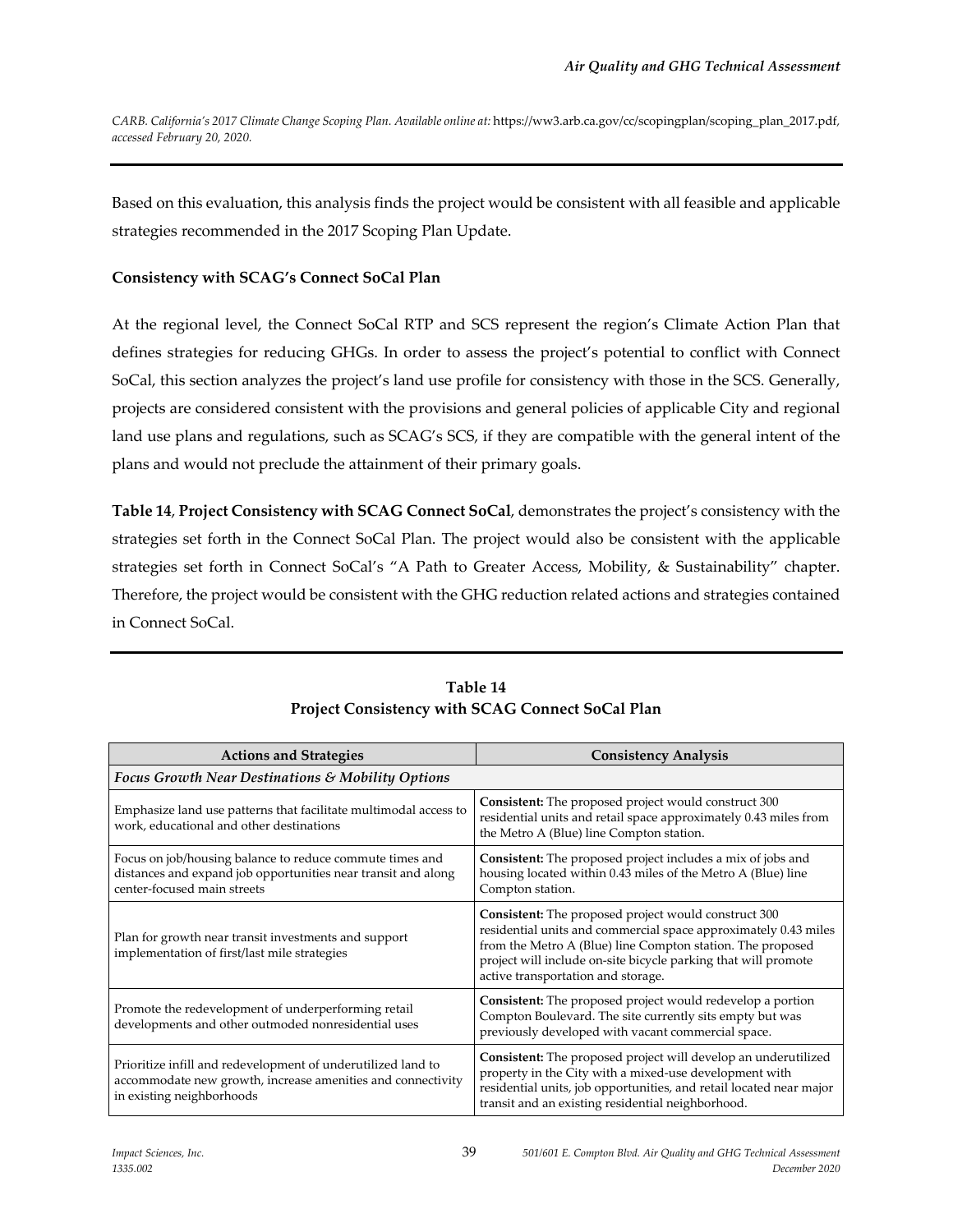*CARB. California's 2017 Climate Change Scoping Plan. Available online at:* https://ww3.arb.ca.gov/cc/scopingplan/scoping_plan_2017.pdf*, accessed February 20, 2020.*

---

Based on this evaluation, this analysis finds the project would be consistent with all feasible and applicable strategies recommended in the 2017 Scoping Plan Update.

**Consistency with SCAG's Connect SoCal Plan**

At the regional level, the Connect SoCal RTP and SCS represent the region's Climate Action Plan that defines strategies for reducing GHGs. In order to assess the project's potential to conflict with Connect SoCal, this section analyzes the project's land use profile for consistency with those in the SCS. Generally, projects are considered consistent with the provisions and general policies of applicable City and regional land use plans and regulations, such as SCAG's SCS, if they are compatible with the general intent of the plans and would not preclude the attainment of their primary goals.

**Table 14**, **Project Consistency with SCAG Connect SoCal**, demonstrates the project's consistency with the strategies set forth in the Connect SoCal Plan. The project would also be consistent with the applicable strategies set forth in Connect SoCal's "A Path to Greater Access, Mobility, & Sustainability" chapter. Therefore, the project would be consistent with the GHG reduction related actions and strategies contained in Connect SoCal.

---

**Table 14**
**Project Consistency with SCAG Connect SoCal Plan**

| Actions and Strategies | Consistency Analysis |
|---|---|
| ***Focus Growth Near Destinations & Mobility Options*** | |
| Emphasize land use patterns that facilitate multimodal access to work, educational and other destinations | **Consistent:** The proposed project would construct 300 residential units and retail space approximately 0.43 miles from the Metro A (Blue) line Compton station. |
| Focus on job/housing balance to reduce commute times and distances and expand job opportunities near transit and along center-focused main streets | **Consistent:** The proposed project includes a mix of jobs and housing located within 0.43 miles of the Metro A (Blue) line Compton station. |
| Plan for growth near transit investments and support implementation of first/last mile strategies | **Consistent:** The proposed project would construct 300 residential units and commercial space approximately 0.43 miles from the Metro A (Blue) line Compton station. The proposed project will include on-site bicycle parking that will promote active transportation and storage. |
| Promote the redevelopment of underperforming retail developments and other outmoded nonresidential uses | **Consistent:** The proposed project would redevelop a portion Compton Boulevard. The site currently sits empty but was previously developed with vacant commercial space. |
| Prioritize infill and redevelopment of underutilized land to accommodate new growth, increase amenities and connectivity in existing neighborhoods | **Consistent:** The proposed project will develop an underutilized property in the City with a mixed-use development with residential units, job opportunities, and retail located near major transit and an existing residential neighborhood. |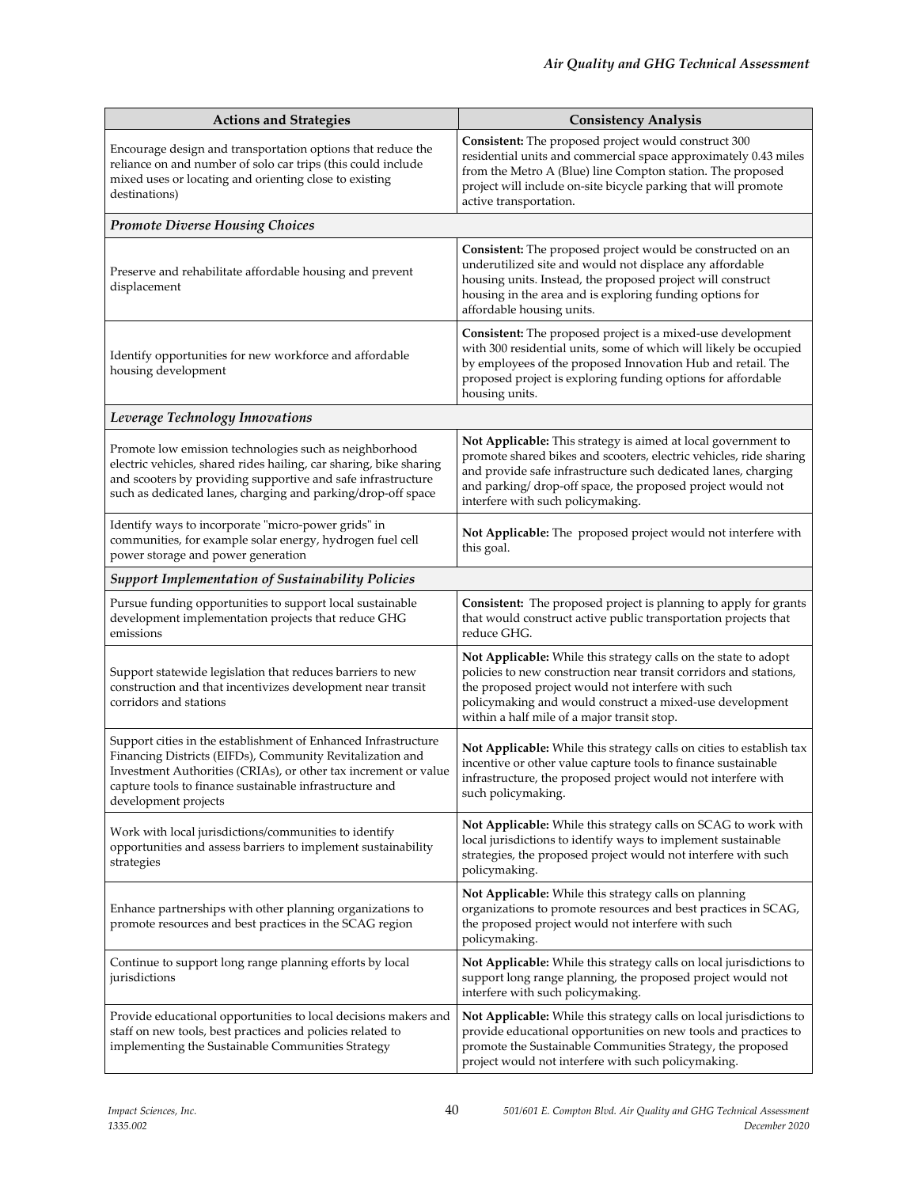| Actions and Strategies | Consistency Analysis |
|---|---|
| Encourage design and transportation options that reduce the reliance on and number of solo car trips (this could include mixed uses or locating and orienting close to existing destinations) | **Consistent:** The proposed project would construct 300 residential units and commercial space approximately 0.43 miles from the Metro A (Blue) line Compton station. The proposed project will include on-site bicycle parking that will promote active transportation. |
| ***Promote Diverse Housing Choices*** | |
| Preserve and rehabilitate affordable housing and prevent displacement | **Consistent:** The proposed project would be constructed on an underutilized site and would not displace any affordable housing units. Instead, the proposed project will construct housing in the area and is exploring funding options for affordable housing units. |
| Identify opportunities for new workforce and affordable housing development | **Consistent:** The proposed project is a mixed-use development with 300 residential units, some of which will likely be occupied by employees of the proposed Innovation Hub and retail. The proposed project is exploring funding options for affordable housing units. |
| ***Leverage Technology Innovations*** | |
| Promote low emission technologies such as neighborhood electric vehicles, shared rides hailing, car sharing, bike sharing and scooters by providing supportive and safe infrastructure such as dedicated lanes, charging and parking/drop-off space | **Not Applicable:** This strategy is aimed at local government to promote shared bikes and scooters, electric vehicles, ride sharing and provide safe infrastructure such dedicated lanes, charging and parking/ drop-off space, the proposed project would not interfere with such policymaking. |
| Identify ways to incorporate "micro-power grids" in communities, for example solar energy, hydrogen fuel cell power storage and power generation | **Not Applicable:** The proposed project would not interfere with this goal. |
| ***Support Implementation of Sustainability Policies*** | |
| Pursue funding opportunities to support local sustainable development implementation projects that reduce GHG emissions | **Consistent:** The proposed project is planning to apply for grants that would construct active public transportation projects that reduce GHG. |
| Support statewide legislation that reduces barriers to new construction and that incentivizes development near transit corridors and stations | **Not Applicable:** While this strategy calls on the state to adopt policies to new construction near transit corridors and stations, the proposed project would not interfere with such policymaking and would construct a mixed-use development within a half mile of a major transit stop. |
| Support cities in the establishment of Enhanced Infrastructure Financing Districts (EIFDs), Community Revitalization and Investment Authorities (CRIAs), or other tax increment or value capture tools to finance sustainable infrastructure and development projects | **Not Applicable:** While this strategy calls on cities to establish tax incentive or other value capture tools to finance sustainable infrastructure, the proposed project would not interfere with such policymaking. |
| Work with local jurisdictions/communities to identify opportunities and assess barriers to implement sustainability strategies | **Not Applicable:** While this strategy calls on SCAG to work with local jurisdictions to identify ways to implement sustainable strategies, the proposed project would not interfere with such policymaking. |
| Enhance partnerships with other planning organizations to promote resources and best practices in the SCAG region | **Not Applicable:** While this strategy calls on planning organizations to promote resources and best practices in SCAG, the proposed project would not interfere with such policymaking. |
| Continue to support long range planning efforts by local jurisdictions | **Not Applicable:** While this strategy calls on local jurisdictions to support long range planning, the proposed project would not interfere with such policymaking. |
| Provide educational opportunities to local decisions makers and staff on new tools, best practices and policies related to implementing the Sustainable Communities Strategy | **Not Applicable:** While this strategy calls on local jurisdictions to provide educational opportunities on new tools and practices to promote the Sustainable Communities Strategy, the proposed project would not interfere with such policymaking. |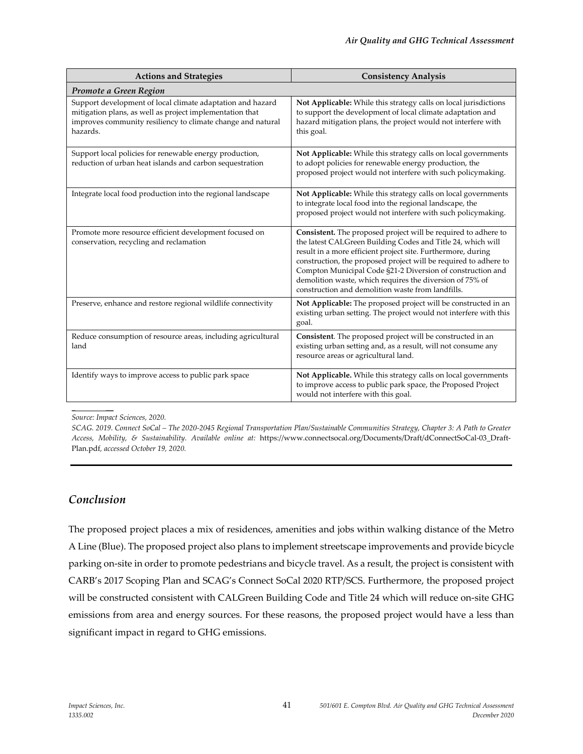| Actions and Strategies | Consistency Analysis |
|---|---|
| ***Promote a Green Region*** | |
| Support development of local climate adaptation and hazard mitigation plans, as well as project implementation that improves community resiliency to climate change and natural hazards. | **Not Applicable:** While this strategy calls on local jurisdictions to support the development of local climate adaptation and hazard mitigation plans, the project would not interfere with this goal. |
| Support local policies for renewable energy production, reduction of urban heat islands and carbon sequestration | **Not Applicable:** While this strategy calls on local governments to adopt policies for renewable energy production, the proposed project would not interfere with such policymaking. |
| Integrate local food production into the regional landscape | **Not Applicable:** While this strategy calls on local governments to integrate local food into the regional landscape, the proposed project would not interfere with such policymaking. |
| Promote more resource efficient development focused on conservation, recycling and reclamation | **Consistent.** The proposed project will be required to adhere to the latest CALGreen Building Codes and Title 24, which will result in a more efficient project site. Furthermore, during construction, the proposed project will be required to adhere to Compton Municipal Code §21-2 Diversion of construction and demolition waste, which requires the diversion of 75% of construction and demolition waste from landfills. |
| Preserve, enhance and restore regional wildlife connectivity | **Not Applicable:** The proposed project will be constructed in an existing urban setting. The project would not interfere with this goal. |
| Reduce consumption of resource areas, including agricultural land | **Consistent**. The proposed project will be constructed in an existing urban setting and, as a result, will not consume any resource areas or agricultural land. |
| Identify ways to improve access to public park space | **Not Applicable.** While this strategy calls on local governments to improve access to public park space, the Proposed Project would not interfere with this goal. |

*Source: Impact Sciences, 2020.*

*SCAG. 2019. Connect SoCal – The 2020-2045 Regional Transportation Plan/Sustainable Communities Strategy, Chapter 3: A Path to Greater Access, Mobility, & Sustainability. Available online at:* https://www.connectsocal.org/Documents/Draft/dConnectSoCal-03_Draft-Plan.pdf, *accessed October 19, 2020.*

## *Conclusion*

The proposed project places a mix of residences, amenities and jobs within walking distance of the Metro A Line (Blue). The proposed project also plans to implement streetscape improvements and provide bicycle parking on-site in order to promote pedestrians and bicycle travel. As a result, the project is consistent with CARB's 2017 Scoping Plan and SCAG's Connect SoCal 2020 RTP/SCS. Furthermore, the proposed project will be constructed consistent with CALGreen Building Code and Title 24 which will reduce on-site GHG emissions from area and energy sources. For these reasons, the proposed project would have a less than significant impact in regard to GHG emissions.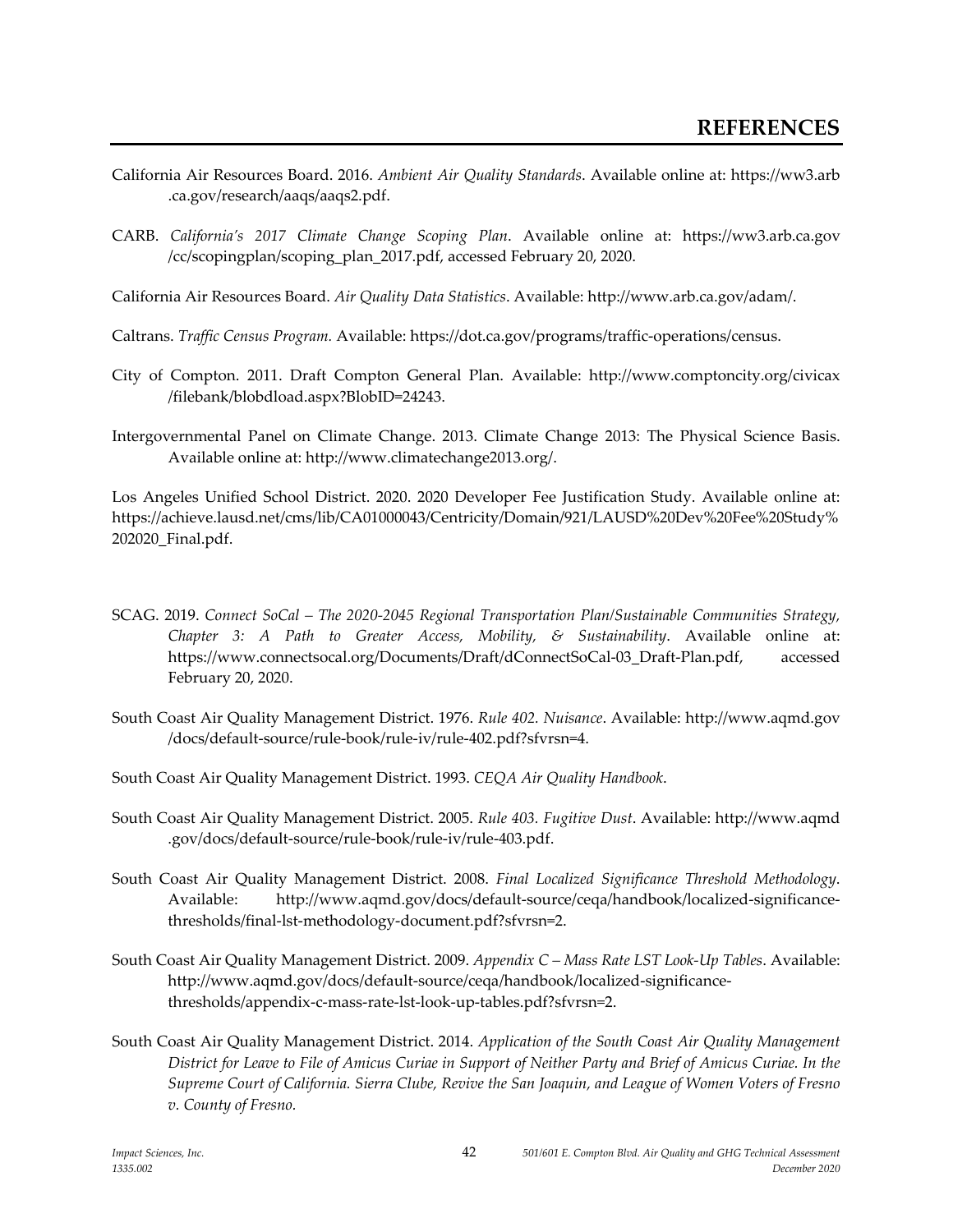# REFERENCES

California Air Resources Board. 2016. *Ambient Air Quality Standards*. Available online at: https://ww3.arb.ca.gov/research/aaqs/aaqs2.pdf.

CARB. *California's 2017 Climate Change Scoping Plan*. Available online at: https://ww3.arb.ca.gov/cc/scopingplan/scoping_plan_2017.pdf, accessed February 20, 2020.

California Air Resources Board. *Air Quality Data Statistics*. Available: http://www.arb.ca.gov/adam/.

Caltrans. *Traffic Census Program.* Available: https://dot.ca.gov/programs/traffic-operations/census.

City of Compton. 2011. Draft Compton General Plan. Available: http://www.comptoncity.org/civicax/filebank/blobdload.aspx?BlobID=24243.

Intergovernmental Panel on Climate Change. 2013. Climate Change 2013: The Physical Science Basis. Available online at: http://www.climatechange2013.org/.

Los Angeles Unified School District. 2020. 2020 Developer Fee Justification Study. Available online at: https://achieve.lausd.net/cms/lib/CA01000043/Centricity/Domain/921/LAUSD%20Dev%20Fee%20Study%202020_Final.pdf.

SCAG. 2019. *Connect SoCal – The 2020-2045 Regional Transportation Plan/Sustainable Communities Strategy, Chapter 3: A Path to Greater Access, Mobility, & Sustainability*. Available online at: https://www.connectsocal.org/Documents/Draft/dConnectSoCal-03_Draft-Plan.pdf, accessed February 20, 2020.

South Coast Air Quality Management District. 1976. *Rule 402. Nuisance*. Available: http://www.aqmd.gov/docs/default-source/rule-book/rule-iv/rule-402.pdf?sfvrsn=4.

South Coast Air Quality Management District. 1993. *CEQA Air Quality Handbook*.

South Coast Air Quality Management District. 2005. *Rule 403. Fugitive Dust*. Available: http://www.aqmd.gov/docs/default-source/rule-book/rule-iv/rule-403.pdf.

South Coast Air Quality Management District. 2008. *Final Localized Significance Threshold Methodology*. Available: http://www.aqmd.gov/docs/default-source/ceqa/handbook/localized-significance-thresholds/final-lst-methodology-document.pdf?sfvrsn=2.

South Coast Air Quality Management District. 2009. *Appendix C – Mass Rate LST Look-Up Tables*. Available: http://www.aqmd.gov/docs/default-source/ceqa/handbook/localized-significance-thresholds/appendix-c-mass-rate-lst-look-up-tables.pdf?sfvrsn=2.

South Coast Air Quality Management District. 2014. *Application of the South Coast Air Quality Management District for Leave to File of Amicus Curiae in Support of Neither Party and Brief of Amicus Curiae. In the Supreme Court of California. Sierra Clube, Revive the San Joaquin, and League of Women Voters of Fresno v. County of Fresno.*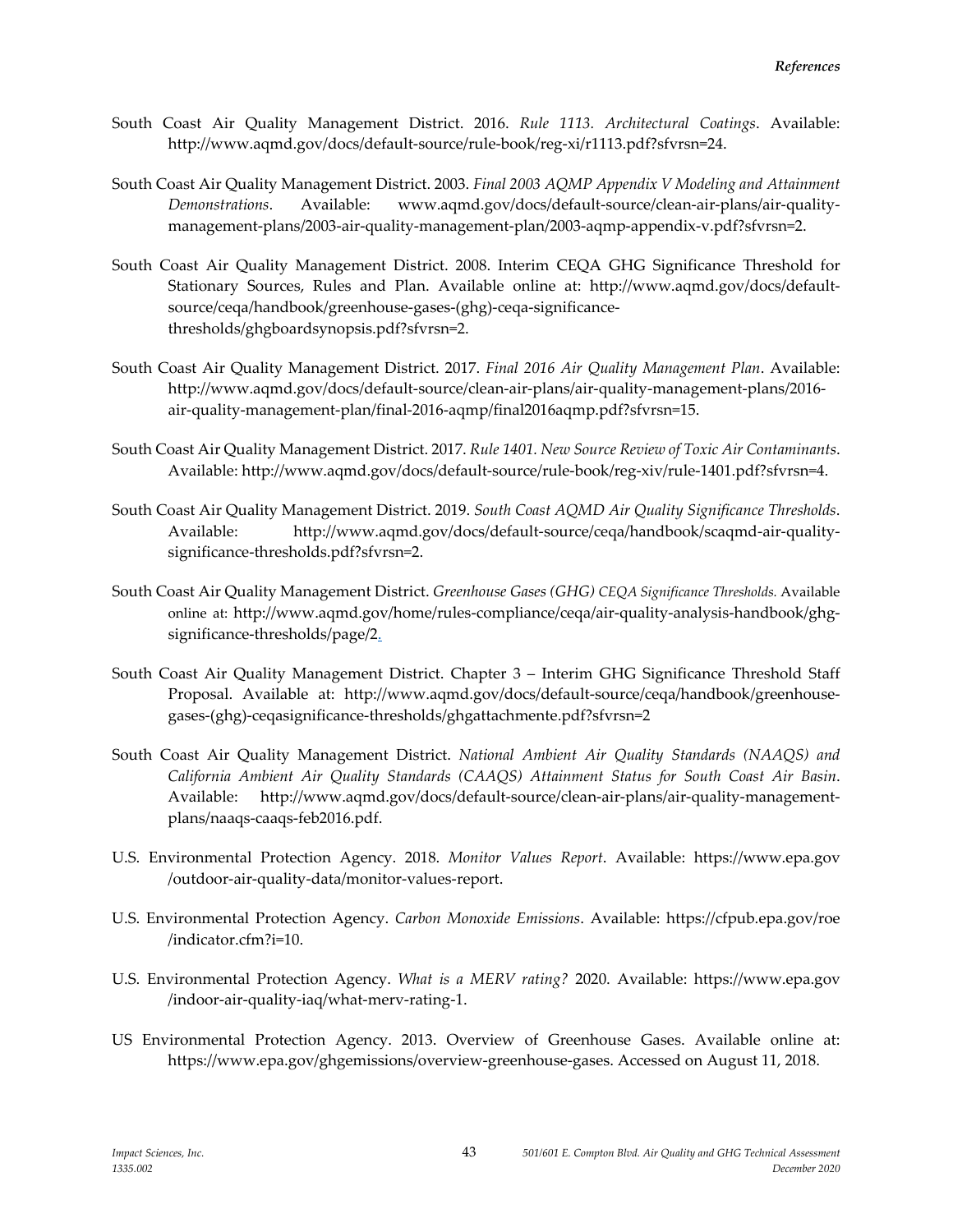South Coast Air Quality Management District. 2016. *Rule 1113. Architectural Coatings*. Available: http://www.aqmd.gov/docs/default-source/rule-book/reg-xi/r1113.pdf?sfvrsn=24.

South Coast Air Quality Management District. 2003. *Final 2003 AQMP Appendix V Modeling and Attainment Demonstrations*. Available: www.aqmd.gov/docs/default-source/clean-air-plans/air-quality-management-plans/2003-air-quality-management-plan/2003-aqmp-appendix-v.pdf?sfvrsn=2.

South Coast Air Quality Management District. 2008. Interim CEQA GHG Significance Threshold for Stationary Sources, Rules and Plan. Available online at: http://www.aqmd.gov/docs/default-source/ceqa/handbook/greenhouse-gases-(ghg)-ceqa-significance-thresholds/ghgboardsynopsis.pdf?sfvrsn=2.

South Coast Air Quality Management District. 2017. *Final 2016 Air Quality Management Plan*. Available: http://www.aqmd.gov/docs/default-source/clean-air-plans/air-quality-management-plans/2016-air-quality-management-plan/final-2016-aqmp/final2016aqmp.pdf?sfvrsn=15.

South Coast Air Quality Management District. 2017. *Rule 1401. New Source Review of Toxic Air Contaminants*. Available: http://www.aqmd.gov/docs/default-source/rule-book/reg-xiv/rule-1401.pdf?sfvrsn=4.

South Coast Air Quality Management District. 2019. *South Coast AQMD Air Quality Significance Thresholds*. Available: http://www.aqmd.gov/docs/default-source/ceqa/handbook/scaqmd-air-quality-significance-thresholds.pdf?sfvrsn=2.

South Coast Air Quality Management District. *Greenhouse Gases (GHG) CEQA Significance Thresholds.* Available online at: http://www.aqmd.gov/home/rules-compliance/ceqa/air-quality-analysis-handbook/ghg-significance-thresholds/page/2.

South Coast Air Quality Management District. Chapter 3 – Interim GHG Significance Threshold Staff Proposal. Available at: http://www.aqmd.gov/docs/default-source/ceqa/handbook/greenhouse-gases-(ghg)-ceqasignificance-thresholds/ghgattachmente.pdf?sfvrsn=2

South Coast Air Quality Management District. *National Ambient Air Quality Standards (NAAQS) and California Ambient Air Quality Standards (CAAQS) Attainment Status for South Coast Air Basin*. Available: http://www.aqmd.gov/docs/default-source/clean-air-plans/air-quality-management-plans/naaqs-caaqs-feb2016.pdf.

U.S. Environmental Protection Agency. 2018. *Monitor Values Report*. Available: https://www.epa.gov/outdoor-air-quality-data/monitor-values-report.

U.S. Environmental Protection Agency. *Carbon Monoxide Emissions*. Available: https://cfpub.epa.gov/roe/indicator.cfm?i=10.

U.S. Environmental Protection Agency. *What is a MERV rating?* 2020. Available: https://www.epa.gov/indoor-air-quality-iaq/what-merv-rating-1.

US Environmental Protection Agency. 2013. Overview of Greenhouse Gases. Available online at: https://www.epa.gov/ghgemissions/overview-greenhouse-gases. Accessed on August 11, 2018.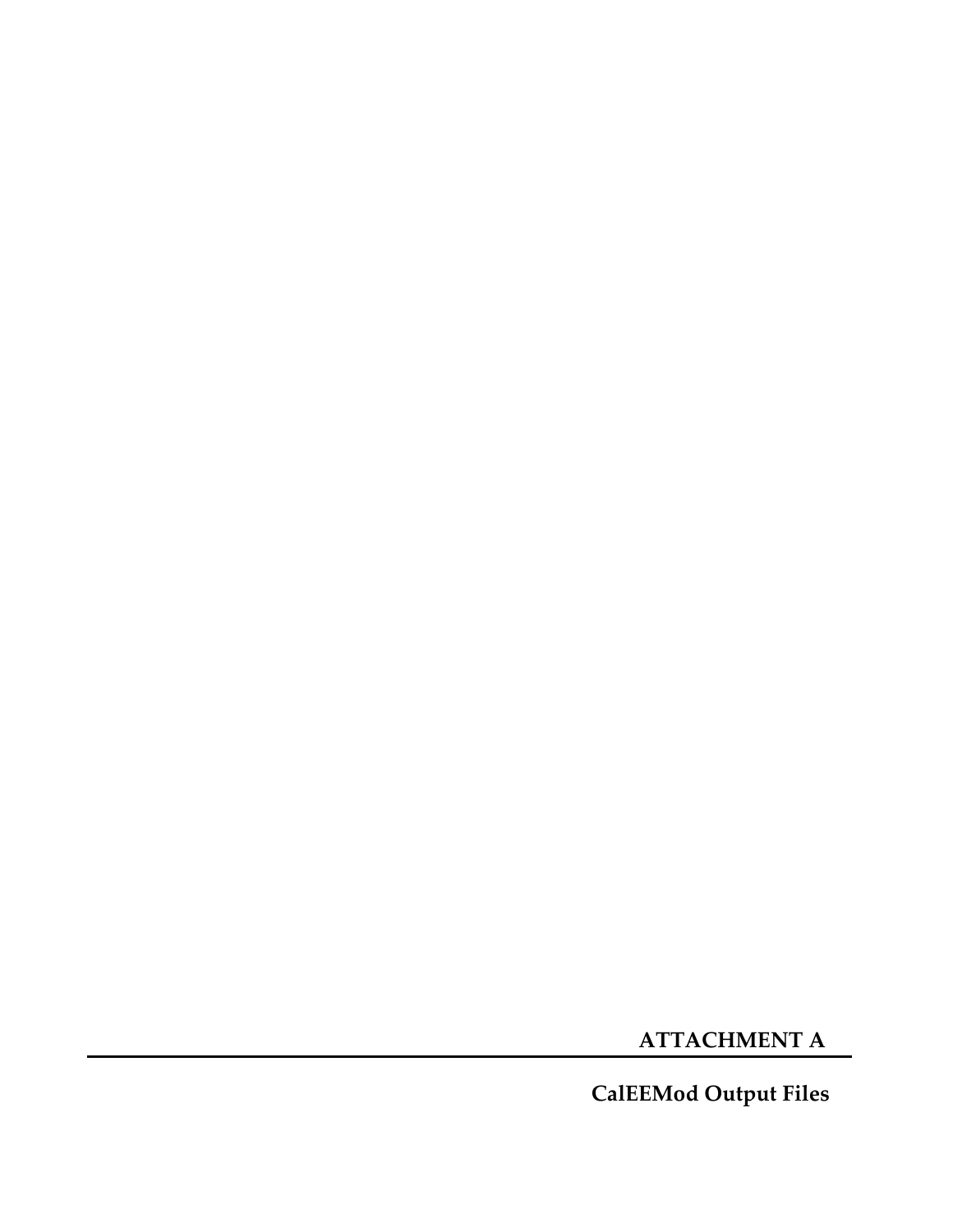**ATTACHMENT A**

---

**CalEEMod Output Files**